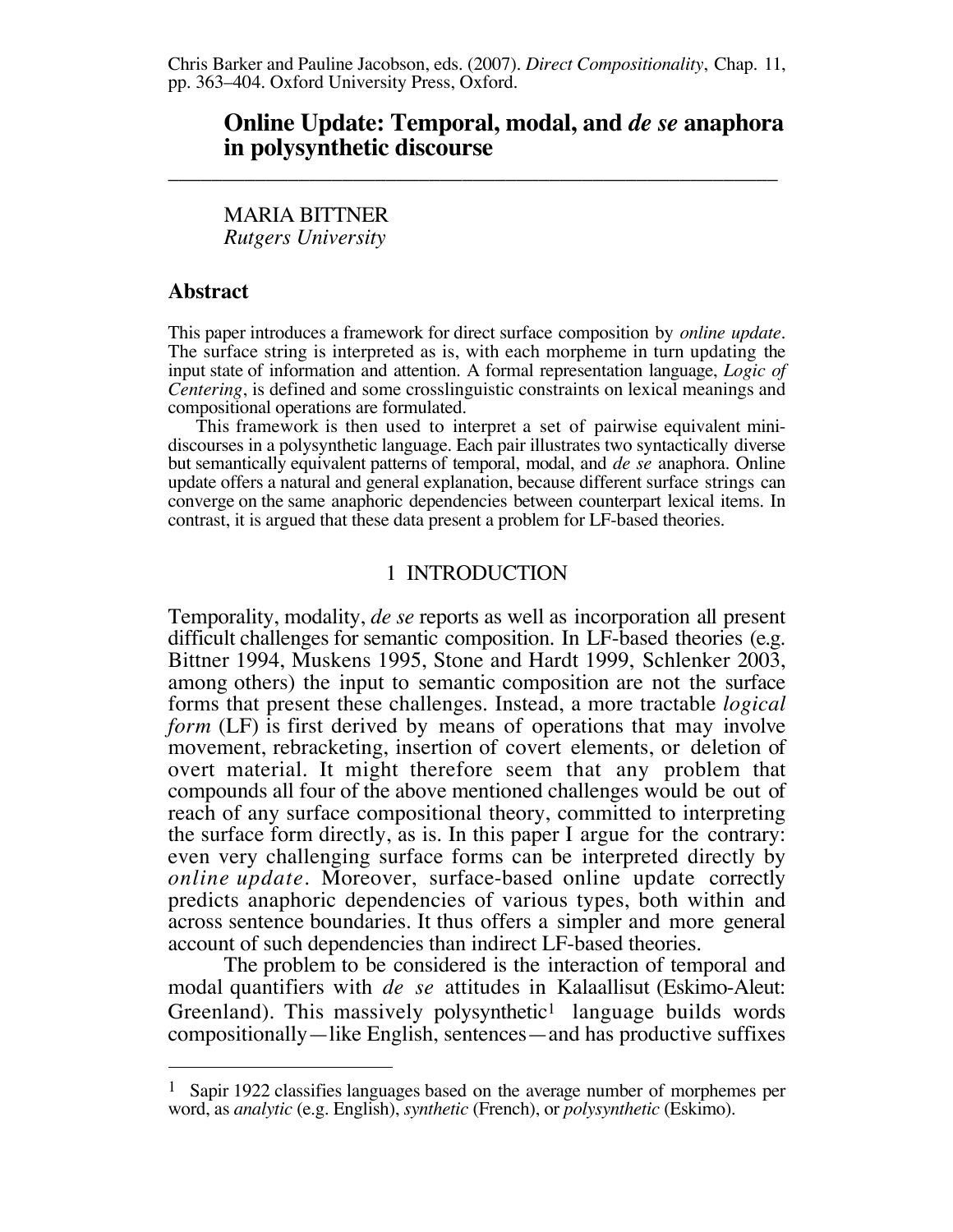Chris Barker and Pauline Jacobson, eds. (2007). *Direct Compositionality*, Chap. 11, pp. 363–404. Oxford University Press, Oxford.

# Online Update: Temporal, modal, and *de se* anaphora in polysynthetic discourse

MARIA BITTNER
*Rutgers University*

## Abstract

This paper introduces a framework for direct surface composition by *online update*. The surface string is interpreted as is, with each morpheme in turn updating the input state of information and attention. A formal representation language, *Logic of Centering*, is defined and some crosslinguistic constraints on lexical meanings and compositional operations are formulated.

This framework is then used to interpret a set of pairwise equivalent mini-discourses in a polysynthetic language. Each pair illustrates two syntactically diverse but semantically equivalent patterns of temporal, modal, and *de se* anaphora. Online update offers a natural and general explanation, because different surface strings can converge on the same anaphoric dependencies between counterpart lexical items. In contrast, it is argued that these data present a problem for LF-based theories.

## 1 INTRODUCTION

Temporality, modality, *de se* reports as well as incorporation all present difficult challenges for semantic composition. In LF-based theories (e.g. Bittner 1994, Muskens 1995, Stone and Hardt 1999, Schlenker 2003, among others) the input to semantic composition are not the surface forms that present these challenges. Instead, a more tractable *logical form* (LF) is first derived by means of operations that may involve movement, rebracketing, insertion of covert elements, or deletion of overt material. It might therefore seem that any problem that compounds all four of the above mentioned challenges would be out of reach of any surface compositional theory, committed to interpreting the surface form directly, as is. In this paper I argue for the contrary: even very challenging surface forms can be interpreted directly by *online update*. Moreover, surface-based online update correctly predicts anaphoric dependencies of various types, both within and across sentence boundaries. It thus offers a simpler and more general account of such dependencies than indirect LF-based theories.

The problem to be considered is the interaction of temporal and modal quantifiers with *de se* attitudes in Kalaallisut (Eskimo-Aleut: Greenland). This massively polysynthetic[1] language builds words compositionally—like English, sentences—and has productive suffixes

[1] Sapir 1922 classifies languages based on the average number of morphemes per word, as *analytic* (e.g. English), *synthetic* (French), or *polysynthetic* (Eskimo).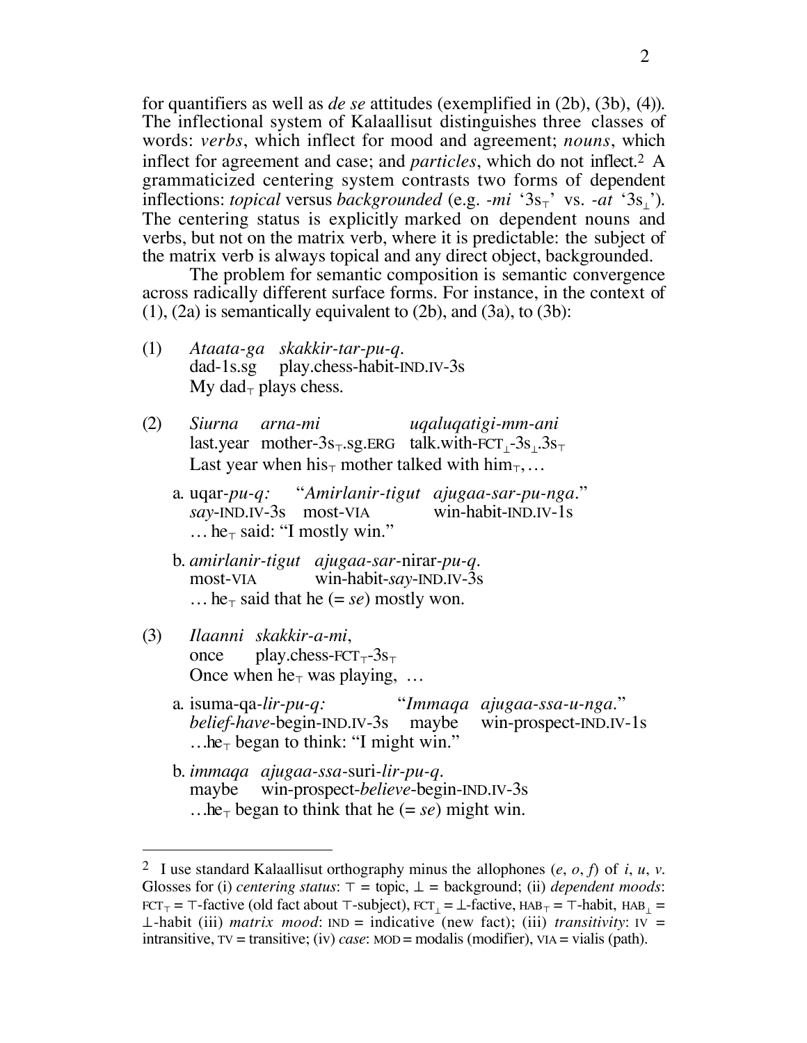for quantifiers as well as *de se* attitudes (exemplified in (2b), (3b), (4)). The inflectional system of Kalaallisut distinguishes three classes of words: *verbs*, which inflect for mood and agreement; *nouns*, which inflect for agreement and case; and *particles*, which do not inflect.[2] A grammaticized centering system contrasts two forms of dependent inflections: *topical* versus *backgrounded* (e.g. *-mi* '$3s_\top$' vs. *-at* '$3s_\bot$'). The centering status is explicitly marked on dependent nouns and verbs, but not on the matrix verb, where it is predictable: the subject of the matrix verb is always topical and any direct object, backgrounded.

The problem for semantic composition is semantic convergence across radically different surface forms. For instance, in the context of (1), (2a) is semantically equivalent to (2b), and (3a), to (3b):

(1) *Ataata-ga skakkir-tar-pu-q.*
dad-1s.sg play.chess-habit-IND.IV-3s
My $\text{dad}_\top$ plays chess.

(2) *Siurna arna-mi uqaluqatigi-mm-ani*
last.year mother-$3s_\top$.sg.ERG talk.with-$\text{FCT}_\bot$-$3s_\bot$.$3s_\top$
Last year when $\text{his}_\top$ mother talked with $\text{him}_\top$, …

a. uqar-*pu-q:* "*Amirlanir-tigut ajugaa-sar-pu-nga.*"
*say*-IND.IV-3s most-VIA win-habit-IND.IV-1s
… $\text{he}_\top$ said: "I mostly win."

b. *amirlanir-tigut ajugaa-sar*-nirar-*pu-q*.
most-VIA win-habit-*say*-IND.IV-3s
… $\text{he}_\top$ said that he (= *se*) mostly won.

(3) *Ilaanni skakkir-a-mi,*
once play.chess-$\text{FCT}_\top$-$3s_\top$
Once when $\text{he}_\top$ was playing, …

a. isuma-qa-*lir-pu-q:* "*Immaqa ajugaa-ssa-u-nga.*"
*belief-have*-begin-IND.IV-3s maybe win-prospect-IND.IV-1s
…$\text{he}_\top$ began to think: "I might win."

b. *immaqa ajugaa-ssa*-suri-*lir-pu-q*.
maybe win-prospect-*believe*-begin-IND.IV-3s
…$\text{he}_\top$ began to think that he (= *se*) might win.

---

[2] I use standard Kalaallisut orthography minus the allophones (*e*, *o*, *f*) of *i*, *u*, *v*. Glosses for (i) *centering status*: $\top$ = topic, $\bot$ = background; (ii) *dependent moods*: $\text{FCT}_\top$ = $\top$-factive (old fact about $\top$-subject), $\text{FCT}_\bot$ = $\bot$-factive, $\text{HAB}_\top$ = $\top$-habit, $\text{HAB}_\bot$ = $\bot$-habit (iii) *matrix mood*: IND = indicative (new fact); (iii) *transitivity*: IV = intransitive, TV = transitive; (iv) *case*: MOD = modalis (modifier), VIA = vialis (path).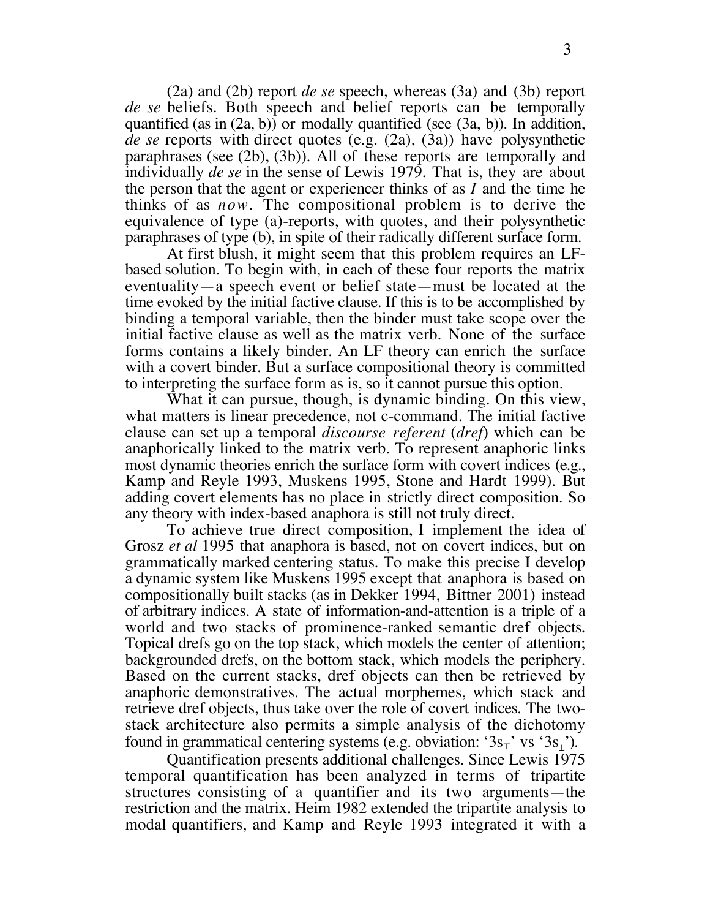(2a) and (2b) report *de se* speech, whereas (3a) and (3b) report *de se* beliefs. Both speech and belief reports can be temporally quantified (as in (2a, b)) or modally quantified (see (3a, b)). In addition, *de se* reports with direct quotes (e.g. (2a), (3a)) have polysynthetic paraphrases (see (2b), (3b)). All of these reports are temporally and individually *de se* in the sense of Lewis 1979. That is, they are about the person that the agent or experiencer thinks of as *I* and the time he thinks of as *now*. The compositional problem is to derive the equivalence of type (a)-reports, with quotes, and their polysynthetic paraphrases of type (b), in spite of their radically different surface form.

At first blush, it might seem that this problem requires an LF-based solution. To begin with, in each of these four reports the matrix eventuality—a speech event or belief state—must be located at the time evoked by the initial factive clause. If this is to be accomplished by binding a temporal variable, then the binder must take scope over the initial factive clause as well as the matrix verb. None of the surface forms contains a likely binder. An LF theory can enrich the surface with a covert binder. But a surface compositional theory is committed to interpreting the surface form as is, so it cannot pursue this option.

What it can pursue, though, is dynamic binding. On this view, what matters is linear precedence, not c-command. The initial factive clause can set up a temporal *discourse referent* (*dref*) which can be anaphorically linked to the matrix verb. To represent anaphoric links most dynamic theories enrich the surface form with covert indices (e.g., Kamp and Reyle 1993, Muskens 1995, Stone and Hardt 1999). But adding covert elements has no place in strictly direct composition. So any theory with index-based anaphora is still not truly direct.

To achieve true direct composition, I implement the idea of Grosz *et al* 1995 that anaphora is based, not on covert indices, but on grammatically marked centering status. To make this precise I develop a dynamic system like Muskens 1995 except that anaphora is based on compositionally built stacks (as in Dekker 1994, Bittner 2001) instead of arbitrary indices. A state of information-and-attention is a triple of a world and two stacks of prominence-ranked semantic dref objects. Topical drefs go on the top stack, which models the center of attention; backgrounded drefs, on the bottom stack, which models the periphery. Based on the current stacks, dref objects can then be retrieved by anaphoric demonstratives. The actual morphemes, which stack and retrieve dref objects, thus take over the role of covert indices. The two-stack architecture also permits a simple analysis of the dichotomy found in grammatical centering systems (e.g. obviation: '$3s_{\top}$' vs '$3s_{\bot}$').

Quantification presents additional challenges. Since Lewis 1975 temporal quantification has been analyzed in terms of tripartite structures consisting of a quantifier and its two arguments—the restriction and the matrix. Heim 1982 extended the tripartite analysis to modal quantifiers, and Kamp and Reyle 1993 integrated it with a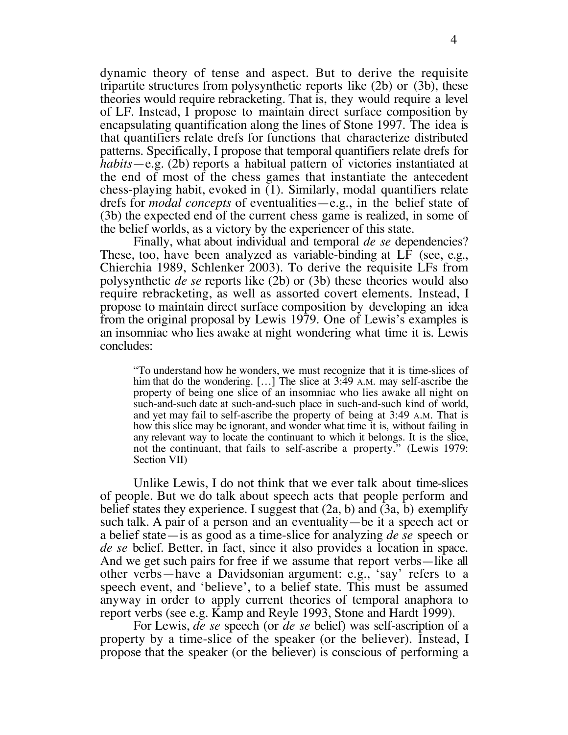dynamic theory of tense and aspect. But to derive the requisite tripartite structures from polysynthetic reports like (2b) or (3b), these theories would require rebracketing. That is, they would require a level of LF. Instead, I propose to maintain direct surface composition by encapsulating quantification along the lines of Stone 1997. The idea is that quantifiers relate drefs for functions that characterize distributed patterns. Specifically, I propose that temporal quantifiers relate drefs for *habits*—e.g. (2b) reports a habitual pattern of victories instantiated at the end of most of the chess games that instantiate the antecedent chess-playing habit, evoked in (1). Similarly, modal quantifiers relate drefs for *modal concepts* of eventualities—e.g., in the belief state of (3b) the expected end of the current chess game is realized, in some of the belief worlds, as a victory by the experiencer of this state.

Finally, what about individual and temporal *de se* dependencies? These, too, have been analyzed as variable-binding at LF (see, e.g., Chierchia 1989, Schlenker 2003). To derive the requisite LFs from polysynthetic *de se* reports like (2b) or (3b) these theories would also require rebracketing, as well as assorted covert elements. Instead, I propose to maintain direct surface composition by developing an idea from the original proposal by Lewis 1979. One of Lewis's examples is an insomniac who lies awake at night wondering what time it is. Lewis concludes:

> "To understand how he wonders, we must recognize that it is time-slices of him that do the wondering. […] The slice at 3:49 A.M. may self-ascribe the property of being one slice of an insomniac who lies awake all night on such-and-such date at such-and-such place in such-and-such kind of world, and yet may fail to self-ascribe the property of being at 3:49 A.M. That is how this slice may be ignorant, and wonder what time it is, without failing in any relevant way to locate the continuant to which it belongs. It is the slice, not the continuant, that fails to self-ascribe a property." (Lewis 1979: Section VII)

Unlike Lewis, I do not think that we ever talk about time-slices of people. But we do talk about speech acts that people perform and belief states they experience. I suggest that (2a, b) and (3a, b) exemplify such talk. A pair of a person and an eventuality—be it a speech act or a belief state—is as good as a time-slice for analyzing *de se* speech or *de se* belief. Better, in fact, since it also provides a location in space. And we get such pairs for free if we assume that report verbs—like all other verbs—have a Davidsonian argument: e.g., 'say' refers to a speech event, and 'believe', to a belief state. This must be assumed anyway in order to apply current theories of temporal anaphora to report verbs (see e.g. Kamp and Reyle 1993, Stone and Hardt 1999).

For Lewis, *de se* speech (or *de se* belief) was self-ascription of a property by a time-slice of the speaker (or the believer). Instead, I propose that the speaker (or the believer) is conscious of performing a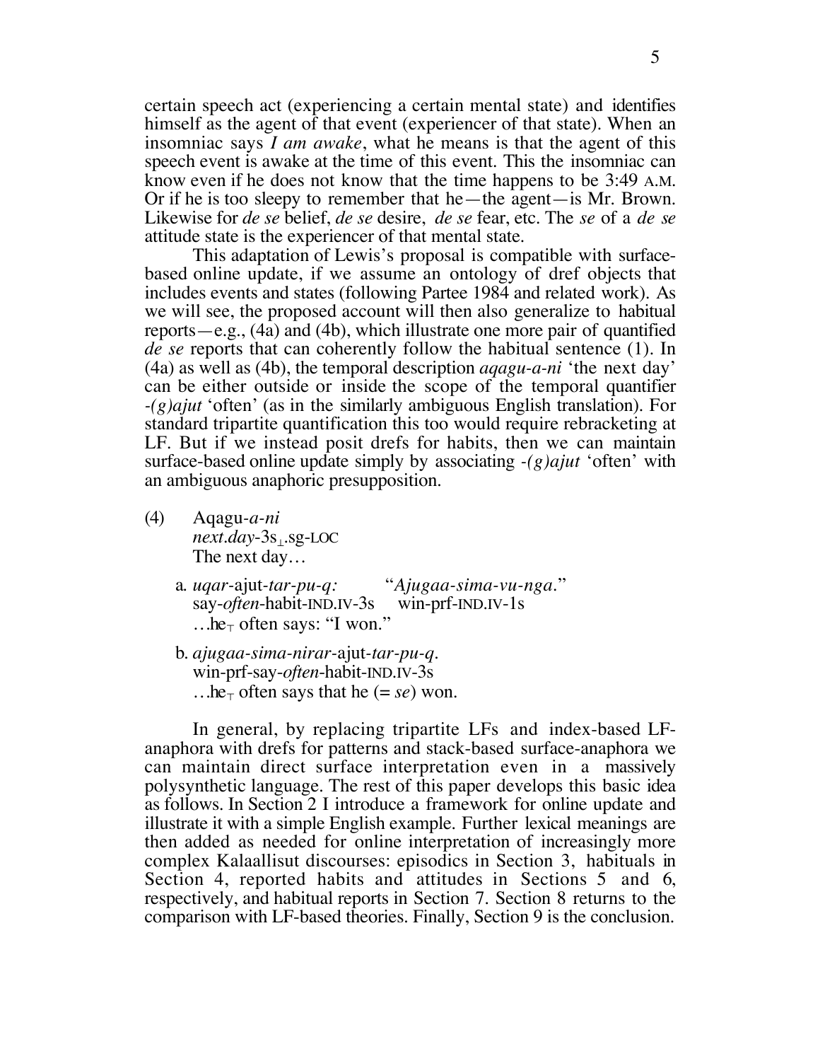certain speech act (experiencing a certain mental state) and identifies himself as the agent of that event (experiencer of that state). When an insomniac says *I am awake*, what he means is that the agent of this speech event is awake at the time of this event. This the insomniac can know even if he does not know that the time happens to be 3:49 A.M. Or if he is too sleepy to remember that he—the agent—is Mr. Brown. Likewise for *de se* belief, *de se* desire, *de se* fear, etc. The *se* of a *de se* attitude state is the experiencer of that mental state.

This adaptation of Lewis's proposal is compatible with surface-based online update, if we assume an ontology of dref objects that includes events and states (following Partee 1984 and related work). As we will see, the proposed account will then also generalize to habitual reports—e.g., (4a) and (4b), which illustrate one more pair of quantified *de se* reports that can coherently follow the habitual sentence (1). In (4a) as well as (4b), the temporal description *aqagu-a-ni* 'the next day' can be either outside or inside the scope of the temporal quantifier *-(g)ajut* 'often' (as in the similarly ambiguous English translation). For standard tripartite quantification this too would require rebracketing at LF. But if we instead posit drefs for habits, then we can maintain surface-based online update simply by associating *-(g)ajut* 'often' with an ambiguous anaphoric presupposition.

(4) Aqagu-*a-ni*
*next.day*-3s$_{\perp}$.sg-LOC
The next day…

a. *uqar*-ajut-*tar-pu-q:* "*Ajugaa-sima-vu-nga*."
say-*often*-habit-IND.IV-3s win-prf-IND.IV-1s
…he$_{\top}$ often says: "I won."

b. *ajugaa-sima-nirar*-ajut-*tar-pu-q*.
win-prf-say-*often*-habit-IND.IV-3s
…he$_{\top}$ often says that he (= *se*) won.

In general, by replacing tripartite LFs and index-based LF-anaphora with drefs for patterns and stack-based surface-anaphora we can maintain direct surface interpretation even in a massively polysynthetic language. The rest of this paper develops this basic idea as follows. In Section 2 I introduce a framework for online update and illustrate it with a simple English example. Further lexical meanings are then added as needed for online interpretation of increasingly more complex Kalaallisut discourses: episodics in Section 3, habituals in Section 4, reported habits and attitudes in Sections 5 and 6, respectively, and habitual reports in Section 7. Section 8 returns to the comparison with LF-based theories. Finally, Section 9 is the conclusion.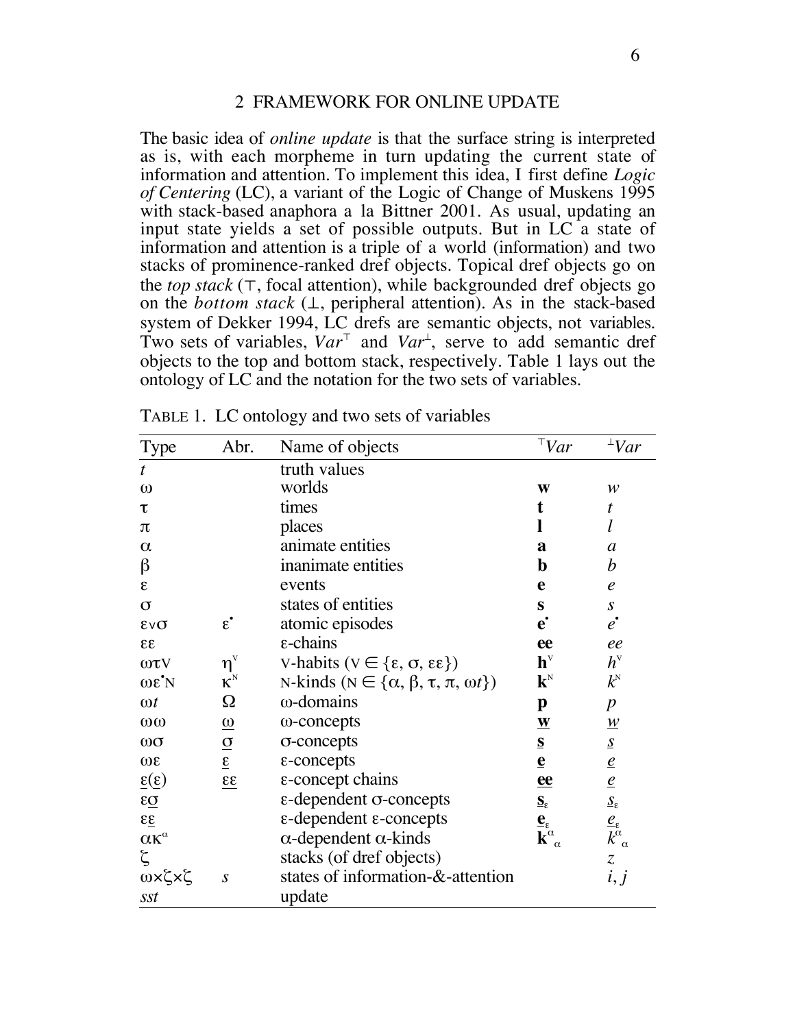## 2 FRAMEWORK FOR ONLINE UPDATE

The basic idea of *online update* is that the surface string is interpreted as is, with each morpheme in turn updating the current state of information and attention. To implement this idea, I first define *Logic of Centering* (LC), a variant of the Logic of Change of Muskens 1995 with stack-based anaphora a la Bittner 2001. As usual, updating an input state yields a set of possible outputs. But in LC a state of information and attention is a triple of a world (information) and two stacks of prominence-ranked dref objects. Topical dref objects go on the *top stack* (⊤, focal attention), while backgrounded dref objects go on the *bottom stack* (⊥, peripheral attention). As in the stack-based system of Dekker 1994, LC drefs are semantic objects, not variables. Two sets of variables, $Var^{\top}$ and $Var^{\perp}$, serve to add semantic dref objects to the top and bottom stack, respectively. Table 1 lays out the ontology of LC and the notation for the two sets of variables.

TABLE 1. LC ontology and two sets of variables

| Type | Abr. | Name of objects | $^{\top}Var$ | $^{\perp}Var$ |
|---|---|---|---|---|
| $t$ | | truth values | | |
| $\omega$ | | worlds | $\mathbf{w}$ | $w$ |
| $\tau$ | | times | $\mathbf{t}$ | $t$ |
| $\pi$ | | places | $\mathbf{l}$ | $l$ |
| $\alpha$ | | animate entities | $\mathbf{a}$ | $a$ |
| $\beta$ | | inanimate entities | $\mathbf{b}$ | $b$ |
| $\varepsilon$ | | events | $\mathbf{e}$ | $e$ |
| $\sigma$ | | states of entities | $\mathbf{s}$ | $s$ |
| $\varepsilon{\vee}\sigma$ | $\varepsilon^{\bullet}$ | atomic episodes | $\mathbf{e}^{\bullet}$ | $e^{\bullet}$ |
| $\varepsilon\varepsilon$ | | $\varepsilon$-chains | $\mathbf{ee}$ | $ee$ |
| $\omega\tau\mathrm{V}$ | $\eta^{\mathrm{V}}$ | V-habits ($\mathrm{V} \in \{\varepsilon, \sigma, \varepsilon\varepsilon\}$) | $\mathbf{h}^{\mathrm{V}}$ | $h^{\mathrm{V}}$ |
| $\omega\varepsilon^{\bullet}\mathrm{N}$ | $\kappa^{\mathrm{N}}$ | N-kinds ($\mathrm{N} \in \{\alpha, \beta, \tau, \pi, \omega t\}$) | $\mathbf{k}^{\mathrm{N}}$ | $k^{\mathrm{N}}$ |
| $\omega t$ | $\Omega$ | $\omega$-domains | $\mathbf{p}$ | $p$ |
| $\omega\omega$ | $\underline{\omega}$ | $\omega$-concepts | $\underline{\mathbf{w}}$ | $\underline{w}$ |
| $\omega\sigma$ | $\underline{\sigma}$ | $\sigma$-concepts | $\underline{\mathbf{s}}$ | $\underline{s}$ |
| $\omega\varepsilon$ | $\underline{\varepsilon}$ | $\varepsilon$-concepts | $\underline{\mathbf{e}}$ | $\underline{e}$ |
| $\underline{\varepsilon}(\underline{\varepsilon})$ | $\underline{\varepsilon\varepsilon}$ | $\varepsilon$-concept chains | $\underline{\mathbf{ee}}$ | $\underline{e}$ |
| $\varepsilon\underline{\sigma}$ | | $\varepsilon$-dependent $\sigma$-concepts | $\underline{\mathbf{s}}_{\varepsilon}$ | $\underline{s}_{\varepsilon}$ |
| $\varepsilon\underline{\varepsilon}$ | | $\varepsilon$-dependent $\varepsilon$-concepts | $\underline{\mathbf{e}}_{\varepsilon}$ | $\underline{e}_{\varepsilon}$ |
| $\alpha\kappa^{\alpha}$ | | $\alpha$-dependent $\alpha$-kinds | $\mathbf{k}^{\alpha}{}_{\alpha}$ | $k^{\alpha}{}_{\alpha}$ |
| $\zeta$ | | stacks (of dref objects) | | $z$ |
| $\omega{\times}\zeta{\times}\zeta$ | $s$ | states of information-&-attention | | $i, j$ |
| $sst$ | | update | | |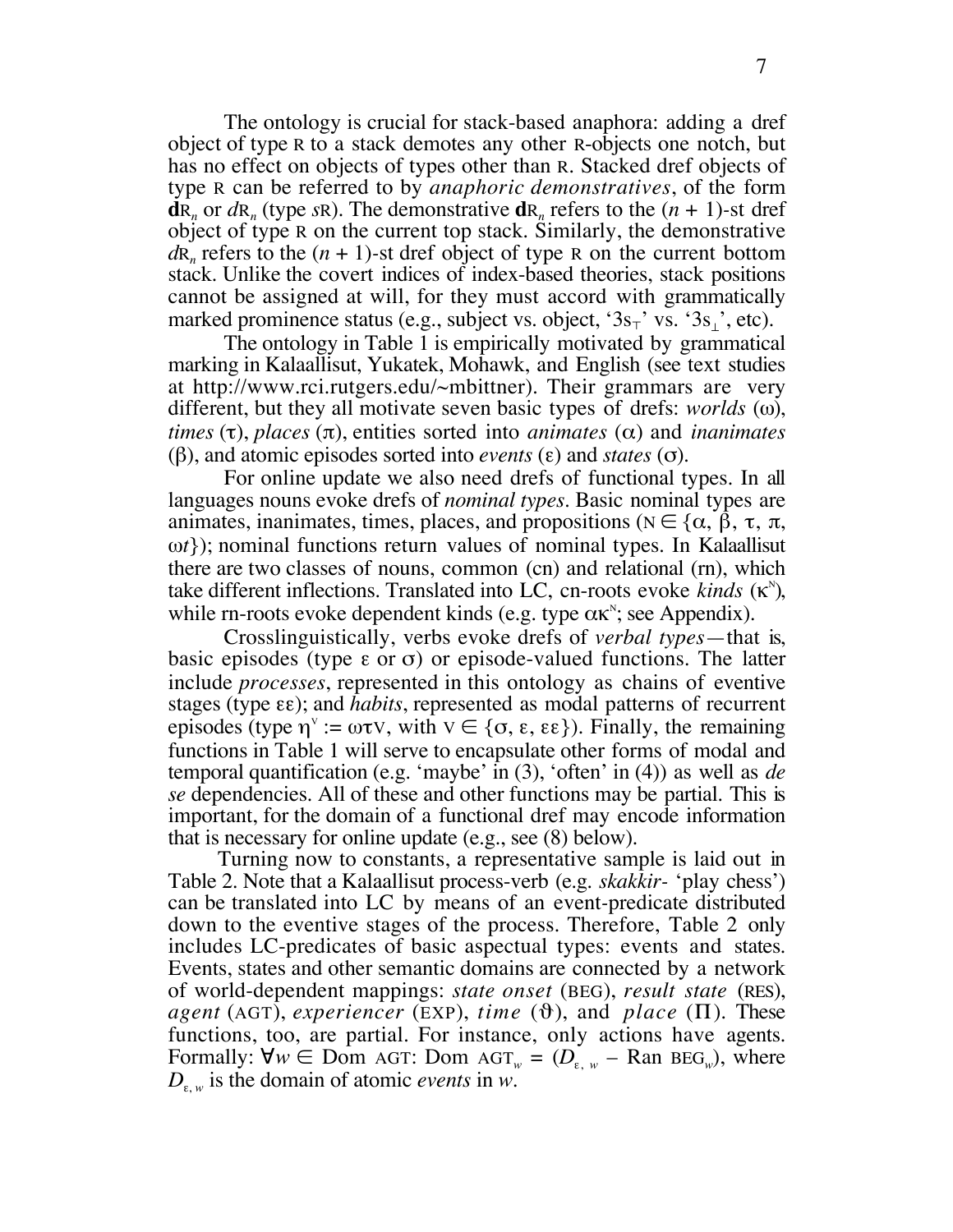The ontology is crucial for stack-based anaphora: adding a dref object of type R to a stack demotes any other R-objects one notch, but has no effect on objects of types other than R. Stacked dref objects of type R can be referred to by *anaphoric demonstratives*, of the form $\mathbf{d}\textsc{r}_n$ or $d\textsc{r}_n$ (type $s$R). The demonstrative $\mathbf{d}\textsc{r}_n$ refers to the $(n + 1)$-st dref object of type R on the current top stack. Similarly, the demonstrative $d\textsc{r}_n$ refers to the $(n + 1)$-st dref object of type R on the current bottom stack. Unlike the covert indices of index-based theories, stack positions cannot be assigned at will, for they must accord with grammatically marked prominence status (e.g., subject vs. object, '$3s_\top$' vs. '$3s_\bot$', etc).

The ontology in Table 1 is empirically motivated by grammatical marking in Kalaallisut, Yukatek, Mohawk, and English (see text studies at http://www.rci.rutgers.edu/~mbittner). Their grammars are very different, but they all motivate seven basic types of drefs: *worlds* ($\omega$), *times* ($\tau$), *places* ($\pi$), entities sorted into *animates* ($\alpha$) and *inanimates* ($\beta$), and atomic episodes sorted into *events* ($\varepsilon$) and *states* ($\sigma$).

For online update we also need drefs of functional types. In all languages nouns evoke drefs of *nominal types*. Basic nominal types are animates, inanimates, times, places, and propositions ($\textsc{n} \in \{\alpha, \beta, \tau, \pi, \omega t\}$); nominal functions return values of nominal types. In Kalaallisut there are two classes of nouns, common (cn) and relational (rn), which take different inflections. Translated into LC, cn-roots evoke *kinds* ($\kappa^{\textsc{n}}$), while rn-roots evoke dependent kinds (e.g. type $\alpha\kappa^{\textsc{n}}$; see Appendix).

Crosslinguistically, verbs evoke drefs of *verbal types*—that is, basic episodes (type $\varepsilon$ or $\sigma$) or episode-valued functions. The latter include *processes*, represented in this ontology as chains of eventive stages (type $\varepsilon\varepsilon$); and *habits*, represented as modal patterns of recurrent episodes (type $\eta^{\textsc{v}} := \omega\tau\textsc{v}$, with $\textsc{v} \in \{\sigma, \varepsilon, \varepsilon\varepsilon\}$). Finally, the remaining functions in Table 1 will serve to encapsulate other forms of modal and temporal quantification (e.g. 'maybe' in (3), 'often' in (4)) as well as *de se* dependencies. All of these and other functions may be partial. This is important, for the domain of a functional dref may encode information that is necessary for online update (e.g., see (8) below).

Turning now to constants, a representative sample is laid out in Table 2. Note that a Kalaallisut process-verb (e.g. *skakkir-* 'play chess') can be translated into LC by means of an event-predicate distributed down to the eventive stages of the process. Therefore, Table 2 only includes LC-predicates of basic aspectual types: events and states. Events, states and other semantic domains are connected by a network of world-dependent mappings: *state onset* (BEG), *result state* (RES), *agent* (AGT), *experiencer* (EXP), *time* ($\vartheta$), and *place* ($\Pi$). These functions, too, are partial. For instance, only actions have agents. Formally: $\forall w \in \text{Dom AGT}: \text{Dom AGT}_w = (D_{\varepsilon,\, w} - \text{Ran BEG}_w)$, where $D_{\varepsilon,\, w}$ is the domain of atomic *events* in $w$.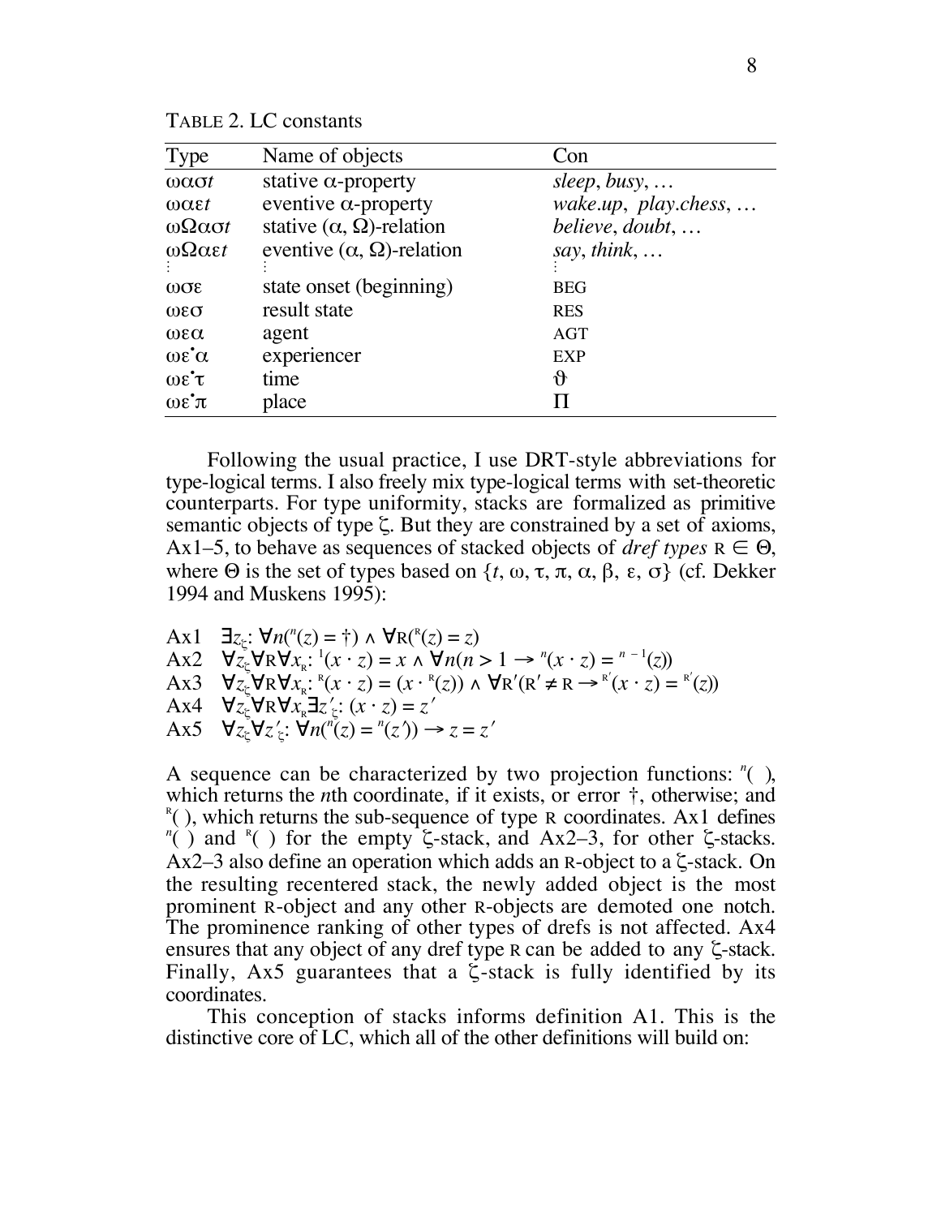TABLE 2. LC constants

| Type | Name of objects | Con |
|---|---|---|
| $\omega\alpha\sigma t$ | stative $\alpha$-property | *sleep*, *busy*, … |
| $\omega\alpha\varepsilon t$ | eventive $\alpha$-property | *wake.up*, *play.chess*, … |
| $\omega\Omega\alpha\sigma t$ | stative $(\alpha, \Omega)$-relation | *believe*, *doubt*, … |
| $\omega\Omega\alpha\varepsilon t$ | eventive $(\alpha, \Omega)$-relation | *say*, *think*, … |
| ⋮ | ⋮ | ⋮ |
| $\omega\sigma\varepsilon$ | state onset (beginning) | BEG |
| $\omega\varepsilon\sigma$ | result state | RES |
| $\omega\varepsilon\alpha$ | agent | AGT |
| $\omega\varepsilon^{\bullet}\alpha$ | experiencer | EXP |
| $\omega\varepsilon^{\bullet}\tau$ | time | $\vartheta$ |
| $\omega\varepsilon^{\bullet}\pi$ | place | $\Pi$ |

Following the usual practice, I use DRT-style abbreviations for type-logical terms. I also freely mix type-logical terms with set-theoretic counterparts. For type uniformity, stacks are formalized as primitive semantic objects of type $\zeta$. But they are constrained by a set of axioms, Ax1–5, to behave as sequences of stacked objects of *dref types* $\mathrm{R} \in \Theta$, where $\Theta$ is the set of types based on $\{t, \omega, \tau, \pi, \alpha, \beta, \varepsilon, \sigma\}$ (cf. Dekker 1994 and Muskens 1995):

Ax1 $\exists z_\zeta\!: \forall n({}^{n}(z) = \dagger) \wedge \forall \mathrm{R}({}^{\mathrm{R}}(z) = z)$
Ax2 $\forall z_\zeta \forall \mathrm{R} \forall x_{\mathrm{R}}\!: {}^{1}(x \cdot z) = x \wedge \forall n(n > 1 \rightarrow {}^{n}(x \cdot z) = {}^{n-1}(z))$
Ax3 $\forall z_\zeta \forall \mathrm{R} \forall x_{\mathrm{R}}\!: {}^{\mathrm{R}}(x \cdot z) = (x \cdot {}^{\mathrm{R}}(z)) \wedge \forall \mathrm{R}'(\mathrm{R}' \neq \mathrm{R} \rightarrow {}^{\mathrm{R}'}(x \cdot z) = {}^{\mathrm{R}'}(z))$
Ax4 $\forall z_\zeta \forall \mathrm{R} \forall x_{\mathrm{R}} \exists z'_\zeta\!: (x \cdot z) = z'$
Ax5 $\forall z_\zeta \forall z'_\zeta\!: \forall n({}^{n}(z) = {}^{n}(z')) \rightarrow z = z'$

A sequence can be characterized by two projection functions: ${}^{n}(\ )$, which returns the $n$th coordinate, if it exists, or error $\dagger$, otherwise; and ${}^{\mathrm{R}}(\ )$, which returns the sub-sequence of type R coordinates. Ax1 defines ${}^{n}(\ )$ and ${}^{\mathrm{R}}(\ )$ for the empty $\zeta$-stack, and Ax2–3, for other $\zeta$-stacks. Ax2–3 also define an operation which adds an R-object to a $\zeta$-stack. On the resulting recentered stack, the newly added object is the most prominent R-object and any other R-objects are demoted one notch. The prominence ranking of other types of drefs is not affected. Ax4 ensures that any object of any dref type R can be added to any $\zeta$-stack. Finally, Ax5 guarantees that a $\zeta$-stack is fully identified by its coordinates.

This conception of stacks informs definition A1. This is the distinctive core of LC, which all of the other definitions will build on: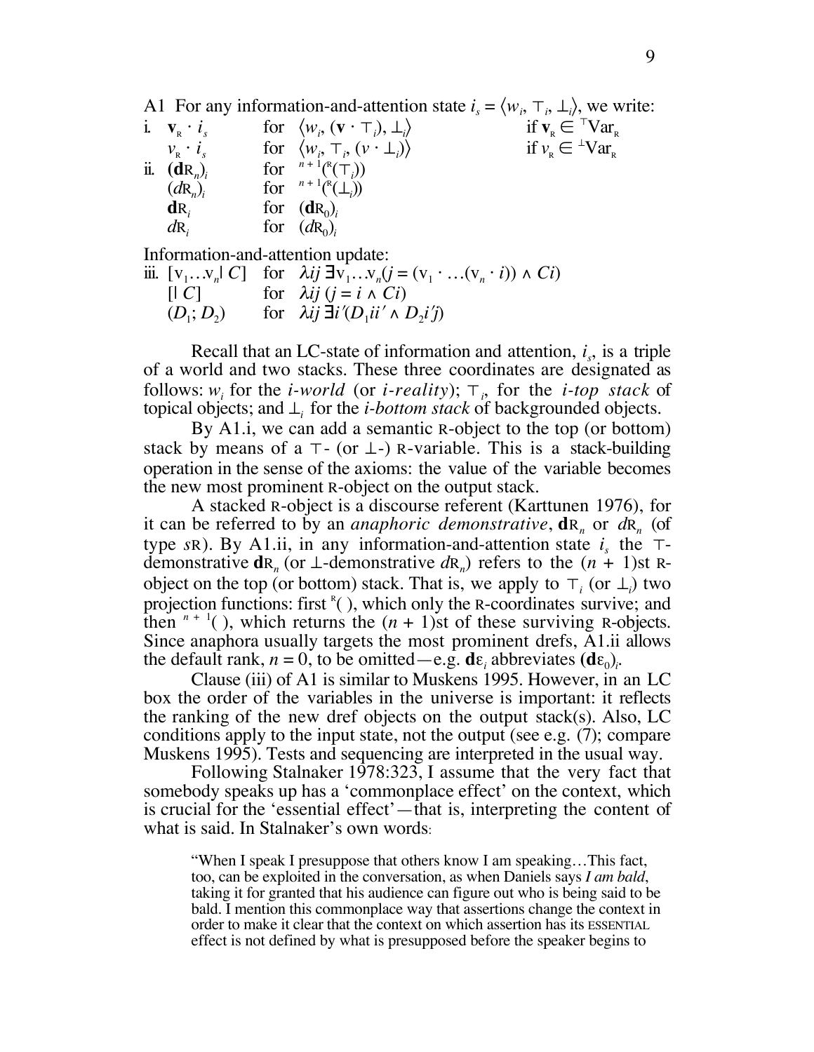A1 For any information-and-attention state $i_s = \langle w_i, \top_i, \bot_i \rangle$, we write:

| | | | |
|---|---|---|---|
| i. | $\mathbf{v}_{\text{R}} \cdot i_s$ | for $\langle w_i, (\mathbf{v} \cdot \top_i), \bot_i \rangle$ | if $\mathbf{v}_{\text{R}} \in {}^{\top}\text{Var}_{\text{R}}$ |
| | $v_{\text{R}} \cdot i_s$ | for $\langle w_i, \top_i, (v \cdot \bot_i) \rangle$ | if $v_{\text{R}} \in {}^{\bot}\text{Var}_{\text{R}}$ |
| ii. | $(\mathbf{d}\text{R}_n)_i$ | for ${}^{n+1}({}^{\text{R}}(\top_i))$ | |
| | $(d\text{R}_n)_i$ | for ${}^{n+1}({}^{\text{R}}(\bot_i))$ | |
| | $\mathbf{d}\text{R}_i$ | for $(\mathbf{d}\text{R}_0)_i$ | |
| | $d\text{R}_i$ | for $(d\text{R}_0)_i$ | |

Information-and-attention update:

| | | |
|---|---|---|
| iii. | $[\text{v}_1 \ldots \text{v}_n \vert\, C]$ | for $\lambda ij\, \exists \text{v}_1 \ldots \text{v}_n (j = (\text{v}_1 \cdot \ldots (\text{v}_n \cdot i)) \wedge Ci)$ |
| | $[\vert\, C]$ | for $\lambda ij\, (j = i \wedge Ci)$ |
| | $(D_1; D_2)$ | for $\lambda ij\, \exists i'(D_1 ii' \wedge D_2 i'j)$ |

Recall that an LC-state of information and attention, $i_s$, is a triple of a world and two stacks. These three coordinates are designated as follows: $w_i$ for the *i-world* (or *i-reality*); $\top_i$, for the *i-top stack* of topical objects; and $\bot_i$ for the *i-bottom stack* of backgrounded objects.

By A1.i, we can add a semantic R-object to the top (or bottom) stack by means of a $\top$- (or $\bot$-) R-variable. This is a stack-building operation in the sense of the axioms: the value of the variable becomes the new most prominent R-object on the output stack.

A stacked R-object is a discourse referent (Karttunen 1976), for it can be referred to by an *anaphoric demonstrative*, $\mathbf{d}\text{R}_n$ or $d\text{R}_n$ (of type $s$R). By A1.ii, in any information-and-attention state $i_s$ the $\top$-demonstrative $\mathbf{d}\text{R}_n$ (or $\bot$-demonstrative $d\text{R}_n$) refers to the $(n + 1)$st R-object on the top (or bottom) stack. That is, we apply to $\top_i$ (or $\bot_i$) two projection functions: first ${}^{\text{R}}(\,)$, which only the R-coordinates survive; and then ${}^{n+1}(\,)$, which returns the $(n + 1)$st of these surviving R-objects. Since anaphora usually targets the most prominent drefs, A1.ii allows the default rank, $n = 0$, to be omitted—e.g. $\mathbf{d}\varepsilon_i$ abbreviates $(\mathbf{d}\varepsilon_0)_i$.

Clause (iii) of A1 is similar to Muskens 1995. However, in an LC box the order of the variables in the universe is important: it reflects the ranking of the new dref objects on the output stack(s). Also, LC conditions apply to the input state, not the output (see e.g. (7); compare Muskens 1995). Tests and sequencing are interpreted in the usual way.

Following Stalnaker 1978:323, I assume that the very fact that somebody speaks up has a 'commonplace effect' on the context, which is crucial for the 'essential effect'—that is, interpreting the content of what is said. In Stalnaker's own words:

> "When I speak I presuppose that others know I am speaking…This fact, too, can be exploited in the conversation, as when Daniels says *I am bald*, taking it for granted that his audience can figure out who is being said to be bald. I mention this commonplace way that assertions change the context in order to make it clear that the context on which assertion has its ESSENTIAL effect is not defined by what is presupposed before the speaker begins to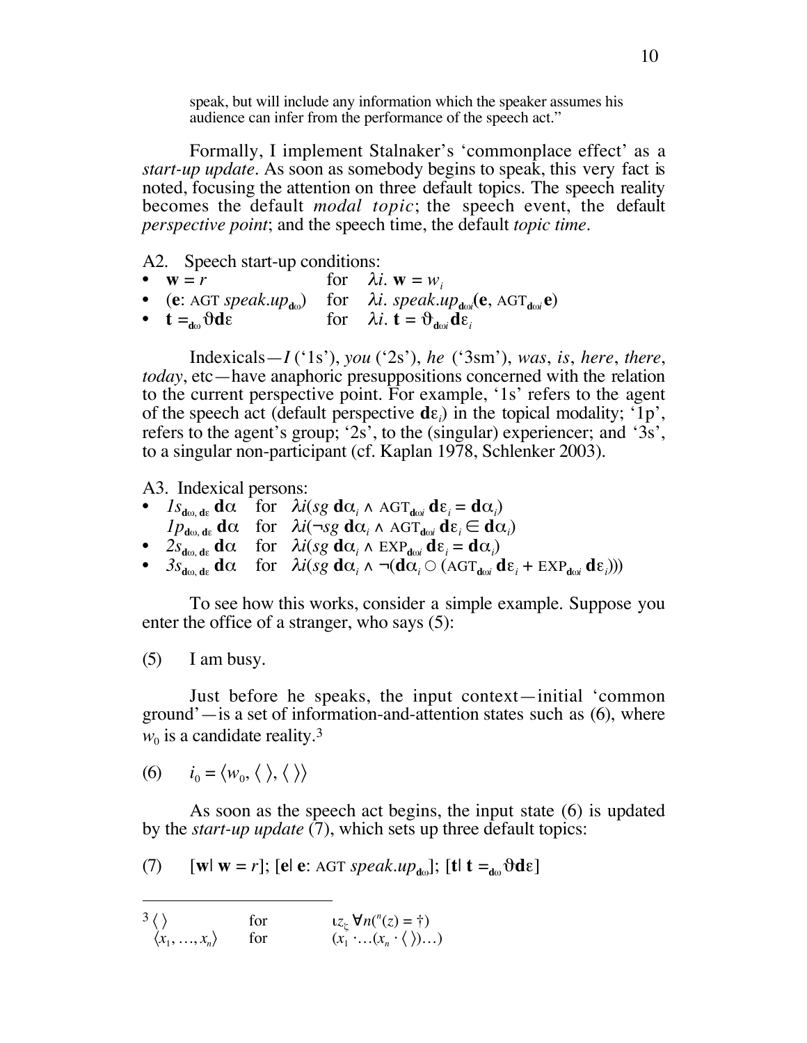speak, but will include any information which the speaker assumes his audience can infer from the performance of the speech act."

Formally, I implement Stalnaker's 'commonplace effect' as a *start-up update*. As soon as somebody begins to speak, this very fact is noted, focusing the attention on three default topics. The speech reality becomes the default *modal topic*; the speech event, the default *perspective point*; and the speech time, the default *topic time*.

A2. Speech start-up conditions:

- $\mathbf{w} = r$ for $\lambda i.\ \mathbf{w} = w_i$
- $(\mathbf{e}$: AGT $speak.up_{\mathbf{d}\omega})$ for $\lambda i.\ speak.up_{\mathbf{d}\omega i}(\mathbf{e}, \text{AGT}_{\mathbf{d}\omega i}\mathbf{e})$
- $\mathbf{t} =_{\mathbf{d}\omega} \vartheta \mathbf{d}\varepsilon$ for $\lambda i.\ \mathbf{t} = \vartheta_{\mathbf{d}\omega i}\mathbf{d}\varepsilon_i$

Indexicals—*I* ('1s'), *you* ('2s'), *he* ('3sm'), *was*, *is*, *here*, *there*, *today*, etc—have anaphoric presuppositions concerned with the relation to the current perspective point. For example, '1s' refers to the agent of the speech act (default perspective $\mathbf{d}\varepsilon_i$) in the topical modality; '1p', refers to the agent's group; '2s', to the (singular) experiencer; and '3s', to a singular non-participant (cf. Kaplan 1978, Schlenker 2003).

A3. Indexical persons:

- $1s_{\mathbf{d}\omega,\,\mathbf{d}\varepsilon}\ \mathbf{d}\alpha$ for $\lambda i(sg\ \mathbf{d}\alpha_i \wedge \text{AGT}_{\mathbf{d}\omega i}\ \mathbf{d}\varepsilon_i = \mathbf{d}\alpha_i)$
  $1p_{\mathbf{d}\omega,\,\mathbf{d}\varepsilon}\ \mathbf{d}\alpha$ for $\lambda i(\neg sg\ \mathbf{d}\alpha_i \wedge \text{AGT}_{\mathbf{d}\omega i}\ \mathbf{d}\varepsilon_i \in \mathbf{d}\alpha_i)$
- $2s_{\mathbf{d}\omega,\,\mathbf{d}\varepsilon}\ \mathbf{d}\alpha$ for $\lambda i(sg\ \mathbf{d}\alpha_i \wedge \text{EXP}_{\mathbf{d}\omega i}\ \mathbf{d}\varepsilon_i = \mathbf{d}\alpha_i)$
- $3s_{\mathbf{d}\omega,\,\mathbf{d}\varepsilon}\ \mathbf{d}\alpha$ for $\lambda i(sg\ \mathbf{d}\alpha_i \wedge \neg(\mathbf{d}\alpha_i \circ (\text{AGT}_{\mathbf{d}\omega i}\ \mathbf{d}\varepsilon_i + \text{EXP}_{\mathbf{d}\omega i}\ \mathbf{d}\varepsilon_i)))$

To see how this works, consider a simple example. Suppose you enter the office of a stranger, who says (5):

(5) I am busy.

Just before he speaks, the input context—initial 'common ground'—is a set of information-and-attention states such as (6), where $w_0$ is a candidate reality.[3]

(6) $i_0 = \langle w_0, \langle\, \rangle, \langle\, \rangle\rangle$

As soon as the speech act begins, the input state (6) is updated by the *start-up update* (7), which sets up three default topics:

(7) $[\mathbf{w}|\ \mathbf{w} = r]$; $[\mathbf{e}|\ \mathbf{e}$: AGT $speak.up_{\mathbf{d}\omega}]$; $[\mathbf{t}|\ \mathbf{t} =_{\mathbf{d}\omega} \vartheta\mathbf{d}\varepsilon]$

---

[3] $\langle\, \rangle$ for $\iota z_\zeta\ \forall n({}^n(z) = \dagger)$
$\langle x_1, \ldots, x_n\rangle$ for $(x_1 \cdot \ldots (x_n \cdot \langle\, \rangle)\ldots)$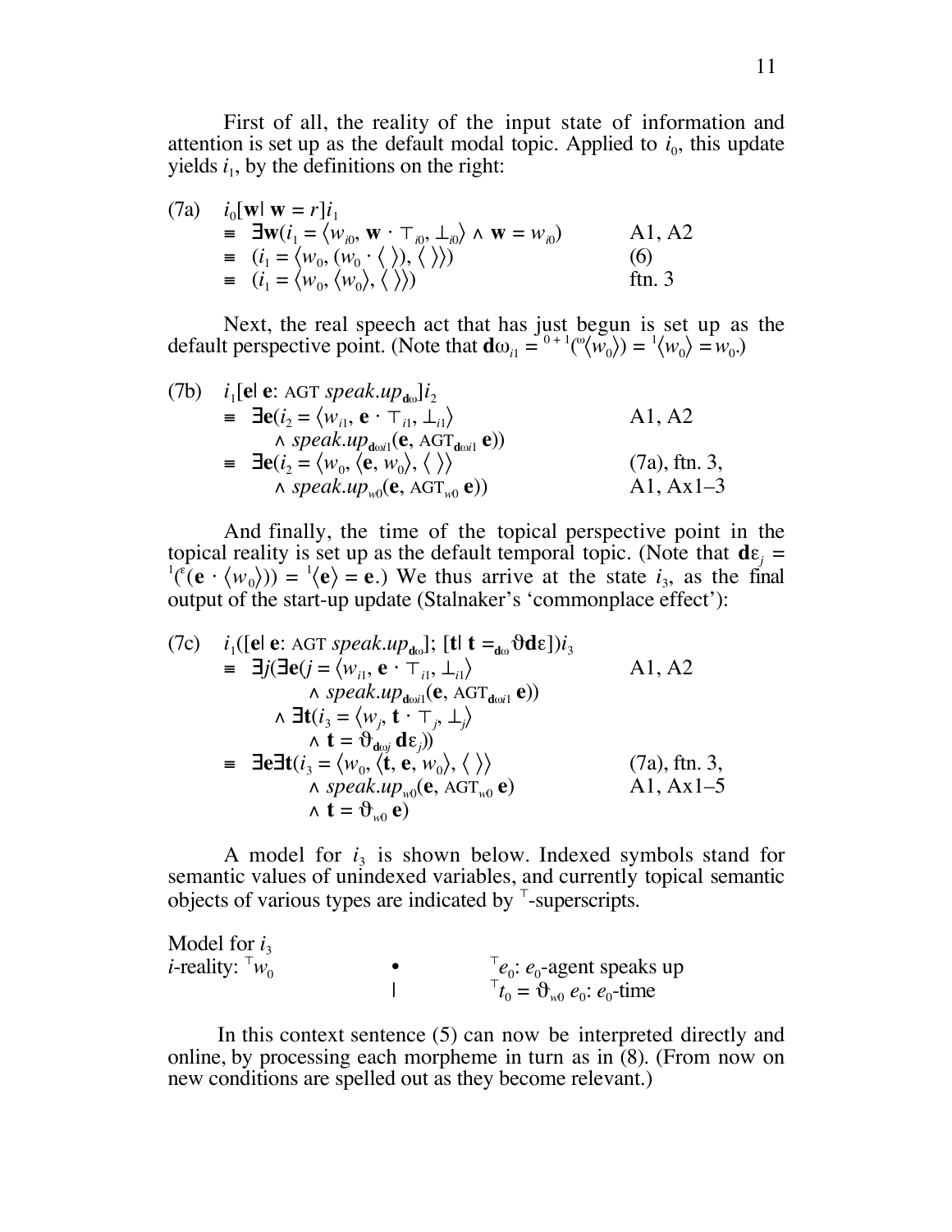First of all, the reality of the input state of information and attention is set up as the default modal topic. Applied to $i_0$, this update yields $i_1$, by the definitions on the right:

$$
\begin{array}{lll}
\text{(7a)} & i_0[\mathbf{w}|\ \mathbf{w} = r]i_1 & \\
& \equiv\ \exists\mathbf{w}(i_1 = \langle w_{i0}, \mathbf{w}\cdot\top_{i0}, \bot_{i0}\rangle \wedge \mathbf{w} = w_{i0}) & \text{A1, A2} \\
& \equiv\ (i_1 = \langle w_0, (w_0 \cdot \langle\ \rangle), \langle\ \rangle\rangle) & \text{(6)} \\
& \equiv\ (i_1 = \langle w_0, \langle w_0\rangle, \langle\ \rangle\rangle) & \text{ftn. 3}
\end{array}
$$

Next, the real speech act that has just begun is set up as the default perspective point. (Note that $\mathbf{d}\omega_{i1} = {}^{0+1}({}^{\omega}\langle w_0\rangle) = {}^{1}\langle w_0\rangle = w_0$.)

$$
\begin{array}{lll}
\text{(7b)} & i_1[\mathbf{e}|\ \mathbf{e}\text{: AGT } \mathit{speak.up}_{\mathbf{d}\omega}]i_2 & \\
& \equiv\ \exists\mathbf{e}(i_2 = \langle w_{i1}, \mathbf{e}\cdot\top_{i1}, \bot_{i1}\rangle & \text{A1, A2} \\
& \qquad \wedge\ \mathit{speak.up}_{\mathbf{d}\omega i1}(\mathbf{e}, \text{AGT}_{\mathbf{d}\omega i1}\,\mathbf{e})) & \\
& \equiv\ \exists\mathbf{e}(i_2 = \langle w_0, \langle\mathbf{e}, w_0\rangle, \langle\ \rangle\rangle & \text{(7a), ftn. 3,} \\
& \qquad \wedge\ \mathit{speak.up}_{w0}(\mathbf{e}, \text{AGT}_{w0}\,\mathbf{e})) & \text{A1, Ax1–3}
\end{array}
$$

And finally, the time of the topical perspective point in the topical reality is set up as the default temporal topic. (Note that $\mathbf{d}\varepsilon_j = {}^{1}({}^{\varepsilon}(\mathbf{e}\cdot\langle w_0\rangle)) = {}^{1}\langle\mathbf{e}\rangle = \mathbf{e}$.) We thus arrive at the state $i_3$, as the final output of the start-up update (Stalnaker's 'commonplace effect'):

$$
\begin{array}{lll}
\text{(7c)} & i_1([\mathbf{e}|\ \mathbf{e}\text{: AGT } \mathit{speak.up}_{\mathbf{d}\omega}];\ [\mathbf{t}|\ \mathbf{t} =_{\mathbf{d}\omega} \vartheta\mathbf{d}\varepsilon])i_3 & \\
& \equiv\ \exists j(\exists\mathbf{e}(j = \langle w_{i1}, \mathbf{e}\cdot\top_{i1}, \bot_{i1}\rangle & \text{A1, A2} \\
& \qquad \wedge\ \mathit{speak.up}_{\mathbf{d}\omega i1}(\mathbf{e}, \text{AGT}_{\mathbf{d}\omega i1}\,\mathbf{e})) & \\
& \qquad \wedge\ \exists\mathbf{t}(i_3 = \langle w_j, \mathbf{t}\cdot\top_j, \bot_j\rangle & \\
& \qquad\quad \wedge\ \mathbf{t} = \vartheta_{\mathbf{d}\omega j}\,\mathbf{d}\varepsilon_j)) & \\
& \equiv\ \exists\mathbf{e}\exists\mathbf{t}(i_3 = \langle w_0, \langle\mathbf{t}, \mathbf{e}, w_0\rangle, \langle\ \rangle\rangle & \text{(7a), ftn. 3,} \\
& \qquad \wedge\ \mathit{speak.up}_{w0}(\mathbf{e}, \text{AGT}_{w0}\,\mathbf{e}) & \text{A1, Ax1–5} \\
& \qquad \wedge\ \mathbf{t} = \vartheta_{w0}\,\mathbf{e})
\end{array}
$$

A model for $i_3$ is shown below. Indexed symbols stand for semantic values of unindexed variables, and currently topical semantic objects of various types are indicated by $^\top$-superscripts.

Model for $i_3$

| | | |
|---|---|---|
| $i$-reality: $^\top w_0$ | • | $^\top e_0$: $e_0$-agent speaks up |
| | \| | $^\top t_0 = \vartheta_{w0}\, e_0$: $e_0$-time |

In this context sentence (5) can now be interpreted directly and online, by processing each morpheme in turn as in (8). (From now on new conditions are spelled out as they become relevant.)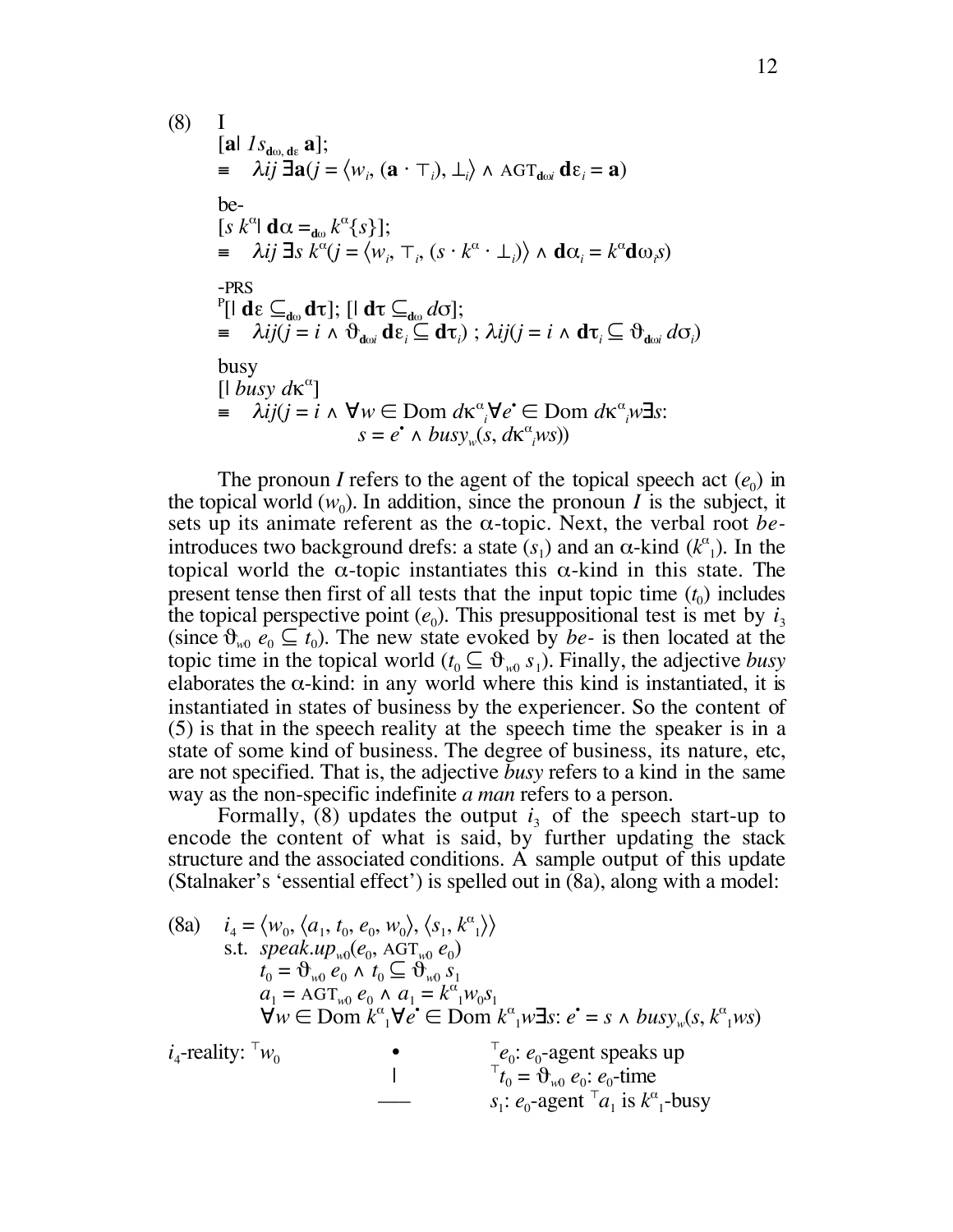(8) I

$[\mathbf{a} |\ \mathit{1s}_{\mathbf{d}\omega,\,\mathbf{d}\varepsilon}\ \mathbf{a}];$

$\equiv \quad \lambda ij\ \exists \mathbf{a}(j = \langle w_i, (\mathbf{a} \cdot \top_i), \bot_i\rangle \wedge \text{AGT}_{\mathbf{d}\omega i}\ \mathbf{d}\varepsilon_i = \mathbf{a})$

be-

$[s\ k^{\alpha} |\ \mathbf{d}\alpha =_{\mathbf{d}\omega} k^{\alpha}\{s\}];$

$\equiv \quad \lambda ij\ \exists s\ k^{\alpha}(j = \langle w_i, \top_i, (s \cdot k^{\alpha} \cdot \bot_i)\rangle \wedge \mathbf{d}\alpha_i = k^{\alpha}\mathbf{d}\omega_i s)$

-PRS

$^{\mathrm{P}}[|\ \mathbf{d}\varepsilon \subseteq_{\mathbf{d}\omega} \mathbf{d}\tau];\ [|\ \mathbf{d}\tau \subseteq_{\mathbf{d}\omega} d\sigma];$

$\equiv \quad \lambda ij(j = i \wedge \vartheta_{\mathbf{d}\omega i}\ \mathbf{d}\varepsilon_i \subseteq \mathbf{d}\tau_i)\ ;\ \lambda ij(j = i \wedge \mathbf{d}\tau_i \subseteq \vartheta_{\mathbf{d}\omega i}\ d\sigma_i)$

busy

$[|\ \mathit{busy}\ d\kappa^{\alpha}]$

$\equiv \quad \lambda ij(j = i \wedge \forall w \in \text{Dom}\ d\kappa^{\alpha}_{\ i} \forall e^{\bullet} \in \text{Dom}\ d\kappa^{\alpha}_{\ i} w \exists s:$
$\qquad s = e^{\bullet} \wedge \mathit{busy}_w(s, d\kappa^{\alpha}_{\ i} ws))$

The pronoun *I* refers to the agent of the topical speech act ($e_0$) in the topical world ($w_0$). In addition, since the pronoun *I* is the subject, it sets up its animate referent as the $\alpha$-topic. Next, the verbal root *be-* introduces two background drefs: a state ($s_1$) and an $\alpha$-kind ($k^{\alpha}_{\ 1}$). In the topical world the $\alpha$-topic instantiates this $\alpha$-kind in this state. The present tense then first of all tests that the input topic time ($t_0$) includes the topical perspective point ($e_0$). This presuppositional test is met by $i_3$ (since $\vartheta_{w0}\ e_0 \subseteq t_0$). The new state evoked by *be-* is then located at the topic time in the topical world ($t_0 \subseteq \vartheta_{w0}\ s_1$). Finally, the adjective *busy* elaborates the $\alpha$-kind: in any world where this kind is instantiated, it is instantiated in states of business by the experiencer. So the content of (5) is that in the speech reality at the speech time the speaker is in a state of some kind of business. The degree of business, its nature, etc, are not specified. That is, the adjective *busy* refers to a kind in the same way as the non-specific indefinite *a man* refers to a person.

Formally, (8) updates the output $i_3$ of the speech start-up to encode the content of what is said, by further updating the stack structure and the associated conditions. A sample output of this update (Stalnaker's 'essential effect') is spelled out in (8a), along with a model:

(8a) $i_4 = \langle w_0, \langle a_1, t_0, e_0, w_0\rangle, \langle s_1, k^{\alpha}_{\ 1}\rangle\rangle$

s.t. $\mathit{speak.up}_{w0}(e_0, \text{AGT}_{w0}\ e_0)$

$t_0 = \vartheta_{w0}\ e_0 \wedge t_0 \subseteq \vartheta_{w0}\ s_1$

$a_1 = \text{AGT}_{w0}\ e_0 \wedge a_1 = k^{\alpha}_{\ 1} w_0 s_1$

$\forall w \in \text{Dom}\ k^{\alpha}_{\ 1} \forall e^{\bullet} \in \text{Dom}\ k^{\alpha}_{\ 1} w \exists s: e^{\bullet} = s \wedge \mathit{busy}_w(s, k^{\alpha}_{\ 1} ws)$

| $i_4$-reality: $^{\top}w_0$ | | |
|---|---|---|
| | • | $^{\top}e_0$: $e_0$-agent speaks up |
| | \| | $^{\top}t_0 = \vartheta_{w0}\ e_0$: $e_0$-time |
| | —— | $s_1$: $e_0$-agent $^{\top}a_1$ is $k^{\alpha}_{\ 1}$-busy |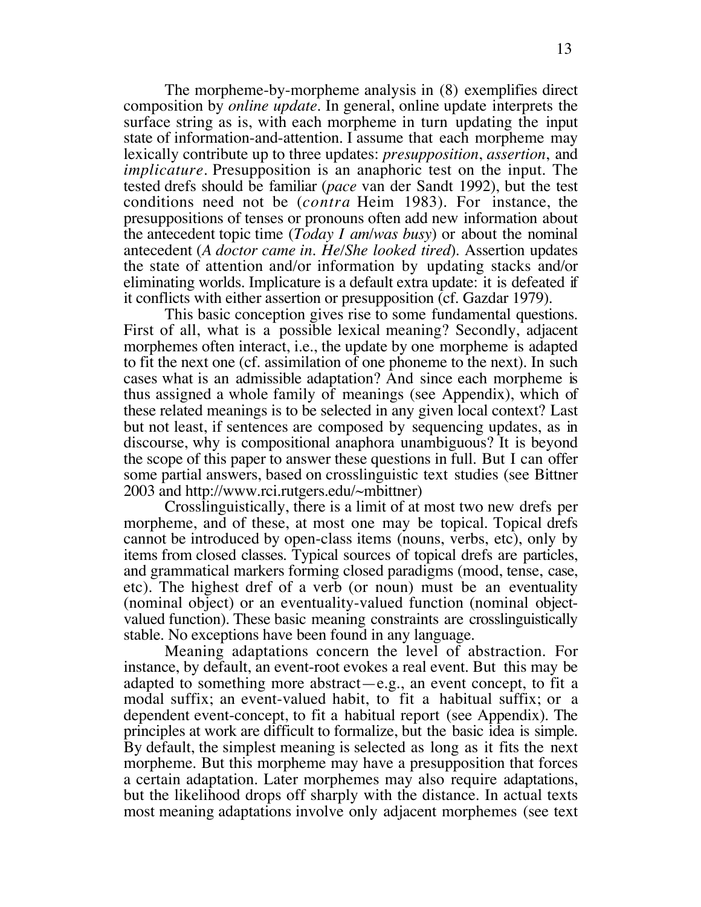The morpheme-by-morpheme analysis in (8) exemplifies direct composition by *online update*. In general, online update interprets the surface string as is, with each morpheme in turn updating the input state of information-and-attention. I assume that each morpheme may lexically contribute up to three updates: *presupposition*, *assertion*, and *implicature*. Presupposition is an anaphoric test on the input. The tested drefs should be familiar (*pace* van der Sandt 1992), but the test conditions need not be (*contra* Heim 1983). For instance, the presuppositions of tenses or pronouns often add new information about the antecedent topic time (*Today I am/was busy*) or about the nominal antecedent (*A doctor came in. He/She looked tired*). Assertion updates the state of attention and/or information by updating stacks and/or eliminating worlds. Implicature is a default extra update: it is defeated if it conflicts with either assertion or presupposition (cf. Gazdar 1979).

This basic conception gives rise to some fundamental questions. First of all, what is a possible lexical meaning? Secondly, adjacent morphemes often interact, i.e., the update by one morpheme is adapted to fit the next one (cf. assimilation of one phoneme to the next). In such cases what is an admissible adaptation? And since each morpheme is thus assigned a whole family of meanings (see Appendix), which of these related meanings is to be selected in any given local context? Last but not least, if sentences are composed by sequencing updates, as in discourse, why is compositional anaphora unambiguous? It is beyond the scope of this paper to answer these questions in full. But I can offer some partial answers, based on crosslinguistic text studies (see Bittner 2003 and http://www.rci.rutgers.edu/~mbittner)

Crosslinguistically, there is a limit of at most two new drefs per morpheme, and of these, at most one may be topical. Topical drefs cannot be introduced by open-class items (nouns, verbs, etc), only by items from closed classes. Typical sources of topical drefs are particles, and grammatical markers forming closed paradigms (mood, tense, case, etc). The highest dref of a verb (or noun) must be an eventuality (nominal object) or an eventuality-valued function (nominal object-valued function). These basic meaning constraints are crosslinguistically stable. No exceptions have been found in any language.

Meaning adaptations concern the level of abstraction. For instance, by default, an event-root evokes a real event. But this may be adapted to something more abstract—e.g., an event concept, to fit a modal suffix; an event-valued habit, to fit a habitual suffix; or a dependent event-concept, to fit a habitual report (see Appendix). The principles at work are difficult to formalize, but the basic idea is simple. By default, the simplest meaning is selected as long as it fits the next morpheme. But this morpheme may have a presupposition that forces a certain adaptation. Later morphemes may also require adaptations, but the likelihood drops off sharply with the distance. In actual texts most meaning adaptations involve only adjacent morphemes (see text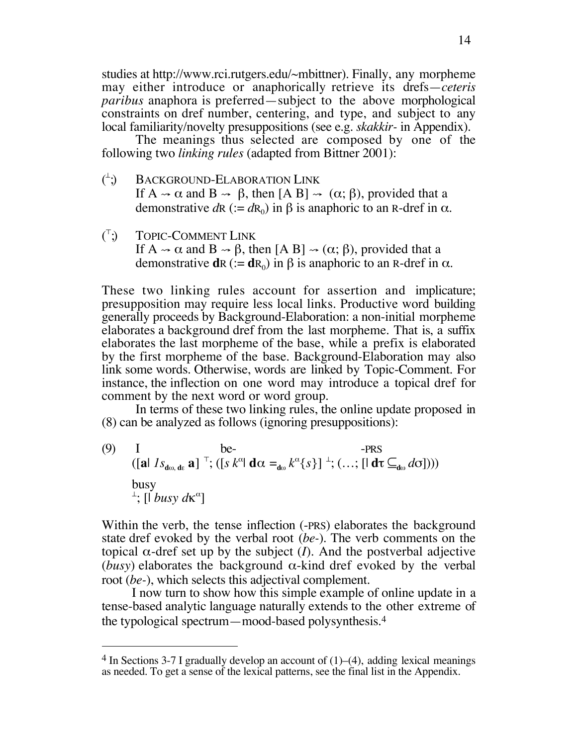studies at http://www.rci.rutgers.edu/~mbittner). Finally, any morpheme may either introduce or anaphorically retrieve its drefs—*ceteris paribus* anaphora is preferred—subject to the above morphological constraints on dref number, centering, and type, and subject to any local familiarity/novelty presuppositions (see e.g. *skakkir-* in Appendix).

The meanings thus selected are composed by one of the following two *linking rules* (adapted from Bittner 2001):

($^{\perp}$;) BACKGROUND-ELABORATION LINK
If A $\rightsquigarrow$ $\alpha$ and B $\rightsquigarrow$ $\beta$, then [A B] $\rightsquigarrow$ ($\alpha$; $\beta$), provided that a demonstrative $d$R ($:= d\text{R}_0$) in $\beta$ is anaphoric to an R-dref in $\alpha$.

($^{\top}$;) TOPIC-COMMENT LINK
If A $\rightsquigarrow$ $\alpha$ and B $\rightsquigarrow$ $\beta$, then [A B] $\rightsquigarrow$ ($\alpha$; $\beta$), provided that a demonstrative $\mathbf{d}$R ($:= \mathbf{d}\text{R}_0$) in $\beta$ is anaphoric to an R-dref in $\alpha$.

These two linking rules account for assertion and implicature; presupposition may require less local links. Productive word building generally proceeds by Background-Elaboration: a non-initial morpheme elaborates a background dref from the last morpheme. That is, a suffix elaborates the last morpheme of the base, while a prefix is elaborated by the first morpheme of the base. Background-Elaboration may also link some words. Otherwise, words are linked by Topic-Comment. For instance, the inflection on one word may introduce a topical dref for comment by the next word or word group.

In terms of these two linking rules, the online update proposed in (8) can be analyzed as follows (ignoring presuppositions):

(9) I be- -PRS
$([\mathbf{a}|\ 1s_{\mathbf{d}\omega,\,\mathbf{d}\varepsilon}\ \mathbf{a}]\ ^{\top};\ ([s\ k^{\alpha}|\ \mathbf{d}\alpha =_{\mathbf{d}\omega} k^{\alpha}\{s\}]\ ^{\perp};\ (\ldots;\ [|\ \mathbf{d}\tau \subseteq_{\mathbf{d}\omega} d\sigma])))$
busy
$^{\perp};\ [|\ \mathit{busy}\ d\kappa^{\alpha}]$

Within the verb, the tense inflection (-PRS) elaborates the background state dref evoked by the verbal root (*be-*). The verb comments on the topical $\alpha$-dref set up by the subject (*I*). And the postverbal adjective (*busy*) elaborates the background $\alpha$-kind dref evoked by the verbal root (*be-*), which selects this adjectival complement.

I now turn to show how this simple example of online update in a tense-based analytic language naturally extends to the other extreme of the typological spectrum—mood-based polysynthesis.[4]

---

[4] In Sections 3-7 I gradually develop an account of (1)–(4), adding lexical meanings as needed. To get a sense of the lexical patterns, see the final list in the Appendix.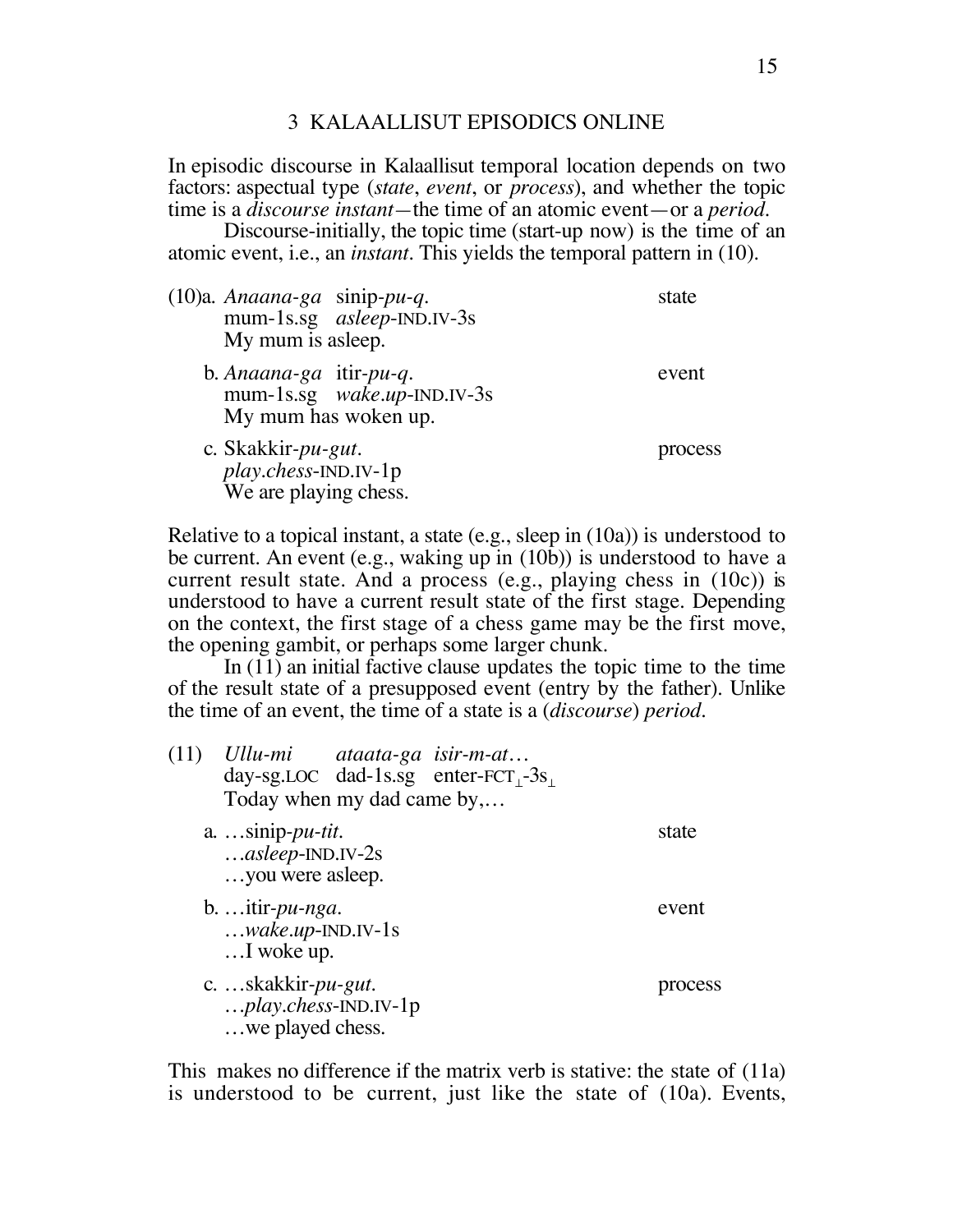## 3 KALAALLISUT EPISODICS ONLINE

In episodic discourse in Kalaallisut temporal location depends on two factors: aspectual type (*state*, *event*, or *process*), and whether the topic time is a *discourse instant*—the time of an atomic event—or a *period*.

Discourse-initially, the topic time (start-up now) is the time of an atomic event, i.e., an *instant*. This yields the temporal pattern in (10).

(10)a. *Anaana-ga* sinip-*pu-q*. — state
mum-1s.sg *asleep*-IND.IV-3s
My mum is asleep.

b. *Anaana-ga* itir-*pu-q*. — event
mum-1s.sg *wake.up*-IND.IV-3s
My mum has woken up.

c. Skakkir-*pu-gut*. — process
*play.chess*-IND.IV-1p
We are playing chess.

Relative to a topical instant, a state (e.g., sleep in (10a)) is understood to be current. An event (e.g., waking up in (10b)) is understood to have a current result state. And a process (e.g., playing chess in (10c)) is understood to have a current result state of the first stage. Depending on the context, the first stage of a chess game may be the first move, the opening gambit, or perhaps some larger chunk.

In (11) an initial factive clause updates the topic time to the time of the result state of a presupposed event (entry by the father). Unlike the time of an event, the time of a state is a (*discourse*) *period*.

(11) *Ullu-mi* *ataata-ga* *isir-m-at*…
day-sg.LOC dad-1s.sg enter-FCT$_{\perp}$-3s$_{\perp}$
Today when my dad came by,…

a. …sinip-*pu-tit*. — state
…*asleep*-IND.IV-2s
…you were asleep.

b. …itir-*pu-nga*. — event
…*wake.up*-IND.IV-1s
…I woke up.

c. …skakkir-*pu-gut*. — process
…*play.chess*-IND.IV-1p
…we played chess.

This makes no difference if the matrix verb is stative: the state of (11a) is understood to be current, just like the state of (10a). Events,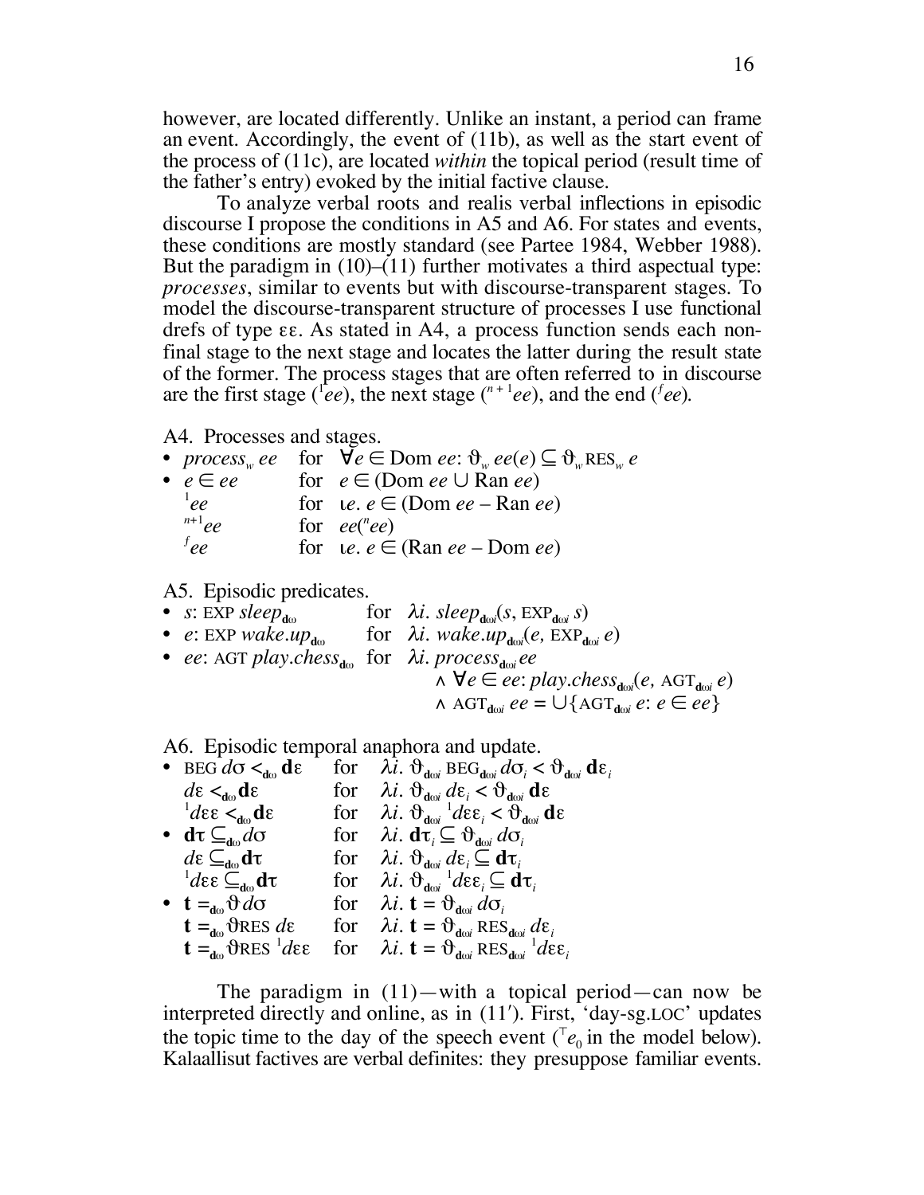however, are located differently. Unlike an instant, a period can frame an event. Accordingly, the event of (11b), as well as the start event of the process of (11c), are located *within* the topical period (result time of the father's entry) evoked by the initial factive clause.

To analyze verbal roots and realis verbal inflections in episodic discourse I propose the conditions in A5 and A6. For states and events, these conditions are mostly standard (see Partee 1984, Webber 1988). But the paradigm in (10)–(11) further motivates a third aspectual type: *processes*, similar to events but with discourse-transparent stages. To model the discourse-transparent structure of processes I use functional drefs of type εε. As stated in A4, a process function sends each non-final stage to the next stage and locates the latter during the result state of the former. The process stages that are often referred to in discourse are the first stage (${}^{1}ee$), the next stage (${}^{n+1}ee$), and the end (${}^{f}ee$).

A4. Processes and stages.

- $process_w\, ee$ for $\forall e \in \text{Dom}\, ee$: $\vartheta_w\, ee(e) \subseteq \vartheta_w \text{RES}_w\, e$
- $e \in ee$ for $e \in (\text{Dom}\, ee \cup \text{Ran}\, ee)$

  ${}^{1}ee$ for $\iota e.\ e \in (\text{Dom}\, ee - \text{Ran}\, ee)$

  ${}^{n+1}ee$ for $ee({}^{n}ee)$

  ${}^{f}ee$ for $\iota e.\ e \in (\text{Ran}\, ee - \text{Dom}\, ee)$

A5. Episodic predicates.

- $s$: EXP $sleep_{\mathbf{d}\omega}$ for $\lambda i.\ sleep_{\mathbf{d}\omega i}(s, \text{EXP}_{\mathbf{d}\omega i}\, s)$
- $e$: EXP $wake.up_{\mathbf{d}\omega}$ for $\lambda i.\ wake.up_{\mathbf{d}\omega i}(e, \text{EXP}_{\mathbf{d}\omega i}\, e)$
- $ee$: AGT $play.chess_{\mathbf{d}\omega}$ for $\lambda i.\ process_{\mathbf{d}\omega i}\, ee$

  $\wedge\ \forall e \in ee$: $play.chess_{\mathbf{d}\omega i}(e, \text{AGT}_{\mathbf{d}\omega i}\, e)$

  $\wedge\ \text{AGT}_{\mathbf{d}\omega i}\, ee = \bigcup\{\text{AGT}_{\mathbf{d}\omega i}\, e: e \in ee\}$

A6. Episodic temporal anaphora and update.

- $\text{BEG}\, d\sigma <_{\mathbf{d}\omega} \mathbf{d}\varepsilon$ for $\lambda i.\ \vartheta_{\mathbf{d}\omega i}\, \text{BEG}_{\mathbf{d}\omega i}\, d\sigma_i < \vartheta_{\mathbf{d}\omega i}\, \mathbf{d}\varepsilon_i$

  $d\varepsilon <_{\mathbf{d}\omega} \mathbf{d}\varepsilon$ for $\lambda i.\ \vartheta_{\mathbf{d}\omega i}\, d\varepsilon_i < \vartheta_{\mathbf{d}\omega i}\, \mathbf{d}\varepsilon$

  ${}^{1}d\varepsilon\varepsilon <_{\mathbf{d}\omega} \mathbf{d}\varepsilon$ for $\lambda i.\ \vartheta_{\mathbf{d}\omega i}\, {}^{1}d\varepsilon\varepsilon_i < \vartheta_{\mathbf{d}\omega i}\, \mathbf{d}\varepsilon$

- $\mathbf{d}\tau \subseteq_{\mathbf{d}\omega} d\sigma$ for $\lambda i.\ \mathbf{d}\tau_i \subseteq \vartheta_{\mathbf{d}\omega i}\, d\sigma_i$

  $d\varepsilon \subseteq_{\mathbf{d}\omega} \mathbf{d}\tau$ for $\lambda i.\ \vartheta_{\mathbf{d}\omega i}\, d\varepsilon_i \subseteq \mathbf{d}\tau_i$

  ${}^{1}d\varepsilon\varepsilon \subseteq_{\mathbf{d}\omega} \mathbf{d}\tau$ for $\lambda i.\ \vartheta_{\mathbf{d}\omega i}\, {}^{1}d\varepsilon\varepsilon_i \subseteq \mathbf{d}\tau_i$

- $\mathbf{t} =_{\mathbf{d}\omega} \vartheta\, d\sigma$ for $\lambda i.\ \mathbf{t} = \vartheta_{\mathbf{d}\omega i}\, d\sigma_i$

  $\mathbf{t} =_{\mathbf{d}\omega} \vartheta\text{RES}\, d\varepsilon$ for $\lambda i.\ \mathbf{t} = \vartheta_{\mathbf{d}\omega i}\, \text{RES}_{\mathbf{d}\omega i}\, d\varepsilon_i$

  $\mathbf{t} =_{\mathbf{d}\omega} \vartheta\text{RES}\, {}^{1}d\varepsilon\varepsilon$ for $\lambda i.\ \mathbf{t} = \vartheta_{\mathbf{d}\omega i}\, \text{RES}_{\mathbf{d}\omega i}\, {}^{1}d\varepsilon\varepsilon_i$

The paradigm in (11)—with a topical period—can now be interpreted directly and online, as in (11′). First, 'day-sg.LOC' updates the topic time to the day of the speech event (${}^{\top}e_0$ in the model below). Kalaallisut factives are verbal definites: they presuppose familiar events.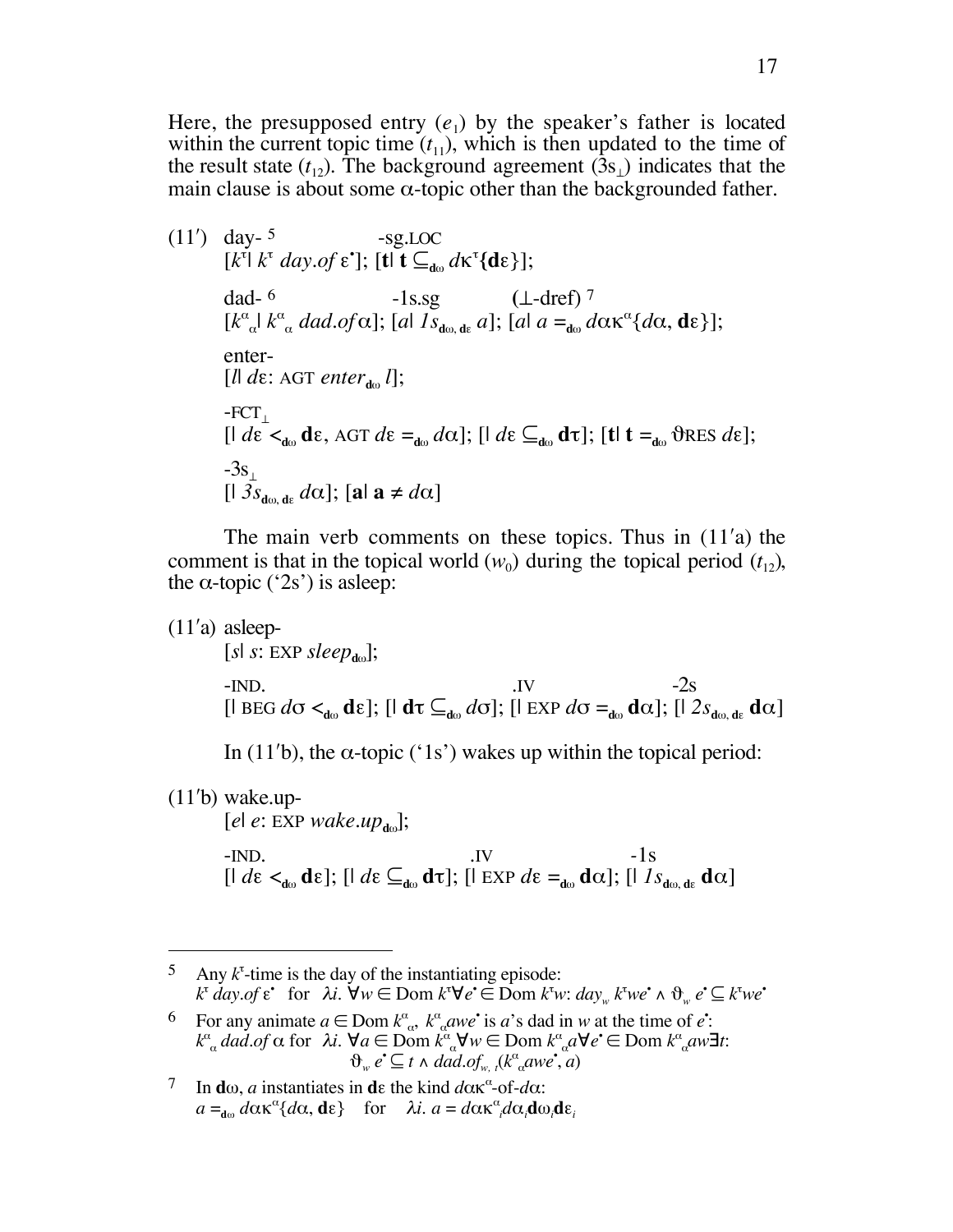Here, the presupposed entry ($e_1$) by the speaker's father is located within the current topic time ($t_{11}$), which is then updated to the time of the result state ($t_{12}$). The background agreement ($3s_\perp$) indicates that the main clause is about some $\alpha$-topic other than the backgrounded father.

(11′) day-[5] -sg.LOC

$[k^\tau | \; k^\tau \; day.of \; \varepsilon^\bullet]$; $[\mathbf{t} | \; \mathbf{t} \subseteq_{\mathbf{d}\omega} d\kappa^\tau\{\mathbf{d}\varepsilon\}]$;

dad-[6] -1s.sg (⊥-dref)[7]

$[k^\alpha_{\;\alpha} | \; k^\alpha_{\;\alpha} \; dad.of \alpha]$; $[a | \; 1s_{\mathbf{d}\omega, \mathbf{d}\varepsilon} \; a]$; $[a | \; a =_{\mathbf{d}\omega} d\alpha\kappa^\alpha\{d\alpha, \mathbf{d}\varepsilon\}]$;

enter-

$[l | \; d\varepsilon$: AGT $enter_{\mathbf{d}\omega} \; l]$;

-FCT$_\perp$

$[\,| \; d\varepsilon <_{\mathbf{d}\omega} \mathbf{d}\varepsilon$, AGT $d\varepsilon =_{\mathbf{d}\omega} d\alpha]$; $[\,| \; d\varepsilon \subseteq_{\mathbf{d}\omega} \mathbf{d}\tau]$; $[\mathbf{t} | \; \mathbf{t} =_{\mathbf{d}\omega} \vartheta\text{RES} \; d\varepsilon]$;

-3s$_\perp$

$[\,| \; 3s_{\mathbf{d}\omega, \mathbf{d}\varepsilon} \; d\alpha]$; $[\mathbf{a} | \; \mathbf{a} \neq d\alpha]$

The main verb comments on these topics. Thus in (11′a) the comment is that in the topical world ($w_0$) during the topical period ($t_{12}$), the $\alpha$-topic ('2s') is asleep:

(11′a) asleep-

$[s | \; s$: EXP $sleep_{\mathbf{d}\omega}]$;

-IND. .IV -2s

$[\,| \; \text{BEG} \; d\sigma <_{\mathbf{d}\omega} \mathbf{d}\varepsilon]$; $[\,| \; \mathbf{d}\tau \subseteq_{\mathbf{d}\omega} d\sigma]$; $[\,| \; \text{EXP} \; d\sigma =_{\mathbf{d}\omega} \mathbf{d}\alpha]$; $[\,| \; 2s_{\mathbf{d}\omega, \mathbf{d}\varepsilon} \; \mathbf{d}\alpha]$

In (11′b), the $\alpha$-topic ('1s') wakes up within the topical period:

(11′b) wake.up-

$[e | \; e$: EXP $wake.up_{\mathbf{d}\omega}]$;

-IND. .IV -1s

$[\,| \; d\varepsilon <_{\mathbf{d}\omega} \mathbf{d}\varepsilon]$; $[\,| \; d\varepsilon \subseteq_{\mathbf{d}\omega} \mathbf{d}\tau]$; $[\,| \; \text{EXP} \; d\varepsilon =_{\mathbf{d}\omega} \mathbf{d}\alpha]$; $[\,| \; 1s_{\mathbf{d}\omega, \mathbf{d}\varepsilon} \; \mathbf{d}\alpha]$

---

[5] Any $k^\tau$-time is the day of the instantiating episode:
$k^\tau \; day.of \; \varepsilon^\bullet$ for $\lambda i. \; \forall w \in \text{Dom} \; k^\tau \forall e^\bullet \in \text{Dom} \; k^\tau w$: $day_w \; k^\tau we^\bullet \wedge \vartheta_w \; e^\bullet \subseteq k^\tau we^\bullet$

[6] For any animate $a \in \text{Dom} \; k^\alpha_{\;\alpha}$, $k^\alpha_{\;\alpha}awe^\bullet$ is $a$'s dad in $w$ at the time of $e^\bullet$:
$k^\alpha_{\;\alpha} \; dad.of \; \alpha$ for $\lambda i. \; \forall a \in \text{Dom} \; k^\alpha_{\;\alpha} \forall w \in \text{Dom} \; k^\alpha_{\;\alpha}a \forall e^\bullet \in \text{Dom} \; k^\alpha_{\;\alpha}aw \exists t$:
$\vartheta_w \; e^\bullet \subseteq t \wedge dad.of_{w,\,t}(k^\alpha_{\;\alpha}awe^\bullet, a)$

[7] In $\mathbf{d}\omega$, $a$ instantiates in $\mathbf{d}\varepsilon$ the kind $d\alpha\kappa^\alpha$-of-$d\alpha$:
$a =_{\mathbf{d}\omega} d\alpha\kappa^\alpha\{d\alpha, \mathbf{d}\varepsilon\}$ for $\lambda i. \; a = d\alpha\kappa^\alpha_{\;i} d\alpha_i \mathbf{d}\omega_i \mathbf{d}\varepsilon_i$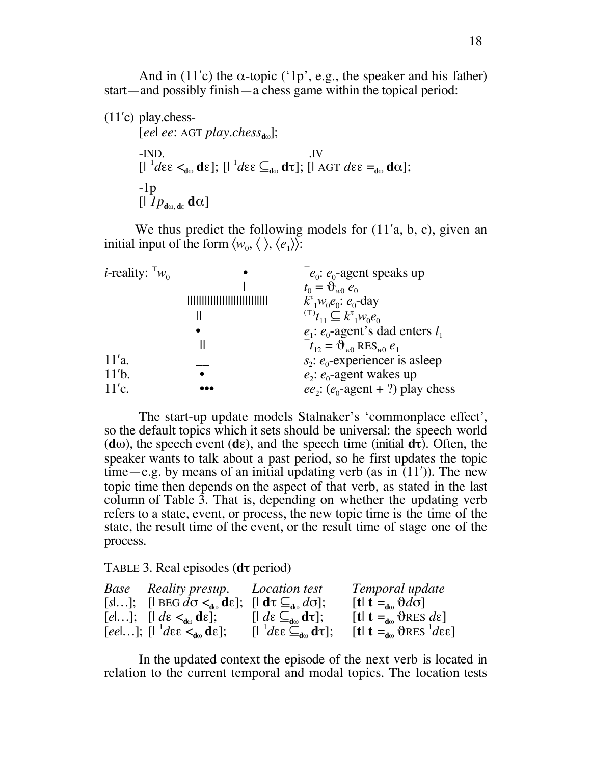And in (11′c) the $\alpha$-topic ('1p', e.g., the speaker and his father) start—and possibly finish—a chess game within the topical period:

(11′c) play.chess-
$[ee|\ ee\text{: AGT } \textit{play.chess}_{\mathbf{d}\omega}]$;

-IND. .IV
$[|\ {}^{1}d\varepsilon\varepsilon <_{\mathbf{d}\omega} \mathbf{d}\varepsilon]$; $[|\ {}^{1}d\varepsilon\varepsilon \subseteq_{\mathbf{d}\omega} \mathbf{d}\tau]$; $[|\ \text{AGT } d\varepsilon\varepsilon =_{\mathbf{d}\omega} \mathbf{d}\alpha]$;

-1p
$[|\ \mathit{1p}_{\mathbf{d}\omega,\, \mathbf{d}\varepsilon}\ \mathbf{d}\alpha]$

We thus predict the following models for (11′a, b, c), given an initial input of the form $\langle w_0, \langle\ \rangle, \langle e_1\rangle\rangle$:

| | | |
|---|---|---|
| *i*-reality: ${}^{\top}w_0$ | • | ${}^{\top}e_0$: $e_0$-agent speaks up |
| | \| | $t_0 = \vartheta_{w0}\ e_0$ |
| | \|\|\|\|\|\|\|\|\|\|\|\|\|\|\|\|\|\|\|\|\|\|\|\|\| | $k^{\tau}{}_1 w_0 e_0$: $e_0$-day |
| | \|\| | ${}^{(\top)}t_{11} \subseteq k^{\tau}{}_1 w_0 e_0$ |
| | • | $e_1$: $e_0$-agent's dad enters $l_1$ |
| | \|\| | ${}^{\top}t_{12} = \vartheta_{w0}\ \text{RES}_{w0}\ e_1$ |
| 11′a. | \_\_ | $s_2$: $e_0$-experiencer is asleep |
| 11′b. | • | $e_2$: $e_0$-agent wakes up |
| 11′c. | ••• | $ee_2$: ($e_0$-agent + ?) play chess |

The start-up update models Stalnaker's 'commonplace effect', so the default topics which it sets should be universal: the speech world ($\mathbf{d}\omega$), the speech event ($\mathbf{d}\varepsilon$), and the speech time (initial $\mathbf{d}\tau$). Often, the speaker wants to talk about a past period, so he first updates the topic time—e.g. by means of an initial updating verb (as in (11′)). The new topic time then depends on the aspect of that verb, as stated in the last column of Table 3. That is, depending on whether the updating verb refers to a state, event, or process, the new topic time is the time of the state, the result time of the event, or the result time of stage one of the process.

TABLE 3. Real episodes ($\mathbf{d}\tau$ period)

| *Base* | *Reality presup.* | *Location test* | *Temporal update* |
|---|---|---|---|
| $[s\|\ldots]$; | $[\|\ \text{BEG } d\sigma <_{\mathbf{d}\omega} \mathbf{d}\varepsilon]$; | $[\|\ \mathbf{d}\tau \subseteq_{\mathbf{d}\omega} d\sigma]$; | $[\mathbf{t}\|\ \mathbf{t} =_{\mathbf{d}\omega} \vartheta d\sigma]$ |
| $[e\|\ldots]$; | $[\|\ d\varepsilon <_{\mathbf{d}\omega} \mathbf{d}\varepsilon]$; | $[\|\ d\varepsilon \subseteq_{\mathbf{d}\omega} \mathbf{d}\tau]$; | $[\mathbf{t}\|\ \mathbf{t} =_{\mathbf{d}\omega} \vartheta\text{RES } d\varepsilon]$ |
| $[ee\|\ldots]$; | $[\|\ {}^{1}d\varepsilon\varepsilon <_{\mathbf{d}\omega} \mathbf{d}\varepsilon]$; | $[\|\ {}^{1}d\varepsilon\varepsilon \subseteq_{\mathbf{d}\omega} \mathbf{d}\tau]$; | $[\mathbf{t}\|\ \mathbf{t} =_{\mathbf{d}\omega} \vartheta\text{RES } {}^{1}d\varepsilon\varepsilon]$ |

In the updated context the episode of the next verb is located in relation to the current temporal and modal topics. The location tests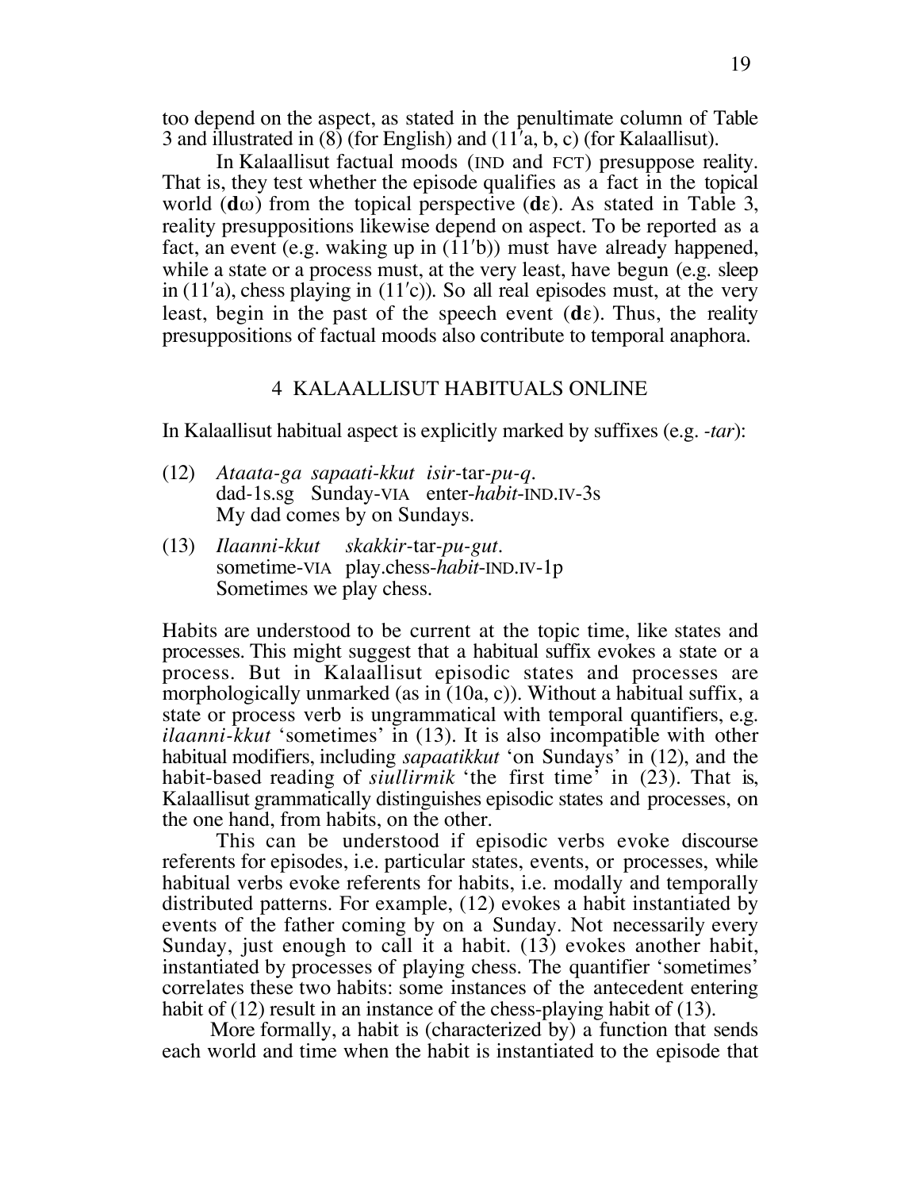too depend on the aspect, as stated in the penultimate column of Table 3 and illustrated in (8) (for English) and (11′a, b, c) (for Kalaallisut).

In Kalaallisut factual moods (IND and FCT) presuppose reality. That is, they test whether the episode qualifies as a fact in the topical world (**d**ω) from the topical perspective (**d**ε). As stated in Table 3, reality presuppositions likewise depend on aspect. To be reported as a fact, an event (e.g. waking up in (11′b)) must have already happened, while a state or a process must, at the very least, have begun (e.g. sleep in (11′a), chess playing in (11′c)). So all real episodes must, at the very least, begin in the past of the speech event (**d**ε). Thus, the reality presuppositions of factual moods also contribute to temporal anaphora.

## 4 KALAALLISUT HABITUALS ONLINE

In Kalaallisut habitual aspect is explicitly marked by suffixes (e.g. *-tar*):

(12) *Ataata-ga sapaati-kkut isir*-tar-*pu-q*.
dad-1s.sg Sunday-VIA enter-*habit*-IND.IV-3s
My dad comes by on Sundays.

(13) *Ilaanni-kkut skakkir*-tar-*pu-gut*.
sometime-VIA play.chess-*habit*-IND.IV-1p
Sometimes we play chess.

Habits are understood to be current at the topic time, like states and processes. This might suggest that a habitual suffix evokes a state or a process. But in Kalaallisut episodic states and processes are morphologically unmarked (as in (10a, c)). Without a habitual suffix, a state or process verb is ungrammatical with temporal quantifiers, e.g. *ilaanni-kkut* 'sometimes' in (13). It is also incompatible with other habitual modifiers, including *sapaatikkut* 'on Sundays' in (12), and the habit-based reading of *siullirmik* 'the first time' in (23). That is, Kalaallisut grammatically distinguishes episodic states and processes, on the one hand, from habits, on the other.

This can be understood if episodic verbs evoke discourse referents for episodes, i.e. particular states, events, or processes, while habitual verbs evoke referents for habits, i.e. modally and temporally distributed patterns. For example, (12) evokes a habit instantiated by events of the father coming by on a Sunday. Not necessarily every Sunday, just enough to call it a habit. (13) evokes another habit, instantiated by processes of playing chess. The quantifier 'sometimes' correlates these two habits: some instances of the antecedent entering habit of (12) result in an instance of the chess-playing habit of (13).

More formally, a habit is (characterized by) a function that sends each world and time when the habit is instantiated to the episode that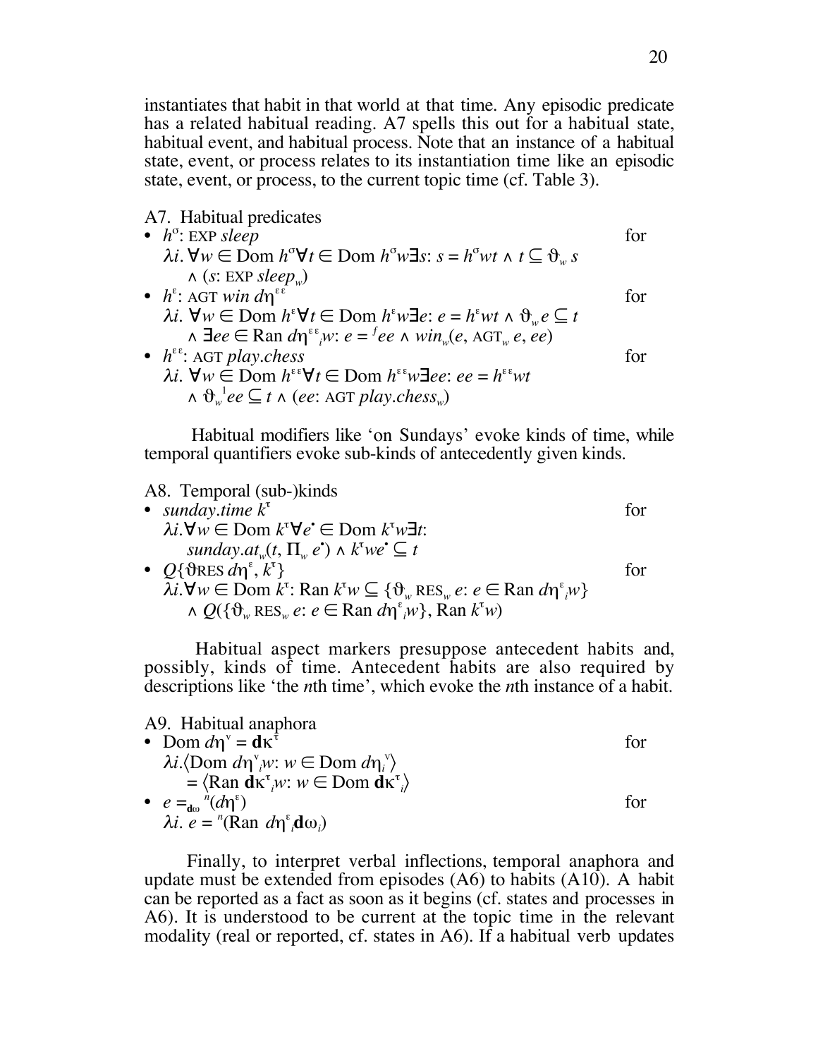instantiates that habit in that world at that time. Any episodic predicate has a related habitual reading. A7 spells this out for a habitual state, habitual event, and habitual process. Note that an instance of a habitual state, event, or process relates to its instantiation time like an episodic state, event, or process, to the current topic time (cf. Table 3).

A7. Habitual predicates

- $h^{\sigma}$: EXP *sleep* for
  $\lambda i.\ \forall w \in \text{Dom } h^{\sigma} \forall t \in \text{Dom } h^{\sigma}w \exists s\text{: } s = h^{\sigma}wt \wedge t \subseteq \vartheta_w\, s$
  $\wedge\ (s\text{: EXP } sleep_w)$
- $h^{\varepsilon}$: AGT *win* $d\eta^{\varepsilon\varepsilon}$ for
  $\lambda i.\ \forall w \in \text{Dom } h^{\varepsilon} \forall t \in \text{Dom } h^{\varepsilon}w \exists e\text{: } e = h^{\varepsilon}wt \wedge \vartheta_w e \subseteq t$
  $\wedge\ \exists ee \in \text{Ran } d\eta^{\varepsilon\varepsilon}{}_i w\text{: } e = {}^{f}ee \wedge win_w(e, \text{AGT}_w\, e, ee)$
- $h^{\varepsilon\varepsilon}$: AGT *play.chess* for
  $\lambda i.\ \forall w \in \text{Dom } h^{\varepsilon\varepsilon} \forall t \in \text{Dom } h^{\varepsilon\varepsilon}w \exists ee\text{: } ee = h^{\varepsilon\varepsilon}wt$
  $\wedge\ \vartheta_w{}^{1}ee \subseteq t \wedge (ee\text{: AGT } play.chess_w)$

Habitual modifiers like 'on Sundays' evoke kinds of time, while temporal quantifiers evoke sub-kinds of antecedently given kinds.

A8. Temporal (sub-)kinds

- *sunday.time* $k^{\tau}$ for
  $\lambda i. \forall w \in \text{Dom } k^{\tau} \forall e^{\bullet} \in \text{Dom } k^{\tau}w \exists t\text{:}$
  $sunday.at_w(t, \Pi_w\, e^{\bullet}) \wedge k^{\tau}we^{\bullet} \subseteq t$
- $Q\{\vartheta\text{RES } d\eta^{\varepsilon}, k^{\tau}\}$ for
  $\lambda i. \forall w \in \text{Dom } k^{\tau}\text{: Ran } k^{\tau}w \subseteq \{\vartheta_w \text{ RES}_w\, e\text{: } e \in \text{Ran } d\eta^{\varepsilon}{}_i w\}$
  $\wedge\ Q(\{\vartheta_w \text{ RES}_w\, e\text{: } e \in \text{Ran } d\eta^{\varepsilon}{}_i w\}, \text{Ran } k^{\tau}w)$

Habitual aspect markers presuppose antecedent habits and, possibly, kinds of time. Antecedent habits are also required by descriptions like 'the *n*th time', which evoke the *n*th instance of a habit.

A9. Habitual anaphora

- $\text{Dom } d\eta^{\mathrm{v}} = \mathbf{d}\kappa^{\tau}$ for
  $\lambda i. \langle \text{Dom } d\eta^{\mathrm{v}}{}_i w\text{: } w \in \text{Dom } d\eta_i^{\mathrm{v}} \rangle$
  $= \langle \text{Ran } \mathbf{d}\kappa^{\tau}{}_i w\text{: } w \in \text{Dom } \mathbf{d}\kappa^{\tau}{}_i \rangle$
- $e =_{\mathbf{d}\omega} {}^{n}(d\eta^{\varepsilon})$ for
  $\lambda i.\ e = {}^{n}(\text{Ran } d\eta^{\varepsilon}{}_i \mathbf{d}\omega_i)$

Finally, to interpret verbal inflections, temporal anaphora and update must be extended from episodes (A6) to habits (A10). A habit can be reported as a fact as soon as it begins (cf. states and processes in A6). It is understood to be current at the topic time in the relevant modality (real or reported, cf. states in A6). If a habitual verb updates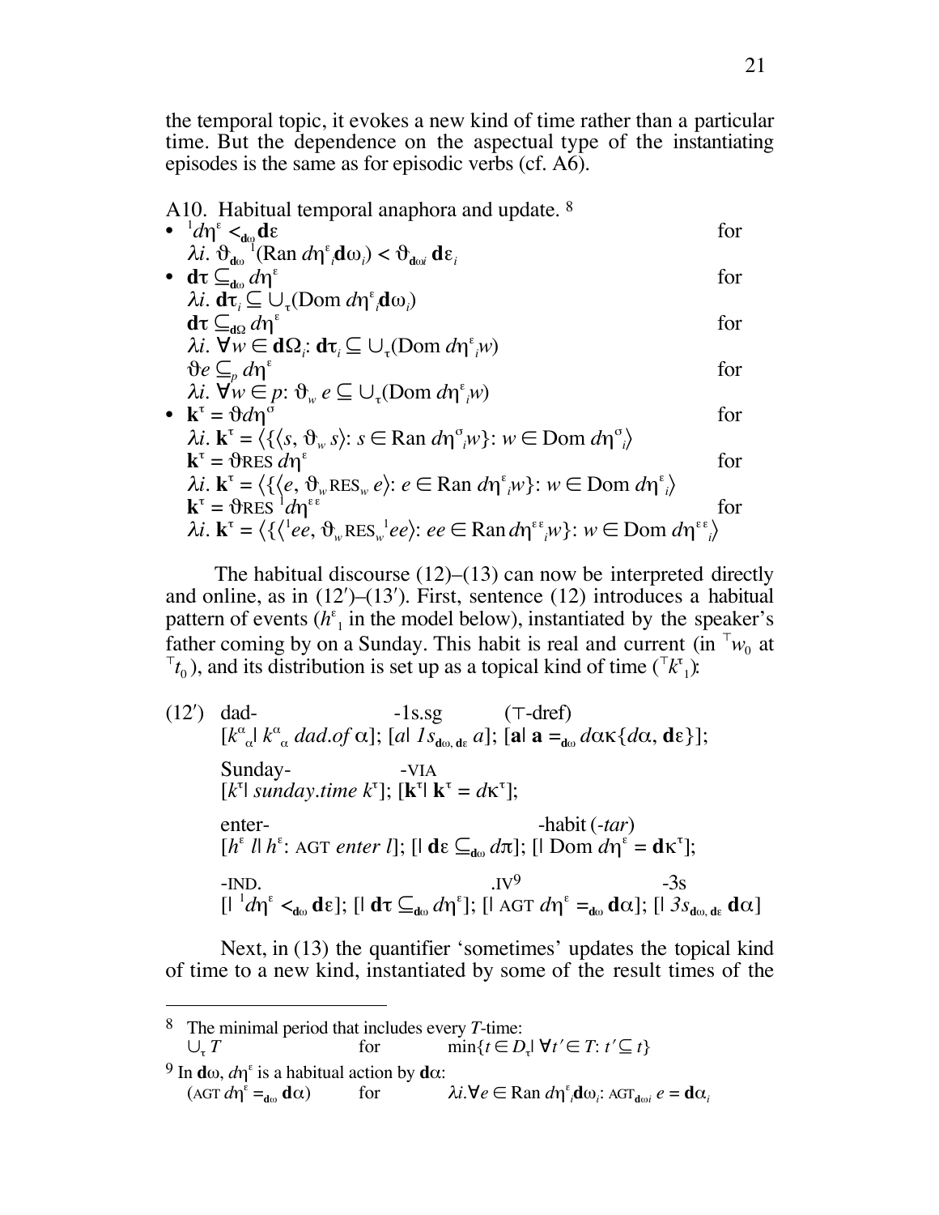the temporal topic, it evokes a new kind of time rather than a particular time. But the dependence on the aspectual type of the instantiating episodes is the same as for episodic verbs (cf. A6).

A10. Habitual temporal anaphora and update. [8]

- ${}^{1}d\eta^{\varepsilon} <_{\mathbf{d}\omega} \mathbf{d}\varepsilon$ for
  $\lambda i.\ \vartheta_{\mathbf{d}\omega}{}^{1}(\text{Ran } d\eta^{\varepsilon}{}_{i}\mathbf{d}\omega_{i}) < \vartheta_{\mathbf{d}\omega i}\ \mathbf{d}\varepsilon_{i}$
- $\mathbf{d}\tau \subseteq_{\mathbf{d}\omega} d\eta^{\varepsilon}$ for
  $\lambda i.\ \mathbf{d}\tau_{i} \subseteq \cup_{\tau}(\text{Dom } d\eta^{\varepsilon}{}_{i}\mathbf{d}\omega_{i})$
  $\mathbf{d}\tau \subseteq_{\mathbf{d}\Omega} d\eta^{\varepsilon}$ for
  $\lambda i.\ \forall w \in \mathbf{d}\Omega_{i}\text{: } \mathbf{d}\tau_{i} \subseteq \cup_{\tau}(\text{Dom } d\eta^{\varepsilon}{}_{i}w)$
  $\vartheta e \subseteq_{p} d\eta^{\varepsilon}$ for
  $\lambda i.\ \forall w \in p\text{: } \vartheta_{w}\ e \subseteq \cup_{\tau}(\text{Dom } d\eta^{\varepsilon}{}_{i}w)$
- $\mathbf{k}^{\tau} = \vartheta d\eta^{\sigma}$ for
  $\lambda i.\ \mathbf{k}^{\tau} = \langle\{\langle s, \vartheta_{w}\ s\rangle\text{: } s \in \text{Ran } d\eta^{\sigma}{}_{i}w\}\text{: } w \in \text{Dom } d\eta^{\sigma}{}_{i}\rangle$
  $\mathbf{k}^{\tau} = \vartheta\text{RES } d\eta^{\varepsilon}$ for
  $\lambda i.\ \mathbf{k}^{\tau} = \langle\{\langle e, \vartheta_{w}\text{RES}_{w}\ e\rangle\text{: } e \in \text{Ran } d\eta^{\varepsilon}{}_{i}w\}\text{: } w \in \text{Dom } d\eta^{\varepsilon}{}_{i}\rangle$
  $\mathbf{k}^{\tau} = \vartheta\text{RES } {}^{1}d\eta^{\varepsilon\varepsilon}$ for
  $\lambda i.\ \mathbf{k}^{\tau} = \langle\{\langle {}^{1}ee, \vartheta_{w}\text{RES}_{w}{}^{1}ee\rangle\text{: } ee \in \text{Ran } d\eta^{\varepsilon\varepsilon}{}_{i}w\}\text{: } w \in \text{Dom } d\eta^{\varepsilon\varepsilon}{}_{i}\rangle$

The habitual discourse (12)–(13) can now be interpreted directly and online, as in (12′)–(13′). First, sentence (12) introduces a habitual pattern of events ($h^{\varepsilon}{}_{1}$ in the model below), instantiated by the speaker's father coming by on a Sunday. This habit is real and current (in ${}^{\top}w_{0}$ at ${}^{\top}t_{0}$), and its distribution is set up as a topical kind of time (${}^{\top}k^{\tau}{}_{1}$):

(12′) dad- -1s.sg ($\top$-dref)
$[k^{\alpha}{}_{\alpha}|\ k^{\alpha}{}_{\alpha}\ dad.of\ \alpha]$; $[a|\ 1s_{\mathbf{d}\omega,\,\mathbf{d}\varepsilon}\ a]$; $[\mathbf{a}|\ \mathbf{a} =_{\mathbf{d}\omega} d\alpha\kappa\{d\alpha, \mathbf{d}\varepsilon\}]$;

Sunday- -VIA
$[k^{\tau}|\ sunday.time\ k^{\tau}]$; $[\mathbf{k}^{\tau}|\ \mathbf{k}^{\tau} = d\kappa^{\tau}]$;

enter- -habit (*-tar*)
$[h^{\varepsilon}\ l|\ h^{\varepsilon}\text{: AGT } enter\ l]$; $[|\ \mathbf{d}\varepsilon \subseteq_{\mathbf{d}\omega} d\pi]$; $[|\ \text{Dom } d\eta^{\varepsilon} = \mathbf{d}\kappa^{\tau}]$;

-IND. .IV[9] -3s
$[|\ {}^{1}d\eta^{\varepsilon} <_{\mathbf{d}\omega} \mathbf{d}\varepsilon]$; $[|\ \mathbf{d}\tau \subseteq_{\mathbf{d}\omega} d\eta^{\varepsilon}]$; $[|\ \text{AGT } d\eta^{\varepsilon} =_{\mathbf{d}\omega} \mathbf{d}\alpha]$; $[|\ 3s_{\mathbf{d}\omega,\,\mathbf{d}\varepsilon}\ \mathbf{d}\alpha]$

Next, in (13) the quantifier 'sometimes' updates the topical kind of time to a new kind, instantiated by some of the result times of the

---

[8] The minimal period that includes every *T*-time:
$\cup_{\tau} T$ for $\min\{t \in D_{\tau}|\ \forall t' \in T\text{: } t' \subseteq t\}$

[9] In $\mathbf{d}\omega$, $d\eta^{\varepsilon}$ is a habitual action by $\mathbf{d}\alpha$:
$(\text{AGT } d\eta^{\varepsilon} =_{\mathbf{d}\omega} \mathbf{d}\alpha)$ for $\lambda i.\forall e \in \text{Ran } d\eta^{\varepsilon}{}_{i}\mathbf{d}\omega_{i}\text{: AGT}_{\mathbf{d}\omega i}\ e = \mathbf{d}\alpha_{i}$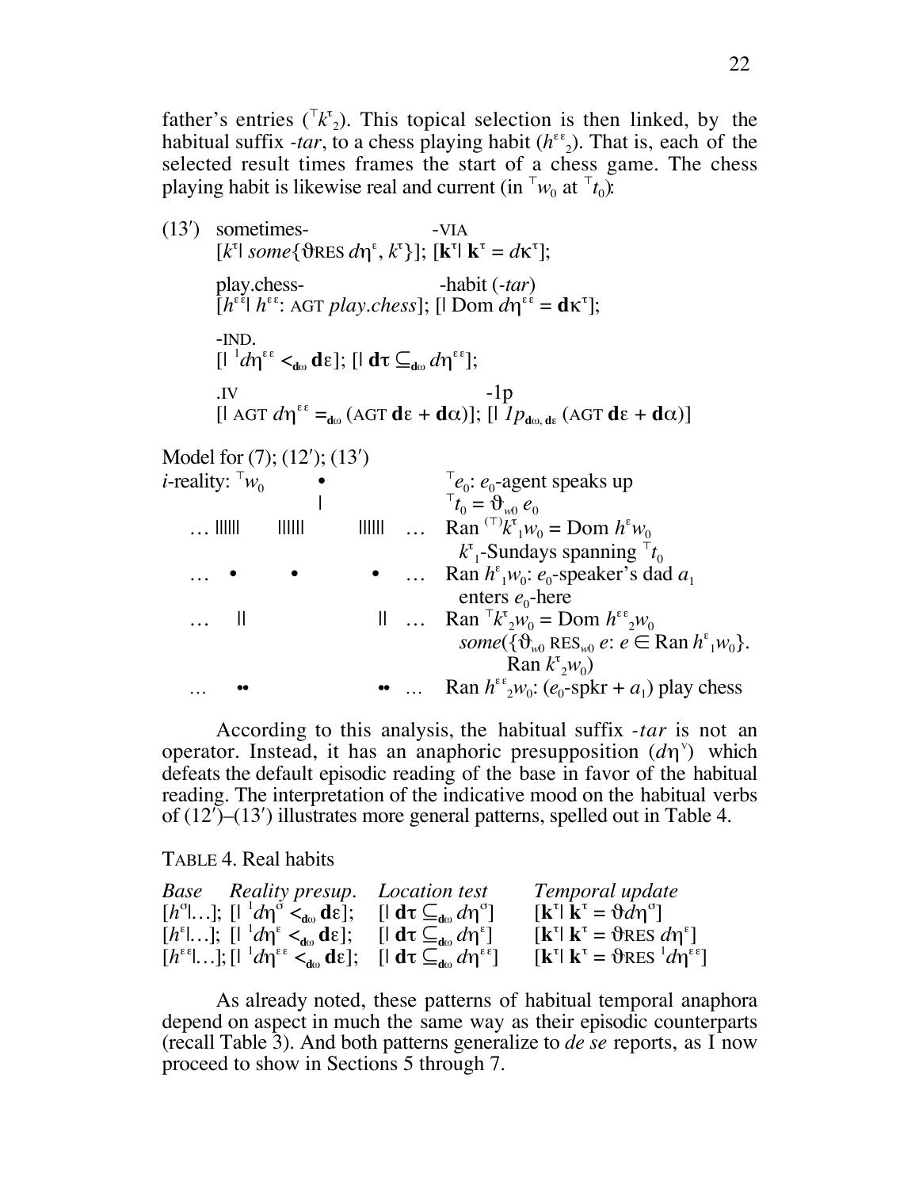father's entries (${}^{\top}k^{\tau}_{2}$). This topical selection is then linked, by the habitual suffix *-tar*, to a chess playing habit ($h^{\varepsilon\varepsilon}_{2}$). That is, each of the selected result times frames the start of a chess game. The chess playing habit is likewise real and current (in ${}^{\top}w_0$ at ${}^{\top}t_0$):

(13′) sometimes- -VIA
$[k^{\tau}|\ \mathit{some}\{\vartheta\text{RES}\ d\eta^{\varepsilon}, k^{\tau}\}]$; $[\mathbf{k}^{\tau}|\ \mathbf{k}^{\tau} = d\kappa^{\tau}]$;

play.chess- -habit (*-tar*)
$[h^{\varepsilon\varepsilon}|\ h^{\varepsilon\varepsilon}\text{: AGT}\ \mathit{play.chess}]$; $[|\ \text{Dom}\ d\eta^{\varepsilon\varepsilon} = \mathbf{d}\kappa^{\tau}]$;

-IND.
$[|\ {}^{1}d\eta^{\varepsilon\varepsilon} <_{\mathbf{d}\omega} \mathbf{d}\varepsilon]$; $[|\ \mathbf{d}\tau \subseteq_{\mathbf{d}\omega} d\eta^{\varepsilon\varepsilon}]$;

.IV -1p
$[|\ \text{AGT}\ d\eta^{\varepsilon\varepsilon} =_{\mathbf{d}\omega} (\text{AGT}\ \mathbf{d}\varepsilon + \mathbf{d}\alpha)]$; $[|\ \mathit{1p}_{\mathbf{d}\omega,\,\mathbf{d}\varepsilon}\ (\text{AGT}\ \mathbf{d}\varepsilon + \mathbf{d}\alpha)]$

Model for (7); (12′); (13′)

| | |
|---|---|
| *i*-reality: ${}^{\top}w_0$ • | ${}^{\top}e_0$: $e_0$-agent speaks up |
| \| | ${}^{\top}t_0 = \vartheta_{w0}\ e_0$ |
| … \|\|\|\|\|\| \|\|\|\|\|\| \|\|\|\|\|\| … | Ran ${}^{(\top)}k^{\tau}_{1}w_0$ = Dom $h^{\varepsilon}w_0$ $k^{\tau}_{1}$-Sundays spanning ${}^{\top}t_0$ |
| … • • • … | Ran $h^{\varepsilon}_{1}w_0$: $e_0$-speaker's dad $a_1$ enters $e_0$-here |
| … \|\| \|\| … | Ran ${}^{\top}k^{\tau}_{2}w_0$ = Dom $h^{\varepsilon\varepsilon}_{2}w_0$ $\mathit{some}(\{\vartheta_{w0}\ \text{RES}_{w0}\ e\text{: } e \in \text{Ran}\ h^{\varepsilon}_{1}w_0\}.\ \text{Ran}\ k^{\tau}_{2}w_0)$ |
| … •• •• … | Ran $h^{\varepsilon\varepsilon}_{2}w_0$: ($e_0$-spkr + $a_1$) play chess |

According to this analysis, the habitual suffix *-tar* is not an operator. Instead, it has an anaphoric presupposition ($d\eta^{\vee}$) which defeats the default episodic reading of the base in favor of the habitual reading. The interpretation of the indicative mood on the habitual verbs of (12′)–(13′) illustrates more general patterns, spelled out in Table 4.

TABLE 4. Real habits

| *Base* | *Reality presup.* | *Location test* | *Temporal update* |
|---|---|---|---|
| $[h^{\sigma}\|\ldots]$; | $[\|\ {}^{1}d\eta^{\sigma} <_{\mathbf{d}\omega} \mathbf{d}\varepsilon]$; | $[\|\ \mathbf{d}\tau \subseteq_{\mathbf{d}\omega} d\eta^{\sigma}]$ | $[\mathbf{k}^{\tau}\|\ \mathbf{k}^{\tau} = \vartheta d\eta^{\sigma}]$ |
| $[h^{\varepsilon}\|\ldots]$; | $[\|\ {}^{1}d\eta^{\varepsilon} <_{\mathbf{d}\omega} \mathbf{d}\varepsilon]$; | $[\|\ \mathbf{d}\tau \subseteq_{\mathbf{d}\omega} d\eta^{\varepsilon}]$ | $[\mathbf{k}^{\tau}\|\ \mathbf{k}^{\tau} = \vartheta\text{RES}\ d\eta^{\varepsilon}]$ |
| $[h^{\varepsilon\varepsilon}\|\ldots]$; | $[\|\ {}^{1}d\eta^{\varepsilon\varepsilon} <_{\mathbf{d}\omega} \mathbf{d}\varepsilon]$; | $[\|\ \mathbf{d}\tau \subseteq_{\mathbf{d}\omega} d\eta^{\varepsilon\varepsilon}]$ | $[\mathbf{k}^{\tau}\|\ \mathbf{k}^{\tau} = \vartheta\text{RES}\ {}^{1}d\eta^{\varepsilon\varepsilon}]$ |

As already noted, these patterns of habitual temporal anaphora depend on aspect in much the same way as their episodic counterparts (recall Table 3). And both patterns generalize to *de se* reports, as I now proceed to show in Sections 5 through 7.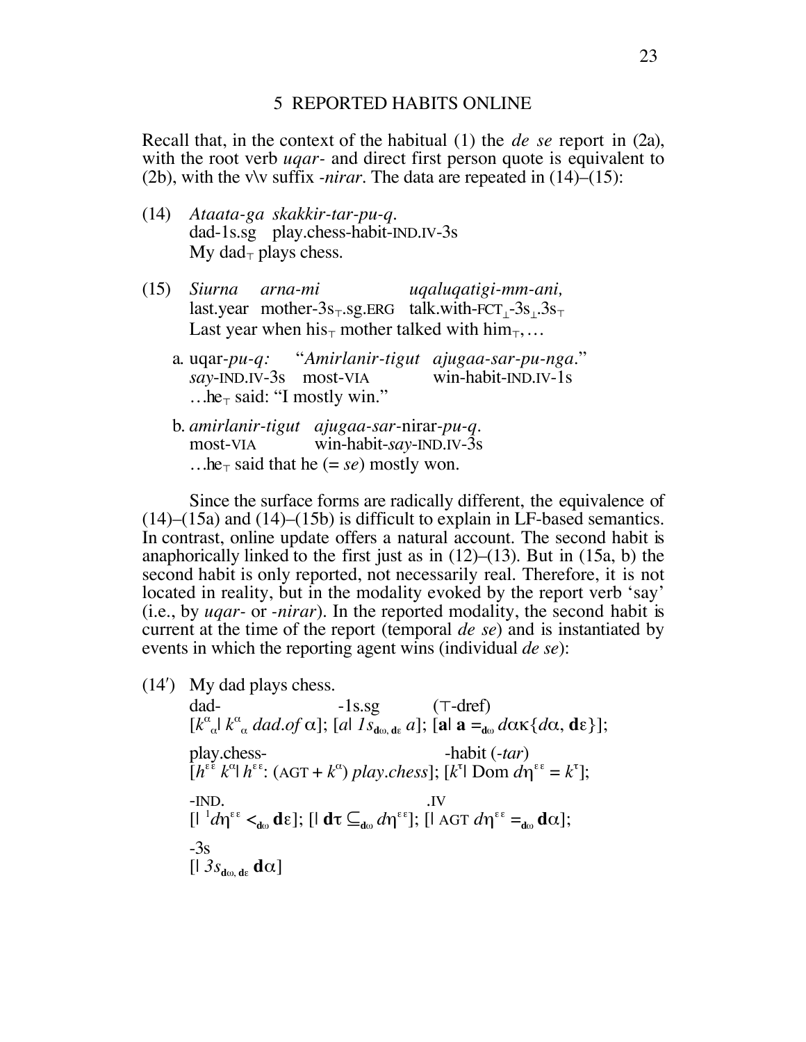## 5 REPORTED HABITS ONLINE

Recall that, in the context of the habitual (1) the *de se* report in (2a), with the root verb *uqar-* and direct first person quote is equivalent to (2b), with the v\v suffix *-nirar*. The data are repeated in (14)–(15):

(14) *Ataata-ga skakkir-tar-pu-q.*
dad-1s.sg play.chess-habit-IND.IV-3s
My dad$_\top$ plays chess.

(15) *Siurna arna-mi uqaluqatigi-mm-ani,*
last.year mother-3s$_\top$.sg.ERG talk.with-FCT$_\perp$-3s$_\perp$.3s$_\top$
Last year when his$_\top$ mother talked with him$_\top$, …

a. uqar-*pu-q:* "*Amirlanir-tigut ajugaa-sar-pu-nga.*"
*say*-IND.IV-3s most-VIA win-habit-IND.IV-1s
…he$_\top$ said: "I mostly win."

b. *amirlanir-tigut ajugaa-sar-*nirar*-pu-q.*
most-VIA win-habit-*say*-IND.IV-3s
…he$_\top$ said that he (= *se*) mostly won.

Since the surface forms are radically different, the equivalence of (14)–(15a) and (14)–(15b) is difficult to explain in LF-based semantics. In contrast, online update offers a natural account. The second habit is anaphorically linked to the first just as in (12)–(13). But in (15a, b) the second habit is only reported, not necessarily real. Therefore, it is not located in reality, but in the modality evoked by the report verb 'say' (i.e., by *uqar-* or *-nirar*). In the reported modality, the second habit is current at the time of the report (temporal *de se*) and is instantiated by events in which the reporting agent wins (individual *de se*):

(14′) My dad plays chess.

dad- -1s.sg ($\top$-dref)
$[k^\alpha{}_\alpha |\, k^\alpha{}_\alpha\ dad.of\ \alpha]$; $[a|\ 1s_{\mathbf{d}\omega,\,\mathbf{d}\varepsilon}\ a]$; $[\mathbf{a}|\ \mathbf{a} =_{\mathbf{d}\omega} d\alpha\kappa\{d\alpha, \mathbf{d}\varepsilon\}]$;

play.chess- -habit (*-tar*)
$[h^{\varepsilon\varepsilon}\ k^\alpha |\ h^{\varepsilon\varepsilon}\!: (\text{AGT} + k^\alpha)\ play.chess]$; $[k^\tau |\ \text{Dom}\ d\eta^{\varepsilon\varepsilon} = k^\tau]$;

-IND. .IV
$[|\ {}^1 d\eta^{\varepsilon\varepsilon} <_{\mathbf{d}\omega} \mathbf{d}\varepsilon]$; $[|\ \mathbf{d}\tau \subseteq_{\mathbf{d}\omega} d\eta^{\varepsilon\varepsilon}]$; $[|\ \text{AGT}\ d\eta^{\varepsilon\varepsilon} =_{\mathbf{d}\omega} \mathbf{d}\alpha]$;

-3s
$[|\ 3s_{\mathbf{d}\omega,\,\mathbf{d}\varepsilon}\ \mathbf{d}\alpha]$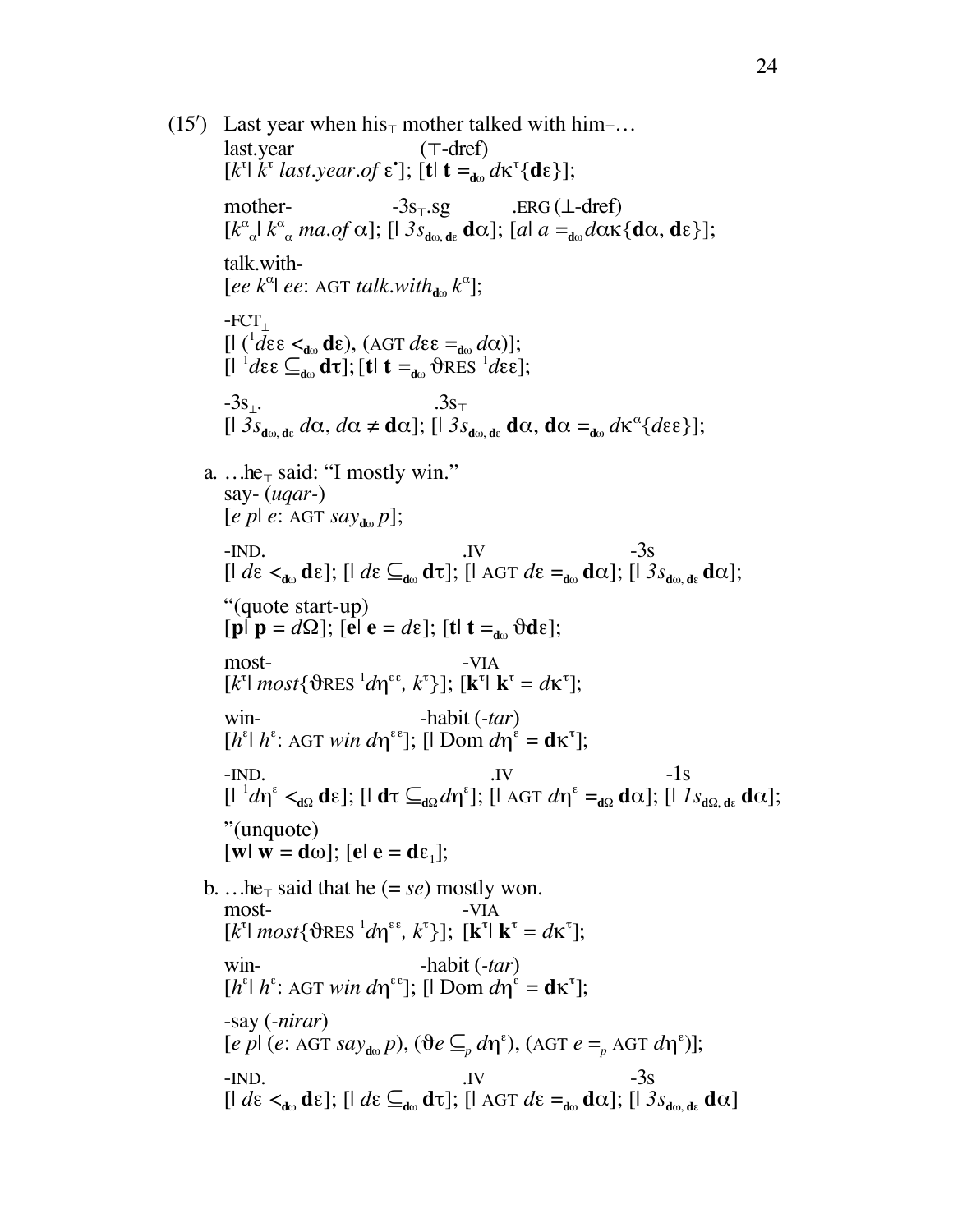(15′) Last year when his$_\top$ mother talked with him$_\top$…

last.year (⊤-dref)
$[k^\tau|\ k^\tau\ \mathit{last.year.of}\ \varepsilon^\bullet]$; $[\mathbf{t}|\ \mathbf{t} =_{\mathbf{d}\omega} d\kappa^\tau\{\mathbf{d}\varepsilon\}]$;

mother- -3s$_\top$.sg .ERG (⊥-dref)
$[k^\alpha{}_\alpha|\ k^\alpha{}_\alpha\ \mathit{ma.of}\ \alpha]$; $[|\ 3s_{\mathbf{d}\omega,\, \mathbf{d}\varepsilon}\ \mathbf{d}\alpha]$; $[a|\ a =_{\mathbf{d}\omega} d\alpha\kappa\{\mathbf{d}\alpha, \mathbf{d}\varepsilon\}]$;

talk.with-
$[ee\ k^\alpha|\ ee\text{: AGT } \mathit{talk.with}_{\mathbf{d}\omega}\ k^\alpha]$;

-FCT$_\perp$
$[|\ ({}^1d\varepsilon\varepsilon <_{\mathbf{d}\omega} \mathbf{d}\varepsilon), (\text{AGT } d\varepsilon\varepsilon =_{\mathbf{d}\omega} d\alpha)]$;
$[|\ {}^1d\varepsilon\varepsilon \subseteq_{\mathbf{d}\omega} \mathbf{d}\tau]$; $[\mathbf{t}|\ \mathbf{t} =_{\mathbf{d}\omega} \vartheta\text{RES } {}^1d\varepsilon\varepsilon]$;

-3s$_\perp$. .3s$_\top$
$[|\ 3s_{\mathbf{d}\omega,\, \mathbf{d}\varepsilon}\ d\alpha, d\alpha \neq \mathbf{d}\alpha]$; $[|\ 3s_{\mathbf{d}\omega,\, \mathbf{d}\varepsilon}\ \mathbf{d}\alpha, \mathbf{d}\alpha =_{\mathbf{d}\omega} d\kappa^\alpha\{d\varepsilon\varepsilon\}]$;

a. …he$_\top$ said: "I mostly win."

say- (*uqar-*)
$[e\ p|\ e\text{: AGT } \mathit{say}_{\mathbf{d}\omega}\ p]$;

-IND. .IV -3s
$[|\ d\varepsilon <_{\mathbf{d}\omega} \mathbf{d}\varepsilon]$; $[|\ d\varepsilon \subseteq_{\mathbf{d}\omega} \mathbf{d}\tau]$; $[|\ \text{AGT } d\varepsilon =_{\mathbf{d}\omega} \mathbf{d}\alpha]$; $[|\ 3s_{\mathbf{d}\omega,\, \mathbf{d}\varepsilon}\ \mathbf{d}\alpha]$;

"(quote start-up)
$[\mathbf{p}|\ \mathbf{p} = d\Omega]$; $[\mathbf{e}|\ \mathbf{e} = d\varepsilon]$; $[\mathbf{t}|\ \mathbf{t} =_{\mathbf{d}\omega} \vartheta\mathbf{d}\varepsilon]$;

most- -VIA
$[k^\tau|\ \mathit{most}\{\vartheta\text{RES } {}^1d\eta^{\varepsilon\varepsilon}, k^\tau\}]$; $[\mathbf{k}^\tau|\ \mathbf{k}^\tau = d\kappa^\tau]$;

win- -habit (*-tar*)
$[h^\varepsilon|\ h^\varepsilon\text{: AGT } \mathit{win}\ d\eta^{\varepsilon\varepsilon}]$; $[|\ \text{Dom } d\eta^\varepsilon = \mathbf{d}\kappa^\tau]$;

-IND. .IV -1s
$[|\ {}^1d\eta^\varepsilon <_{\mathbf{d}\Omega} \mathbf{d}\varepsilon]$; $[|\ \mathbf{d}\tau \subseteq_{\mathbf{d}\Omega} d\eta^\varepsilon]$; $[|\ \text{AGT } d\eta^\varepsilon =_{\mathbf{d}\Omega} \mathbf{d}\alpha]$; $[|\ 1s_{\mathbf{d}\Omega,\, \mathbf{d}\varepsilon}\ \mathbf{d}\alpha]$;

"(unquote)
$[\mathbf{w}|\ \mathbf{w} = \mathbf{d}\omega]$; $[\mathbf{e}|\ \mathbf{e} = \mathbf{d}\varepsilon_1]$;

b. …he$_\top$ said that he (= *se*) mostly won.

most- -VIA
$[k^\tau|\ \mathit{most}\{\vartheta\text{RES } {}^1d\eta^{\varepsilon\varepsilon}, k^\tau\}]$; $[\mathbf{k}^\tau|\ \mathbf{k}^\tau = d\kappa^\tau]$;

win- -habit (*-tar*)
$[h^\varepsilon|\ h^\varepsilon\text{: AGT } \mathit{win}\ d\eta^{\varepsilon\varepsilon}]$; $[|\ \text{Dom } d\eta^\varepsilon = \mathbf{d}\kappa^\tau]$;

-say (*-nirar*)
$[e\ p|\ (e\text{: AGT } \mathit{say}_{\mathbf{d}\omega}\ p), (\vartheta e \subseteq_p d\eta^\varepsilon), (\text{AGT } e =_p \text{AGT } d\eta^\varepsilon)]$;

-IND. .IV -3s
$[|\ d\varepsilon <_{\mathbf{d}\omega} \mathbf{d}\varepsilon]$; $[|\ d\varepsilon \subseteq_{\mathbf{d}\omega} \mathbf{d}\tau]$; $[|\ \text{AGT } d\varepsilon =_{\mathbf{d}\omega} \mathbf{d}\alpha]$; $[|\ 3s_{\mathbf{d}\omega,\, \mathbf{d}\varepsilon}\ \mathbf{d}\alpha]$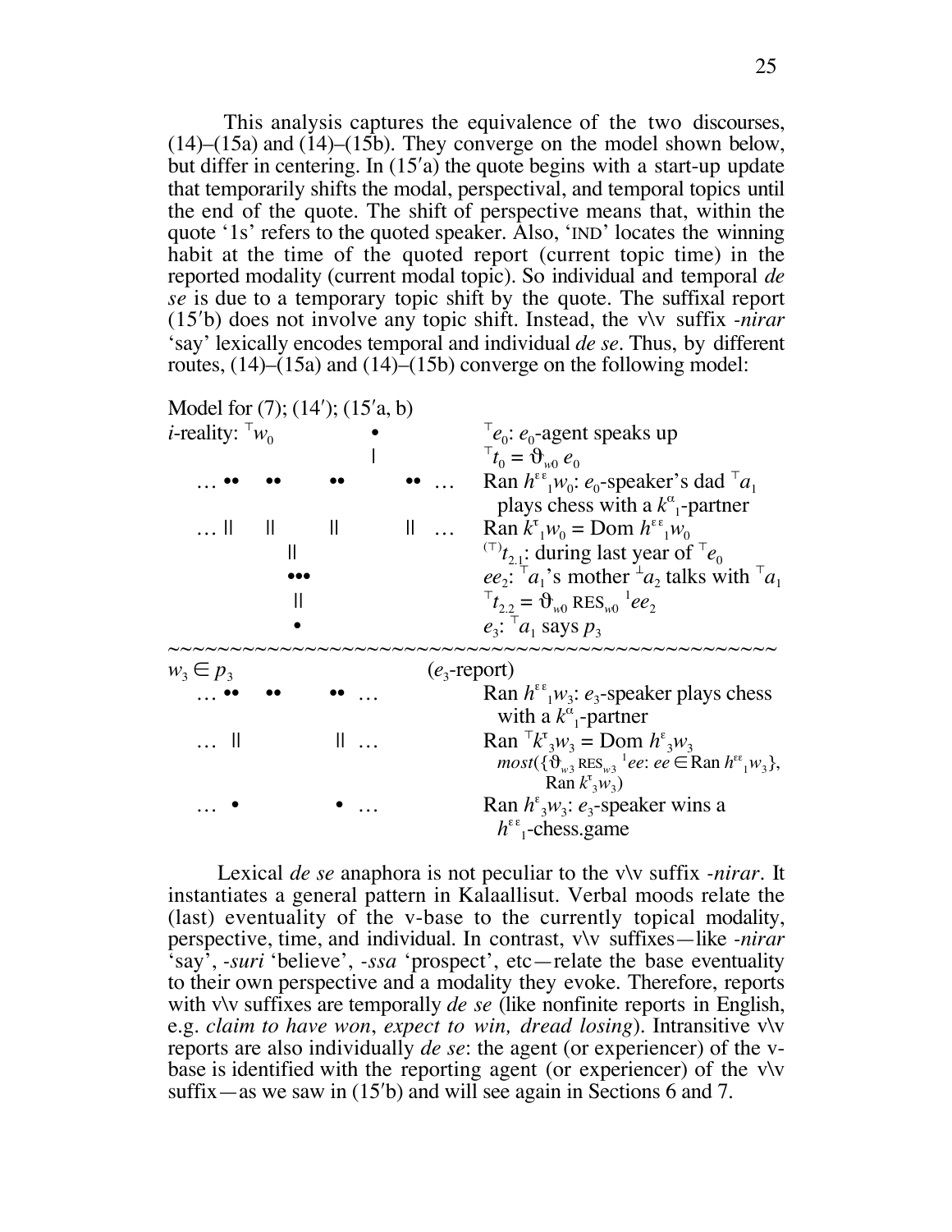This analysis captures the equivalence of the two discourses, (14)–(15a) and (14)–(15b). They converge on the model shown below, but differ in centering. In (15′a) the quote begins with a start-up update that temporarily shifts the modal, perspectival, and temporal topics until the end of the quote. The shift of perspective means that, within the quote '1s' refers to the quoted speaker. Also, 'IND' locates the winning habit at the time of the quoted report (current topic time) in the reported modality (current modal topic). So individual and temporal *de se* is due to a temporary topic shift by the quote. The suffixal report (15′b) does not involve any topic shift. Instead, the v\v suffix *-nirar* 'say' lexically encodes temporal and individual *de se*. Thus, by different routes, (14)–(15a) and (14)–(15b) converge on the following model:

```
Model for (7); (14′); (15′a, b)
i-reality: ⊤w0            •                ⊤e0: e0-agent speaks up
                          |                ⊤t0 = ϑw0 e0
  … ••    ••      ••        •• …           Ran hεε1w0: e0-speaker's dad ⊤a1
                                             plays chess with a kα1-partner
  … ||    ||      ||        || …           Ran kτ1w0 = Dom hεε1w0
             ||                            (⊤)t2.1: during last year of ⊤e0
             •••                           ee2: ⊤a1's mother ⊥a2 talks with ⊤a1
             ||                            ⊤t2.2 = ϑw0 RESw0 1ee2
             •                             e3: ⊤a1 says p3
~~~~~~~~~~~~~~~~~~~~~~~~~~~~~~~~~~~~~~~~~~~~~~~~~~~~~~~~~~~
w3 ∈ p3                        (e3-report)
  … ••    ••      •• …                     Ran hεε1w3: e3-speaker plays chess
                                             with a kα1-partner
  …  ||           || …                     Ran ⊤kτ3w3 = Dom hε3w3
                                             most({ϑw3 RESw3 1ee: ee ∈ Ran hεε1w3},
                                                 Ran kτ3w3)
  …  •            •  …                     Ran hε3w3: e3-speaker wins a
                                             hεε1-chess.game
```

Lexical *de se* anaphora is not peculiar to the v\v suffix *-nirar*. It instantiates a general pattern in Kalaallisut. Verbal moods relate the (last) eventuality of the v-base to the currently topical modality, perspective, time, and individual. In contrast, v\v suffixes—like *-nirar* 'say', *-suri* 'believe', *-ssa* 'prospect', etc—relate the base eventuality to their own perspective and a modality they evoke. Therefore, reports with v\v suffixes are temporally *de se* (like nonfinite reports in English, e.g. *claim to have won*, *expect to win, dread losing*). Intransitive v\v reports are also individually *de se*: the agent (or experiencer) of the v-base is identified with the reporting agent (or experiencer) of the v\v suffix—as we saw in (15′b) and will see again in Sections 6 and 7.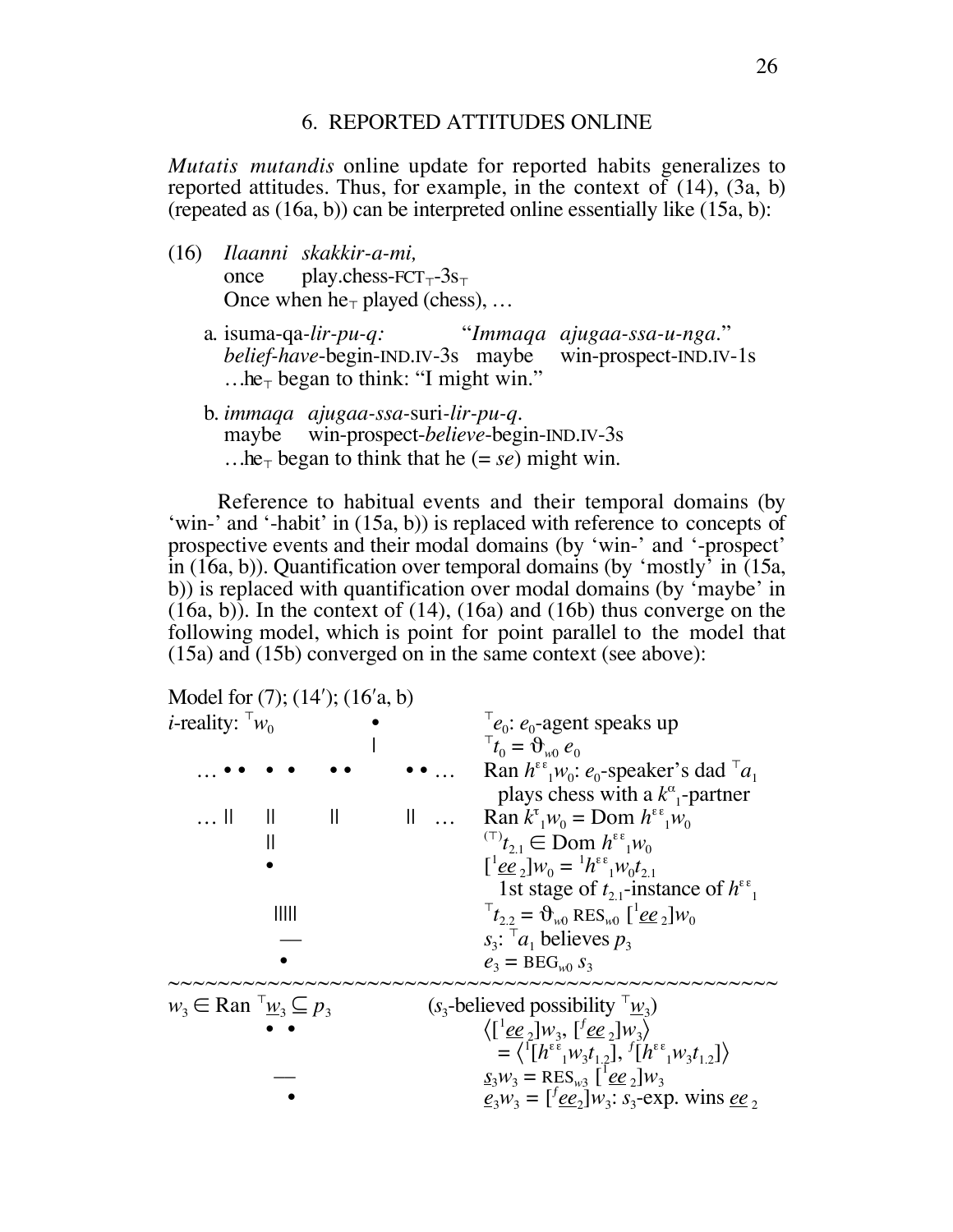## 6. REPORTED ATTITUDES ONLINE

*Mutatis mutandis* online update for reported habits generalizes to reported attitudes. Thus, for example, in the context of (14), (3a, b) (repeated as (16a, b)) can be interpreted online essentially like (15a, b):

(16) *Ilaanni skakkir-a-mi,*
once play.chess-FCT$_{\top}$-3s$_{\top}$
Once when he$_{\top}$ played (chess), …

a. isuma-qa-*lir-pu-q:* "*Immaqa ajugaa-ssa-u-nga.*"
*belief-have*-begin-IND.IV-3s maybe win-prospect-IND.IV-1s
…he$_{\top}$ began to think: "I might win."

b. *immaqa ajugaa-ssa*-suri-*lir-pu-q*.
maybe win-prospect-*believe*-begin-IND.IV-3s
…he$_{\top}$ began to think that he (= *se*) might win.

Reference to habitual events and their temporal domains (by 'win-' and '-habit' in (15a, b)) is replaced with reference to concepts of prospective events and their modal domains (by 'win-' and '-prospect' in (16a, b)). Quantification over temporal domains (by 'mostly' in (15a, b)) is replaced with quantification over modal domains (by 'maybe' in (16a, b)). In the context of (14), (16a) and (16b) thus converge on the following model, which is point for point parallel to the model that (15a) and (15b) converged on in the same context (see above):

Model for (7); (14′); (16′a, b)

*i*-reality: $^{\top}w_0$

- $^{\top}e_0$: $e_0$-agent speaks up
- $^{\top}t_0 = \vartheta_{w0}\, e_0$
- Ran $h^{\varepsilon\varepsilon}{}_1 w_0$: $e_0$-speaker's dad $^{\top}a_1$ plays chess with a $k^{\alpha}{}_1$-partner
- Ran $k^{\tau}{}_1 w_0$ = Dom $h^{\varepsilon\varepsilon}{}_1 w_0$
- $^{(\top)}t_{2.1} \in$ Dom $h^{\varepsilon\varepsilon}{}_1 w_0$
- $[^1\underline{ee}_2]w_0 = {}^1h^{\varepsilon\varepsilon}{}_1 w_0 t_{2.1}$
  1st stage of $t_{2.1}$-instance of $h^{\varepsilon\varepsilon}{}_1$
- $^{\top}t_{2.2} = \vartheta_{w0}$ RES$_{w0}$ $[^1\underline{ee}_2]w_0$
- $s_3$: $^{\top}a_1$ believes $p_3$
- $e_3$ = BEG$_{w0}$ $s_3$

~~~~~~~~~~~~~~~~~~~~~~~~~~~~~~~~~~~~~~~~~~~~~~~~~

$w_3 \in$ Ran $^{\top}\underline{w}_3 \subseteq p_3$ ($s_3$-believed possibility $^{\top}\underline{w}_3$)

- $\langle [^1\underline{ee}_2]w_3, [^f\underline{ee}_2]w_3 \rangle = \langle {}^1[h^{\varepsilon\varepsilon}{}_1 w_3 t_{1.2}], {}^f[h^{\varepsilon\varepsilon}{}_1 w_3 t_{1.2}] \rangle$
- $\underline{s}_3 w_3$ = RES$_{w3}$ $[^1\underline{ee}_2]w_3$
- $\underline{e}_3 w_3 = [^f\underline{ee}_2]w_3$: $s_3$-exp. wins $\underline{ee}_2$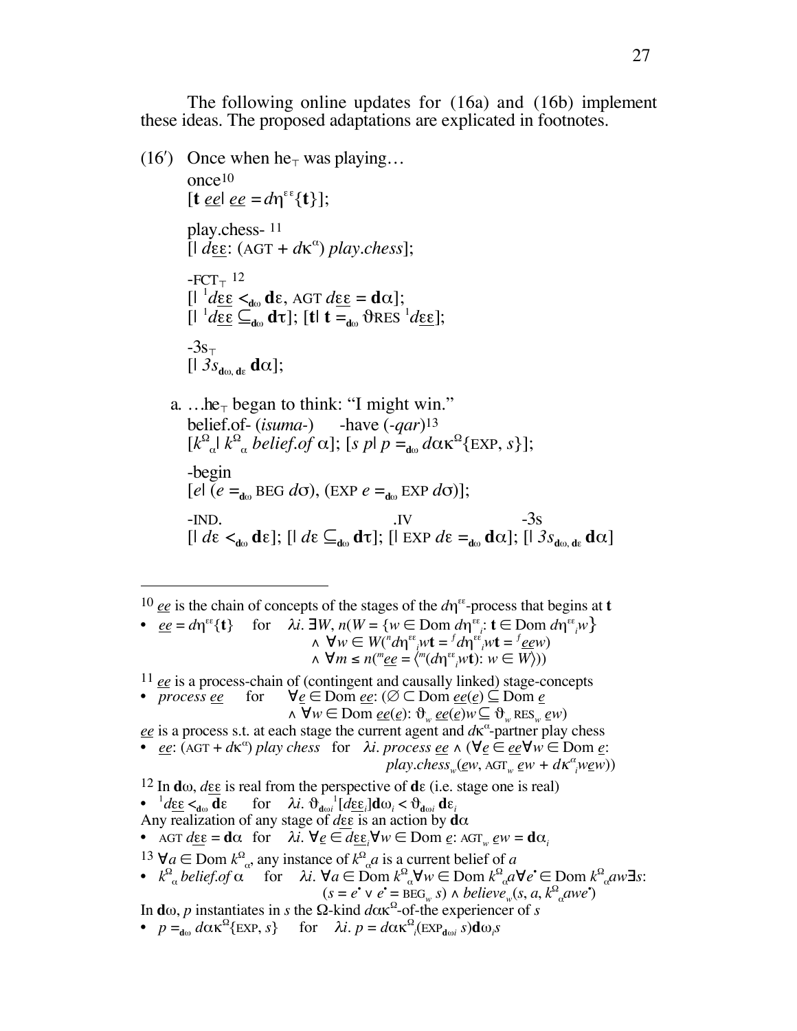The following online updates for (16a) and (16b) implement these ideas. The proposed adaptations are explicated in footnotes.

(16′) Once when he$_\top$ was playing…

once[10]
$[\mathbf{t}\ \underline{ee}|\ \underline{ee} = d\eta^{\varepsilon\varepsilon}\{\mathbf{t}\}]$;

play.chess- [11]
$[|\ d\underline{\varepsilon\varepsilon}$: $(\text{AGT} + d\kappa^{\alpha})$ *play.chess*$]$;

-FCT$_\top$ [12]
$[|\ {}^{1}d\underline{\varepsilon\varepsilon} <_{\mathbf{d}\omega} \mathbf{d}\varepsilon,\ \text{AGT}\ d\underline{\varepsilon\varepsilon} = \mathbf{d}\alpha]$;
$[|\ {}^{1}d\underline{\varepsilon\varepsilon} \subseteq_{\mathbf{d}\omega} \mathbf{d}\tau]$; $[\mathbf{t}|\ \mathbf{t} =_{\mathbf{d}\omega} \vartheta\text{RES}\ {}^{1}d\underline{\varepsilon\varepsilon}]$;

-3s$_\top$
$[|\ 3s_{\mathbf{d}\omega,\ \mathbf{d}\varepsilon}\ \mathbf{d}\alpha]$;

a. …he$_\top$ began to think: "I might win."

belief.of- (*isuma-*) -have (*-qar*)[13]
$[k^{\Omega}{}_{\alpha}|\ k^{\Omega}{}_{\alpha}\ \textit{belief.of}\ \alpha]$; $[s\ p|\ p =_{\mathbf{d}\omega} d\alpha\kappa^{\Omega}\{\text{EXP}, s\}]$;

-begin
$[e|\ (e =_{\mathbf{d}\omega} \text{BEG}\ d\sigma), (\text{EXP}\ e =_{\mathbf{d}\omega} \text{EXP}\ d\sigma)]$;

-IND. .IV -3s
$[|\ d\varepsilon <_{\mathbf{d}\omega} \mathbf{d}\varepsilon]$; $[|\ d\varepsilon \subseteq_{\mathbf{d}\omega} \mathbf{d}\tau]$; $[|\ \text{EXP}\ d\varepsilon =_{\mathbf{d}\omega} \mathbf{d}\alpha]$; $[|\ 3s_{\mathbf{d}\omega,\ \mathbf{d}\varepsilon}\ \mathbf{d}\alpha]$

---

[10] $\underline{ee}$ is the chain of concepts of the stages of the $d\eta^{\varepsilon\varepsilon}$-process that begins at $\mathbf{t}$

- $\underline{ee} = d\eta^{\varepsilon\varepsilon}\{\mathbf{t}\}$ for $\lambda i.\ \exists W, n(W = \{w \in \text{Dom}\ d\eta^{\varepsilon\varepsilon}{}_i\text{: } \mathbf{t} \in \text{Dom}\ d\eta^{\varepsilon\varepsilon}{}_i w\}$ $\wedge\ \forall w \in W({}^{n}d\eta^{\varepsilon\varepsilon}{}_i w\mathbf{t} = {}^{f}d\eta^{\varepsilon\varepsilon}{}_i w\mathbf{t} = {}^{f}\underline{ee}w)$ $\wedge\ \forall m \leq n({}^{m}\underline{ee} = \langle {}^{m}(d\eta^{\varepsilon\varepsilon}{}_i w\mathbf{t})\text{: } w \in W\rangle))$

[11] $\underline{ee}$ is a process-chain of (contingent and causally linked) stage-concepts

- *process* $\underline{ee}$ for $\forall \underline{e} \in \text{Dom}\ \underline{ee}\text{: } (\varnothing \subset \text{Dom}\ \underline{ee}(\underline{e}) \subseteq \text{Dom}\ \underline{e}$ $\wedge\ \forall w \in \text{Dom}\ \underline{ee}(\underline{e})\text{: } \vartheta_w\ \underline{ee}(\underline{e})w \subseteq \vartheta_w\ \text{RES}_w\ \underline{e}w)$

$\underline{ee}$ is a process s.t. at each stage the current agent and $d\kappa^{\alpha}$-partner play chess

- $\underline{ee}$: $(\text{AGT} + d\kappa^{\alpha})$ *play chess* for $\lambda i.\ \textit{process}\ \underline{ee} \wedge (\forall \underline{e} \in \underline{ee} \forall w \in \text{Dom}\ \underline{e}\text{:}$ $\textit{play.chess}_w(\underline{e}w, \text{AGT}_w\ \underline{e}w + d\kappa^{\alpha}{}_i w\underline{e}w))$

[12] In $\mathbf{d}\omega$, $d\underline{\varepsilon\varepsilon}$ is real from the perspective of $\mathbf{d}\varepsilon$ (i.e. stage one is real)

- ${}^{1}d\underline{\varepsilon\varepsilon} <_{\mathbf{d}\omega} \mathbf{d}\varepsilon$ for $\lambda i.\ \vartheta_{\mathbf{d}\omega i}{}^{1}[d\underline{\varepsilon\varepsilon}_i]\mathbf{d}\omega_i < \vartheta_{\mathbf{d}\omega i}\ \mathbf{d}\varepsilon_i$

Any realization of any stage of $d\underline{\varepsilon\varepsilon}$ is an action by $\mathbf{d}\alpha$

- $\text{AGT}\ d\underline{\varepsilon\varepsilon} = \mathbf{d}\alpha$ for $\lambda i.\ \forall \underline{e} \in d\underline{\varepsilon\varepsilon}_i \forall w \in \text{Dom}\ \underline{e}\text{: } \text{AGT}_w\ \underline{e}w = \mathbf{d}\alpha_i$

[13] $\forall a \in \text{Dom}\ k^{\Omega}{}_{\alpha}$, any instance of $k^{\Omega}{}_{\alpha}a$ is a current belief of $a$

- $k^{\Omega}{}_{\alpha}$ *belief.of* $\alpha$ for $\lambda i.\ \forall a \in \text{Dom}\ k^{\Omega}{}_{\alpha} \forall w \in \text{Dom}\ k^{\Omega}{}_{\alpha}a \forall e^{\bullet} \in \text{Dom}\ k^{\Omega}{}_{\alpha}aw \exists s\text{:}$ $(s = e^{\bullet} \vee e^{\bullet} = \text{BEG}_w\ s) \wedge \textit{believe}_w(s, a, k^{\Omega}{}_{\alpha}awe^{\bullet})$

In $\mathbf{d}\omega$, $p$ instantiates in $s$ the $\Omega$-kind $d\alpha\kappa^{\Omega}$-of-the experiencer of $s$

- $p =_{\mathbf{d}\omega} d\alpha\kappa^{\Omega}\{\text{EXP}, s\}$ for $\lambda i.\ p = d\alpha\kappa^{\Omega}{}_i(\text{EXP}_{\mathbf{d}\omega i}\ s)\mathbf{d}\omega_i s$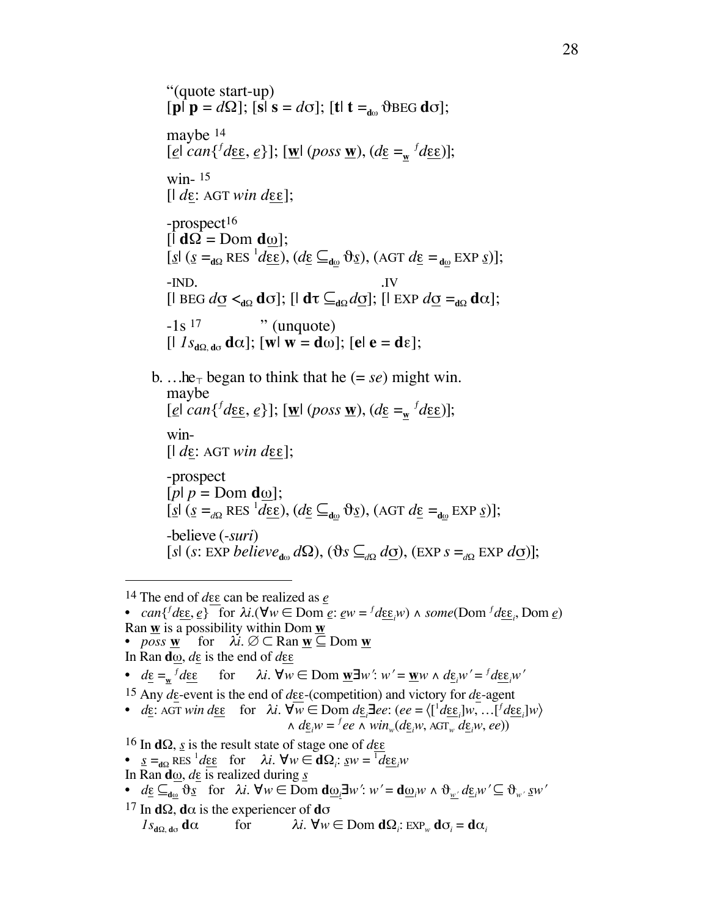"(quote start-up)
$[\mathbf{p}|\ \mathbf{p} = d\Omega]$; $[\mathbf{s}|\ \mathbf{s} = d\sigma]$; $[\mathbf{t}|\ \mathbf{t} =_{\mathbf{d}\omega} \vartheta\text{BEG}\ \mathbf{d}\sigma]$;

maybe [14]
$[\underline{e}|\ can\{{}^{f}d\underline{\varepsilon\varepsilon}, \underline{e}\}]$; $[\underline{\mathbf{w}}|\ (poss\ \underline{\mathbf{w}}), (d\underline{\varepsilon} =_{\underline{\mathbf{w}}} {}^{f}d\underline{\varepsilon\varepsilon})]$;

win- [15]
$[|\ d\underline{\varepsilon}\text{: AGT } win\ d\underline{\varepsilon\varepsilon}]$;

-prospect[16]
$[|\ \mathbf{d}\Omega = \text{Dom } \mathbf{d}\underline{\omega}]$;
$[\underline{s}|\ (\underline{s} =_{\mathbf{d}\Omega} \text{RES } {}^{1}d\underline{\varepsilon\varepsilon}), (d\underline{\varepsilon} \subseteq_{\mathbf{d}\underline{\omega}} \vartheta\underline{s}), (\text{AGT } d\underline{\varepsilon} =_{\mathbf{d}\underline{\omega}} \text{EXP } \underline{s})]$;

-IND. .IV
$[|\ \text{BEG } d\underline{\sigma} <_{\mathbf{d}\Omega} \mathbf{d}\sigma]$; $[|\ \mathbf{d}\tau \subseteq_{\mathbf{d}\Omega} d\underline{\sigma}]$; $[|\ \text{EXP } d\underline{\sigma} =_{\mathbf{d}\Omega} \mathbf{d}\alpha]$;

-1s [17] " (unquote)
$[|\ 1s_{\mathbf{d}\Omega,\, \mathbf{d}\sigma}\ \mathbf{d}\alpha]$; $[\mathbf{w}|\ \mathbf{w} = \mathbf{d}\omega]$; $[\mathbf{e}|\ \mathbf{e} = \mathbf{d}\varepsilon]$;

b. …he$_{\top}$ began to think that he (= *se*) might win.
maybe
$[\underline{e}|\ can\{{}^{f}d\underline{\varepsilon\varepsilon}, \underline{e}\}]$; $[\underline{\mathbf{w}}|\ (poss\ \underline{\mathbf{w}}), (d\underline{\varepsilon} =_{\underline{\mathbf{w}}} {}^{f}d\underline{\varepsilon\varepsilon})]$;

win-
$[|\ d\underline{\varepsilon}\text{: AGT } win\ d\underline{\varepsilon\varepsilon}]$;

-prospect
$[p|\ p = \text{Dom } \mathbf{d}\underline{\omega}]$;
$[\underline{s}|\ (\underline{s} =_{d\Omega} \text{RES } {}^{1}d\underline{\varepsilon\varepsilon}), (d\underline{\varepsilon} \subseteq_{\mathbf{d}\underline{\omega}} \vartheta\underline{s}), (\text{AGT } d\underline{\varepsilon} =_{\mathbf{d}\underline{\omega}} \text{EXP } \underline{s})]$;

-believe (*-suri*)
$[s|\ (s\text{: EXP } believe_{\mathbf{d}\omega}\ d\Omega), (\vartheta s \subseteq_{d\Omega} d\underline{\sigma}), (\text{EXP } s =_{d\Omega} \text{EXP } d\underline{\sigma})]$;

---

[14] The end of $d\underline{\varepsilon\varepsilon}$ can be realized as $\underline{e}$
- $can\{{}^{f}d\underline{\varepsilon\varepsilon}, \underline{e}\}$ for $\lambda i.(\forall w \in \text{Dom } \underline{e}\text{: } \underline{e}w = {}^{f}d\underline{\varepsilon\varepsilon}_{i}w) \wedge some(\text{Dom } {}^{f}d\underline{\varepsilon\varepsilon}_{i}, \text{Dom } \underline{e})$

Ran $\underline{\mathbf{w}}$ is a possibility within Dom $\underline{\mathbf{w}}$
- $poss\ \underline{\mathbf{w}}$ for $\lambda i.\ \emptyset \subset \text{Ran } \underline{\mathbf{w}} \subseteq \text{Dom } \underline{\mathbf{w}}$

In Ran $\mathbf{d}\underline{\omega}$, $d\underline{\varepsilon}$ is the end of $d\underline{\varepsilon\varepsilon}$
- $d\underline{\varepsilon} =_{\underline{\mathbf{w}}} {}^{f}d\underline{\varepsilon\varepsilon}$ for $\lambda i.\ \forall w \in \text{Dom } \underline{\mathbf{w}} \exists w'\text{: } w' = \underline{\mathbf{w}}w \wedge d\underline{\varepsilon}_{i}w' = {}^{f}d\underline{\varepsilon\varepsilon}_{i}w'$

[15] Any $d\underline{\varepsilon}$-event is the end of $d\underline{\varepsilon\varepsilon}$-(competition) and victory for $d\underline{\varepsilon}$-agent
- $d\underline{\varepsilon}\text{: AGT } win\ d\underline{\varepsilon\varepsilon}$ for $\lambda i.\ \forall w \in \text{Dom } d\underline{\varepsilon}_{i} \exists ee\text{: } (ee = \langle [{}^{1}d\underline{\varepsilon\varepsilon}_{i}]w, \ldots [{}^{f}d\underline{\varepsilon\varepsilon}_{i}]w \rangle \wedge d\underline{\varepsilon}_{i}w = {}^{f}ee \wedge win_{w}(d\underline{\varepsilon}_{i}w, \text{AGT}_{w}\ d\underline{\varepsilon}_{i}w, ee))$

[16] In $\mathbf{d}\Omega$, $\underline{s}$ is the result state of stage one of $d\underline{\varepsilon\varepsilon}$
- $\underline{s} =_{\mathbf{d}\Omega} \text{RES } {}^{1}d\underline{\varepsilon\varepsilon}$ for $\lambda i.\ \forall w \in \mathbf{d}\Omega_{i}\text{: } \underline{s}w = {}^{1}d\underline{\varepsilon\varepsilon}_{i}w$

In Ran $\mathbf{d}\underline{\omega}$, $d\underline{\varepsilon}$ is realized during $\underline{s}$
- $d\underline{\varepsilon} \subseteq_{\mathbf{d}\underline{\omega}} \vartheta\underline{s}$ for $\lambda i.\ \forall w \in \text{Dom } \mathbf{d}\underline{\omega}_{i} \exists w'\text{: } w' = \mathbf{d}\underline{\omega}_{i}w \wedge \vartheta_{w'}\ d\underline{\varepsilon}_{i}w' \subseteq \vartheta_{w'}\ \underline{s}w'$

[17] In $\mathbf{d}\Omega$, $\mathbf{d}\alpha$ is the experiencer of $\mathbf{d}\sigma$
$1s_{\mathbf{d}\Omega,\, \mathbf{d}\sigma}\ \mathbf{d}\alpha$ for $\lambda i.\ \forall w \in \text{Dom } \mathbf{d}\Omega_{i}\text{: EXP}_{w}\ \mathbf{d}\sigma_{i} = \mathbf{d}\alpha_{i}$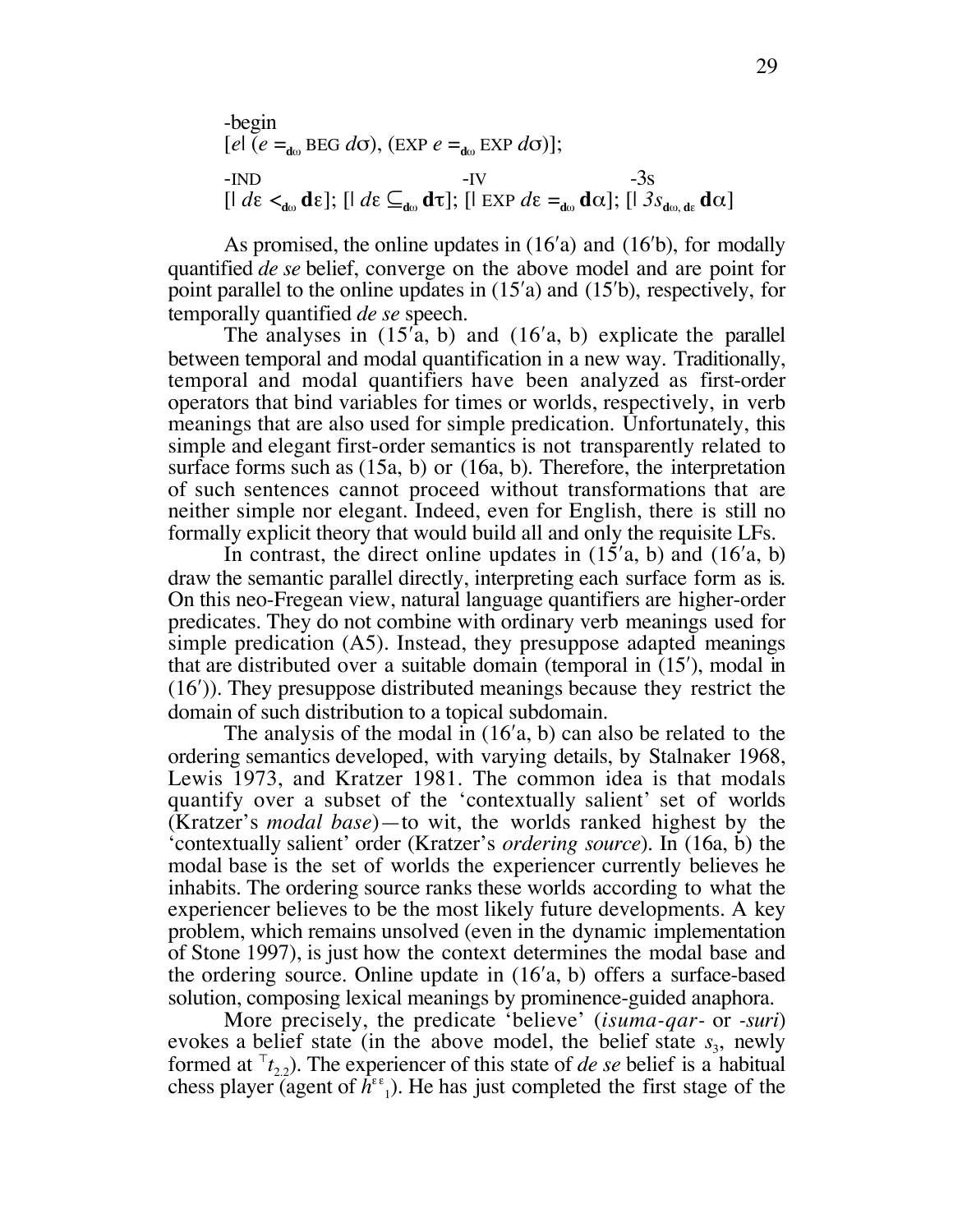-begin

$[e| (e =_{\mathbf{d}\omega} \text{BEG } d\sigma), (\text{EXP } e =_{\mathbf{d}\omega} \text{EXP } d\sigma)]$;

-IND -IV -3s

$[| d\varepsilon <_{\mathbf{d}\omega} \mathbf{d}\varepsilon]$; $[| d\varepsilon \subseteq_{\mathbf{d}\omega} \mathbf{d}\tau]$; $[| \text{EXP } d\varepsilon =_{\mathbf{d}\omega} \mathbf{d}\alpha]$; $[| 3s_{\mathbf{d}\omega, \mathbf{d}\varepsilon} \mathbf{d}\alpha]$

As promised, the online updates in (16′a) and (16′b), for modally quantified *de se* belief, converge on the above model and are point for point parallel to the online updates in (15′a) and (15′b), respectively, for temporally quantified *de se* speech.

The analyses in (15′a, b) and (16′a, b) explicate the parallel between temporal and modal quantification in a new way. Traditionally, temporal and modal quantifiers have been analyzed as first-order operators that bind variables for times or worlds, respectively, in verb meanings that are also used for simple predication. Unfortunately, this simple and elegant first-order semantics is not transparently related to surface forms such as (15a, b) or (16a, b). Therefore, the interpretation of such sentences cannot proceed without transformations that are neither simple nor elegant. Indeed, even for English, there is still no formally explicit theory that would build all and only the requisite LFs.

In contrast, the direct online updates in (15′a, b) and (16′a, b) draw the semantic parallel directly, interpreting each surface form as is. On this neo-Fregean view, natural language quantifiers are higher-order predicates. They do not combine with ordinary verb meanings used for simple predication (A5). Instead, they presuppose adapted meanings that are distributed over a suitable domain (temporal in (15′), modal in (16′)). They presuppose distributed meanings because they restrict the domain of such distribution to a topical subdomain.

The analysis of the modal in (16′a, b) can also be related to the ordering semantics developed, with varying details, by Stalnaker 1968, Lewis 1973, and Kratzer 1981. The common idea is that modals quantify over a subset of the 'contextually salient' set of worlds (Kratzer's *modal base*)—to wit, the worlds ranked highest by the 'contextually salient' order (Kratzer's *ordering source*). In (16a, b) the modal base is the set of worlds the experiencer currently believes he inhabits. The ordering source ranks these worlds according to what the experiencer believes to be the most likely future developments. A key problem, which remains unsolved (even in the dynamic implementation of Stone 1997), is just how the context determines the modal base and the ordering source. Online update in (16′a, b) offers a surface-based solution, composing lexical meanings by prominence-guided anaphora.

More precisely, the predicate 'believe' (*isuma-qar-* or *-suri*) evokes a belief state (in the above model, the belief state $s_3$, newly formed at ${}^{\top}t_{2.2}$). The experiencer of this state of *de se* belief is a habitual chess player (agent of $h^{\varepsilon\varepsilon}{}_1$). He has just completed the first stage of the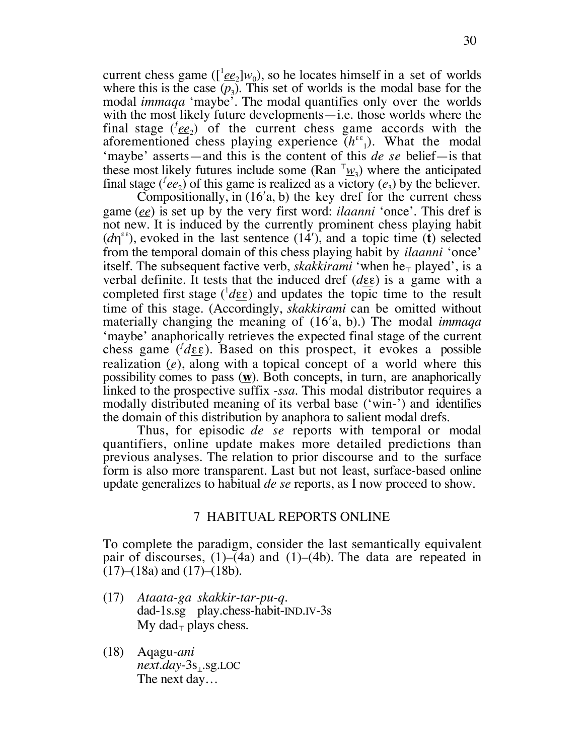current chess game ($[^1\underline{ee}_2]w_0$), so he locates himself in a set of worlds where this is the case ($p_3$). This set of worlds is the modal base for the modal *immaqa* 'maybe'. The modal quantifies only over the worlds with the most likely future developments—i.e. those worlds where the final stage ($^f\underline{ee}_2$) of the current chess game accords with the aforementioned chess playing experience ($h^{\varepsilon\varepsilon}{}_1$). What the modal 'maybe' asserts—and this is the content of this *de se* belief—is that these most likely futures include some (Ran $^\top\underline{w}_3$) where the anticipated final stage ($^f\underline{ee}_2$) of this game is realized as a victory ($\underline{e}_3$) by the believer.

Compositionally, in (16′a, b) the key dref for the current chess game ($\underline{ee}$) is set up by the very first word: *ilaanni* 'once'. This dref is not new. It is induced by the currently prominent chess playing habit ($d\eta^{\varepsilon\varepsilon}$), evoked in the last sentence (14′), and a topic time (**t**) selected from the temporal domain of this chess playing habit by *ilaanni* 'once' itself. The subsequent factive verb, *skakkirami* 'when he$_\top$ played', is a verbal definite. It tests that the induced dref ($d\underline{\varepsilon\varepsilon}$) is a game with a completed first stage ($^1d\underline{\varepsilon\varepsilon}$) and updates the topic time to the result time of this stage. (Accordingly, *skakkirami* can be omitted without materially changing the meaning of (16′a, b).) The modal *immaqa* 'maybe' anaphorically retrieves the expected final stage of the current chess game ($^fd\underline{\varepsilon\varepsilon}$). Based on this prospect, it evokes a possible realization ($\underline{e}$), along with a topical concept of a world where this possibility comes to pass ($\underline{\mathbf{w}}$). Both concepts, in turn, are anaphorically linked to the prospective suffix *-ssa*. This modal distributor requires a modally distributed meaning of its verbal base ('win-') and identifies the domain of this distribution by anaphora to salient modal drefs.

Thus, for episodic *de se* reports with temporal or modal quantifiers, online update makes more detailed predictions than previous analyses. The relation to prior discourse and to the surface form is also more transparent. Last but not least, surface-based online update generalizes to habitual *de se* reports, as I now proceed to show.

## 7 HABITUAL REPORTS ONLINE

To complete the paradigm, consider the last semantically equivalent pair of discourses, (1)–(4a) and (1)–(4b). The data are repeated in (17)–(18a) and (17)–(18b).

(17) *Ataata-ga skakkir-tar-pu-q.*
dad-1s.sg play.chess-habit-IND.IV-3s
My dad$_\top$ plays chess.

(18) Aqagu-*ani*
*next.day*-3s$_\perp$.sg.LOC
The next day…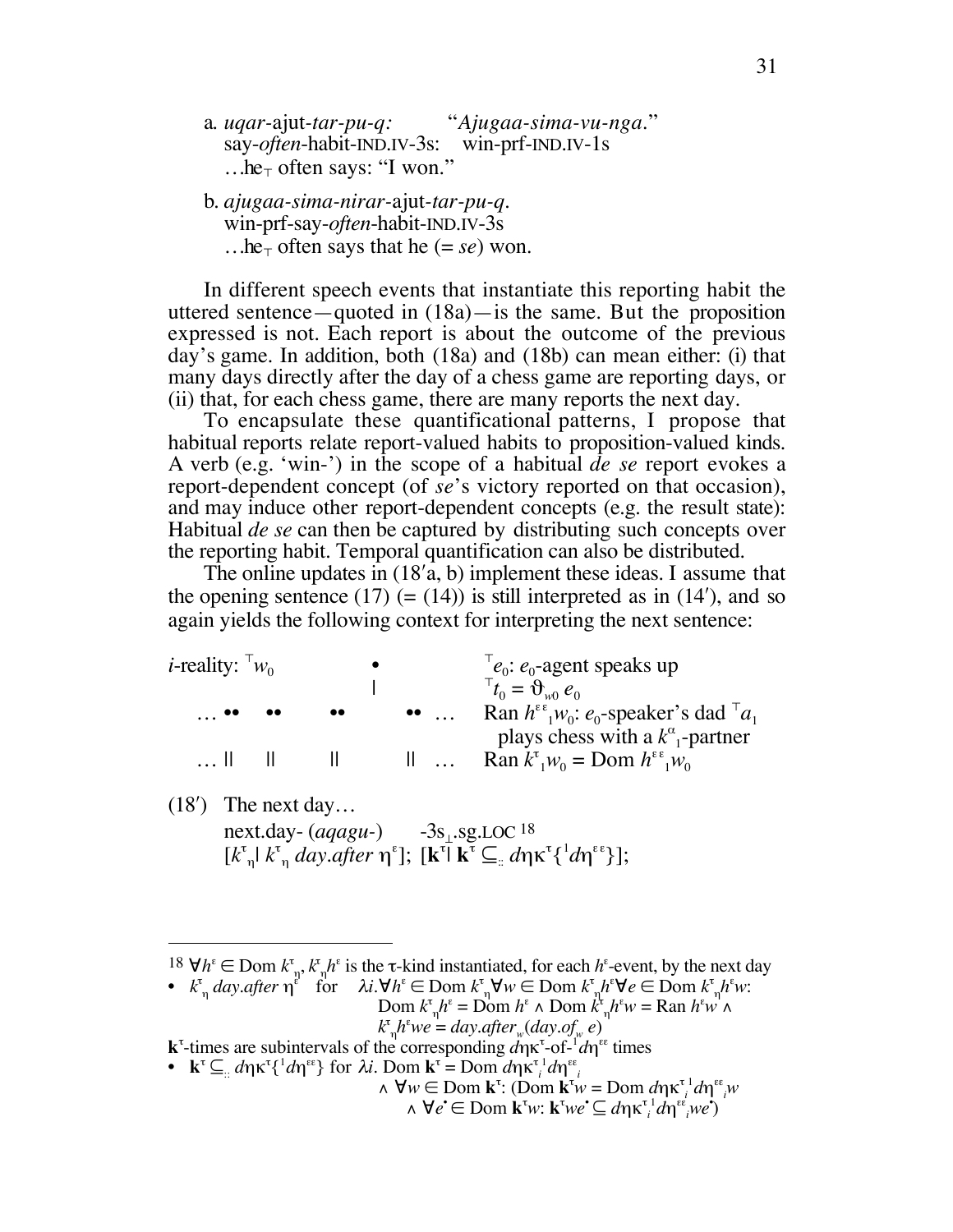a. *uqar*-ajut-*tar*-*pu*-*q:* "*Ajugaa-sima-vu-nga*."
   say-*often*-habit-IND.IV-3s: win-prf-IND.IV-1s
   …he$_\top$ often says: "I won."

b. *ajugaa-sima-nirar*-ajut-*tar*-*pu*-*q*.
   win-prf-say-*often*-habit-IND.IV-3s
   …he$_\top$ often says that he (= *se*) won.

In different speech events that instantiate this reporting habit the uttered sentence—quoted in (18a)—is the same. But the proposition expressed is not. Each report is about the outcome of the previous day's game. In addition, both (18a) and (18b) can mean either: (i) that many days directly after the day of a chess game are reporting days, or (ii) that, for each chess game, there are many reports the next day.

To encapsulate these quantificational patterns, I propose that habitual reports relate report-valued habits to proposition-valued kinds. A verb (e.g. 'win-') in the scope of a habitual *de se* report evokes a report-dependent concept (of *se*'s victory reported on that occasion), and may induce other report-dependent concepts (e.g. the result state): Habitual *de se* can then be captured by distributing such concepts over the reporting habit. Temporal quantification can also be distributed.

The online updates in (18′a, b) implement these ideas. I assume that the opening sentence (17) (= (14)) is still interpreted as in (14′), and so again yields the following context for interpreting the next sentence:

*i*-reality: $^\top w_0$ • $^\top e_0$: $e_0$-agent speaks up
| $^\top t_0 = \vartheta_{w0}\, e_0$
… •• •• •• •• … Ran $h^{\varepsilon\varepsilon}{}_1 w_0$: $e_0$-speaker's dad $^\top a_1$ plays chess with a $k^\alpha{}_1$-partner
… || || || || … Ran $k^\tau{}_1 w_0$ = Dom $h^{\varepsilon\varepsilon}{}_1 w_0$

(18′) The next day…
next.day- (*aqagu*-) -3s$_\perp$.sg.LOC [18]
$[k^\tau{}_\eta |\ k^\tau{}_\eta\ day.after\ \eta^\varepsilon];\ [\mathbf{k}^\tau |\ \mathbf{k}^\tau \subseteq_{::} d\eta\kappa^\tau\{^1 d\eta^{\varepsilon\varepsilon}\}];$

---

[18] $\forall h^\varepsilon \in$ Dom $k^\tau{}_\eta$, $k^\tau{}_\eta h^\varepsilon$ is the τ-kind instantiated, for each $h^\varepsilon$-event, by the next day

• $k^\tau{}_\eta\ day.after\ \eta^\varepsilon$ for $\lambda i.\forall h^\varepsilon \in \text{Dom } k^\tau{}_\eta \forall w \in \text{Dom } k^\tau{}_\eta h^\varepsilon \forall e \in \text{Dom } k^\tau{}_\eta h^\varepsilon w$:
  Dom $k^\tau{}_\eta h^\varepsilon$ = Dom $h^\varepsilon$ ∧ Dom $k^\tau{}_\eta h^\varepsilon w$ = Ran $h^\varepsilon w$ ∧
  $k^\tau{}_\eta h^\varepsilon we = day.after_w(day.of_w\ e)$

$\mathbf{k}^\tau$-times are subintervals of the corresponding $d\eta\kappa^\tau$-of-$^1 d\eta^{\varepsilon\varepsilon}$ times

• $\mathbf{k}^\tau \subseteq_{::} d\eta\kappa^\tau\{^1 d\eta^{\varepsilon\varepsilon}\}$ for $\lambda i$. Dom $\mathbf{k}^\tau$ = Dom $d\eta\kappa^\tau{}_i{}^1 d\eta^{\varepsilon\varepsilon}{}_i$
  ∧ $\forall w \in$ Dom $\mathbf{k}^\tau$: (Dom $\mathbf{k}^\tau w$ = Dom $d\eta\kappa^\tau{}_i{}^1 d\eta^{\varepsilon\varepsilon}{}_i w$
  ∧ $\forall e^\bullet \in$ Dom $\mathbf{k}^\tau w$: $\mathbf{k}^\tau we^\bullet \subseteq d\eta\kappa^\tau{}_i{}^1 d\eta^{\varepsilon\varepsilon}{}_i we^\bullet$)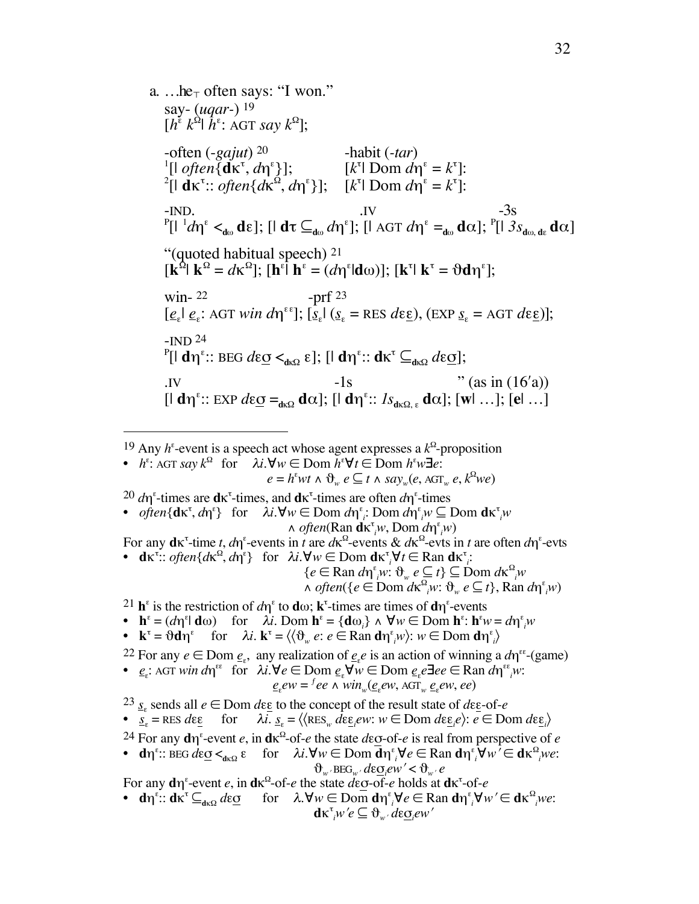a. …he$_{\top}$ often says: “I won.”

say- (*uqar-*) [19]
$[h^{\varepsilon}\ k^{\Omega}|\ h^{\varepsilon}\text{: AGT } say\ k^{\Omega}]$;

-often (*-gajut*) [20] -habit (*-tar*)
$^{1}[|\ often\{\mathbf{d}\kappa^{\tau}, d\eta^{\varepsilon}\}]$; $[k^{\tau}|\ \text{Dom } d\eta^{\varepsilon} = k^{\tau}]$:
$^{2}[|\ \mathbf{d}\kappa^{\tau}\text{:: } often\{d\kappa^{\Omega}, d\eta^{\varepsilon}\}]$; $[k^{\tau}|\ \text{Dom } d\eta^{\varepsilon} = k^{\tau}]$:

-IND. .IV -3s
$^{\text{P}}[|\ ^{1}d\eta^{\varepsilon} <_{\mathbf{d}\omega} \mathbf{d}\varepsilon]$; $[|\ \mathbf{d}\tau \subseteq_{\mathbf{d}\omega} d\eta^{\varepsilon}]$; $[|\ \text{AGT } d\eta^{\varepsilon} =_{\mathbf{d}\omega} \mathbf{d}\alpha]$; $^{\text{P}}[|\ 3s_{\mathbf{d}\omega,\, \mathbf{d}\varepsilon}\ \mathbf{d}\alpha]$

“(quoted habitual speech) [21]
$[\mathbf{k}^{\Omega}|\ \mathbf{k}^{\Omega} = d\kappa^{\Omega}]$; $[\mathbf{h}^{\varepsilon}|\ \mathbf{h}^{\varepsilon} = (d\eta^{\varepsilon}|\mathbf{d}\omega)]$; $[\mathbf{k}^{\tau}|\ \mathbf{k}^{\tau} = \vartheta\mathbf{d}\eta^{\varepsilon}]$;

win- [22] -prf [23]
$[\underline{e}_{\varepsilon}|\ \underline{e}_{\varepsilon}\text{: AGT } win\ d\eta^{\varepsilon\varepsilon}]$; $[\underline{s}_{\varepsilon}|\ (\underline{s}_{\varepsilon} = \text{RES } d\varepsilon\underline{\varepsilon}), (\text{EXP } \underline{s}_{\varepsilon} = \text{AGT } d\varepsilon\underline{\varepsilon})]$;

-IND [24]
$^{\text{P}}[|\ \mathbf{d}\eta^{\varepsilon}\text{:: BEG } d\varepsilon\underline{\sigma} <_{\mathbf{d}\kappa\Omega} \varepsilon]$; $[|\ \mathbf{d}\eta^{\varepsilon}\text{:: } \mathbf{d}\kappa^{\tau} \subseteq_{\mathbf{d}\kappa\Omega} d\varepsilon\underline{\sigma}]$;

.IV -1s ” (as in (16′a))
$[|\ \mathbf{d}\eta^{\varepsilon}\text{:: EXP } d\varepsilon\underline{\sigma} =_{\mathbf{d}\kappa\Omega} \mathbf{d}\alpha]$; $[|\ \mathbf{d}\eta^{\varepsilon}\text{:: } 1s_{\mathbf{d}\kappa\Omega,\, \varepsilon}\ \mathbf{d}\alpha]$; $[\mathbf{w}|\ \ldots]$; $[\mathbf{e}|\ \ldots]$

---

[19] Any $h^{\varepsilon}$-event is a speech act whose agent expresses a $k^{\Omega}$-proposition

- $h^{\varepsilon}\text{: AGT } say\ k^{\Omega}$ for $\lambda i.\forall w \in \text{Dom } h^{\varepsilon}\forall t \in \text{Dom } h^{\varepsilon}w\exists e$:
$$e = h^{\varepsilon}wt \wedge \vartheta_{w}\ e \subseteq t \wedge say_{w}(e, \text{AGT}_{w}\ e, k^{\Omega}we)$$

[20] $d\eta^{\varepsilon}$-times are $\mathbf{d}\kappa^{\tau}$-times, and $\mathbf{d}\kappa^{\tau}$-times are often $d\eta^{\varepsilon}$-times

- $often\{\mathbf{d}\kappa^{\tau}, d\eta^{\varepsilon}\}$ for $\lambda i.\forall w \in \text{Dom } d\eta^{\varepsilon}_{i}\text{: Dom } d\eta^{\varepsilon}_{i}w \subseteq \text{Dom } \mathbf{d}\kappa^{\tau}_{i}w$
$$\wedge\ often(\text{Ran } \mathbf{d}\kappa^{\tau}_{i}w, \text{Dom } d\eta^{\varepsilon}_{i}w)$$

For any $\mathbf{d}\kappa^{\tau}$-time $t$, $d\eta^{\varepsilon}$-events in $t$ are $d\kappa^{\Omega}$-events & $d\kappa^{\Omega}$-evts in $t$ are often $d\eta^{\varepsilon}$-evts

- $\mathbf{d}\kappa^{\tau}\text{:: } often\{d\kappa^{\Omega}, d\eta^{\varepsilon}\}$ for $\lambda i.\forall w \in \text{Dom } \mathbf{d}\kappa^{\tau}_{i}\forall t \in \text{Ran } \mathbf{d}\kappa^{\tau}_{i}$:
$$\{e \in \text{Ran } d\eta^{\varepsilon}_{i}w\text{: } \vartheta_{w}\ e \subseteq t\} \subseteq \text{Dom } d\kappa^{\Omega}_{i}w$$
$$\wedge\ often(\{e \in \text{Dom } d\kappa^{\Omega}_{i}w\text{: } \vartheta_{w}\ e \subseteq t\}, \text{Ran } d\eta^{\varepsilon}_{i}w)$$

[21] $\mathbf{h}^{\varepsilon}$ is the restriction of $d\eta^{\varepsilon}$ to $\mathbf{d}\omega$; $\mathbf{k}^{\tau}$-times are times of $\mathbf{d}\eta^{\varepsilon}$-events

- $\mathbf{h}^{\varepsilon} = (d\eta^{\varepsilon}|\ \mathbf{d}\omega)$ for $\lambda i.\ \text{Dom } \mathbf{h}^{\varepsilon} = \{\mathbf{d}\omega_{i}\} \wedge \forall w \in \text{Dom } \mathbf{h}^{\varepsilon}\text{: } \mathbf{h}^{\varepsilon}w = d\eta^{\varepsilon}_{i}w$
- $\mathbf{k}^{\tau} = \vartheta\mathbf{d}\eta^{\varepsilon}$ for $\lambda i.\ \mathbf{k}^{\tau} = \langle\langle\vartheta_{w}\ e\text{: } e \in \text{Ran } \mathbf{d}\eta^{\varepsilon}_{i}w\rangle\text{: } w \in \text{Dom } \mathbf{d}\eta^{\varepsilon}_{i}\rangle$

[22] For any $e \in \text{Dom } \underline{e}_{\varepsilon}$, any realization of $\underline{e}_{\varepsilon}e$ is an action of winning a $d\eta^{\varepsilon\varepsilon}$-(game)

- $\underline{e}_{\varepsilon}\text{: AGT } win\ d\eta^{\varepsilon\varepsilon}$ for $\lambda i.\forall e \in \text{Dom } \underline{e}_{\varepsilon}\forall w \in \text{Dom } \underline{e}_{\varepsilon}e\exists ee \in \text{Ran } d\eta^{\varepsilon\varepsilon}_{i}w$:
$$\underline{e}_{\varepsilon}ew = {}^{f}ee \wedge win_{w}(\underline{e}_{\varepsilon}ew, \text{AGT}_{w}\ \underline{e}_{\varepsilon}ew, ee)$$

[23] $\underline{s}_{\varepsilon}$ sends all $e \in \text{Dom } d\varepsilon\underline{\varepsilon}$ to the concept of the result state of $d\varepsilon\underline{\varepsilon}$-of-$e$

- $\underline{s}_{\varepsilon} = \text{RES } d\varepsilon\underline{\varepsilon}$ for $\lambda i.\ \underline{s}_{\varepsilon} = \langle\langle\text{RES}_{w}\ d\varepsilon\underline{\varepsilon}_{i}ew\text{: } w \in \text{Dom } d\varepsilon\underline{\varepsilon}_{i}e\rangle\text{: } e \in \text{Dom } d\varepsilon\underline{\varepsilon}_{i}\rangle$

[24] For any $\mathbf{d}\eta^{\varepsilon}$-event $e$, in $\mathbf{d}\kappa^{\Omega}$-of-$e$ the state $d\varepsilon\underline{\sigma}$-of-$e$ is real from perspective of $e$

- $\mathbf{d}\eta^{\varepsilon}\text{:: BEG } d\varepsilon\underline{\sigma} <_{\mathbf{d}\kappa\Omega} \varepsilon$ for $\lambda i.\forall w \in \text{Dom } \mathbf{d}\eta^{\varepsilon}_{i}\forall e \in \text{Ran } \mathbf{d}\eta^{\varepsilon}_{i}\forall w' \in \mathbf{d}\kappa^{\Omega}_{i}we$:
$$\vartheta_{w'}\ \text{BEG}_{w'}\ d\varepsilon\underline{\sigma}_{i}ew' < \vartheta_{w'}\ e$$

For any $\mathbf{d}\eta^{\varepsilon}$-event $e$, in $\mathbf{d}\kappa^{\Omega}$-of-$e$ the state $d\varepsilon\underline{\sigma}$-of-$e$ holds at $\mathbf{d}\kappa^{\tau}$-of-$e$

- $\mathbf{d}\eta^{\varepsilon}\text{:: } \mathbf{d}\kappa^{\tau} \subseteq_{\mathbf{d}\kappa\Omega} d\varepsilon\underline{\sigma}$ for $\lambda.\forall w \in \text{Dom } \mathbf{d}\eta^{\varepsilon}_{i}\forall e \in \text{Ran } \mathbf{d}\eta^{\varepsilon}_{i}\forall w' \in \mathbf{d}\kappa^{\Omega}_{i}we$:
$$\mathbf{d}\kappa^{\tau}_{i}w'e \subseteq \vartheta_{w'}\ d\varepsilon\underline{\sigma}_{i}ew'$$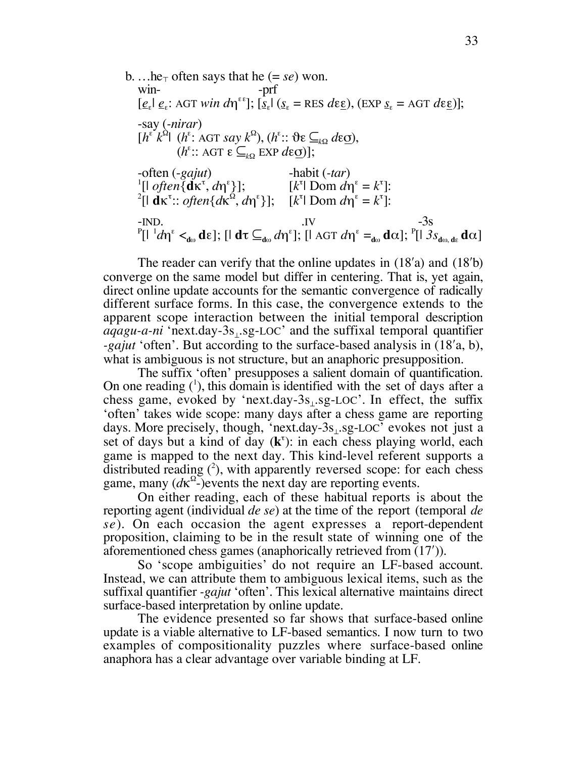b. …he$_\top$ often says that he (= *se*) won.

win- -prf

$[\underline{e}_\varepsilon|\ \underline{e}_\varepsilon\text{: AGT } win\ d\eta^{\varepsilon\varepsilon}]$; $[\underline{s}_\varepsilon|\ (\underline{s}_\varepsilon = \text{RES } d\varepsilon\underline{\varepsilon}), (\text{EXP } \underline{s}_\varepsilon = \text{AGT } d\varepsilon\underline{\varepsilon})]$;

-say (*-nirar*)

$[h^\varepsilon\ k^\Omega|\ (h^\varepsilon\text{: AGT } say\ k^\Omega), (h^\varepsilon\text{:: } \vartheta\varepsilon \subseteq_{k\Omega} d\varepsilon\underline{\sigma}),$
$\quad (h^\varepsilon\text{:: AGT } \varepsilon \subseteq_{k\Omega} \text{EXP } d\varepsilon\underline{\sigma})]$;

-often (*-gajut*) -habit (*-tar*)

${}^1[|\ often\{\mathbf{d}\kappa^\tau, d\eta^\varepsilon\}]$; $\quad [k^\tau|\ \text{Dom } d\eta^\varepsilon = k^\tau]$:

${}^2[|\ \mathbf{d}\kappa^\tau\text{:: } often\{d\kappa^\Omega, d\eta^\varepsilon\}]$; $\quad [k^\tau|\ \text{Dom } d\eta^\varepsilon = k^\tau]$:

-IND. .IV -3s

${}^{\text{P}}[|\ {}^1 d\eta^\varepsilon <_{\mathbf{d}\omega} \mathbf{d}\varepsilon]$; $[|\ \mathbf{d}\tau \subseteq_{\mathbf{d}\omega} d\eta^\varepsilon]$; $[|\ \text{AGT } d\eta^\varepsilon =_{\mathbf{d}\omega} \mathbf{d}\alpha]$; ${}^{\text{P}}[|\ 3s_{\mathbf{d}\omega,\,\mathbf{d}\varepsilon}\ \mathbf{d}\alpha]$

The reader can verify that the online updates in (18′a) and (18′b) converge on the same model but differ in centering. That is, yet again, direct online update accounts for the semantic convergence of radically different surface forms. In this case, the convergence extends to the apparent scope interaction between the initial temporal description *aqagu-a-ni* 'next.day-3s$_\perp$.sg-LOC' and the suffixal temporal quantifier *-gajut* 'often'. But according to the surface-based analysis in (18′a, b), what is ambiguous is not structure, but an anaphoric presupposition.

The suffix 'often' presupposes a salient domain of quantification. On one reading ($^1$), this domain is identified with the set of days after a chess game, evoked by 'next.day-3s$_\perp$.sg-LOC'. In effect, the suffix 'often' takes wide scope: many days after a chess game are reporting days. More precisely, though, 'next.day-3s$_\perp$.sg-LOC' evokes not just a set of days but a kind of day ($\mathbf{k}^\tau$): in each chess playing world, each game is mapped to the next day. This kind-level referent supports a distributed reading ($^2$), with apparently reversed scope: for each chess game, many ($d\kappa^\Omega$-)events the next day are reporting events.

On either reading, each of these habitual reports is about the reporting agent (individual *de se*) at the time of the report (temporal *de se*). On each occasion the agent expresses a report-dependent proposition, claiming to be in the result state of winning one of the aforementioned chess games (anaphorically retrieved from (17′)).

So 'scope ambiguities' do not require an LF-based account. Instead, we can attribute them to ambiguous lexical items, such as the suffixal quantifier *-gajut* 'often'. This lexical alternative maintains direct surface-based interpretation by online update.

The evidence presented so far shows that surface-based online update is a viable alternative to LF-based semantics. I now turn to two examples of compositionality puzzles where surface-based online anaphora has a clear advantage over variable binding at LF.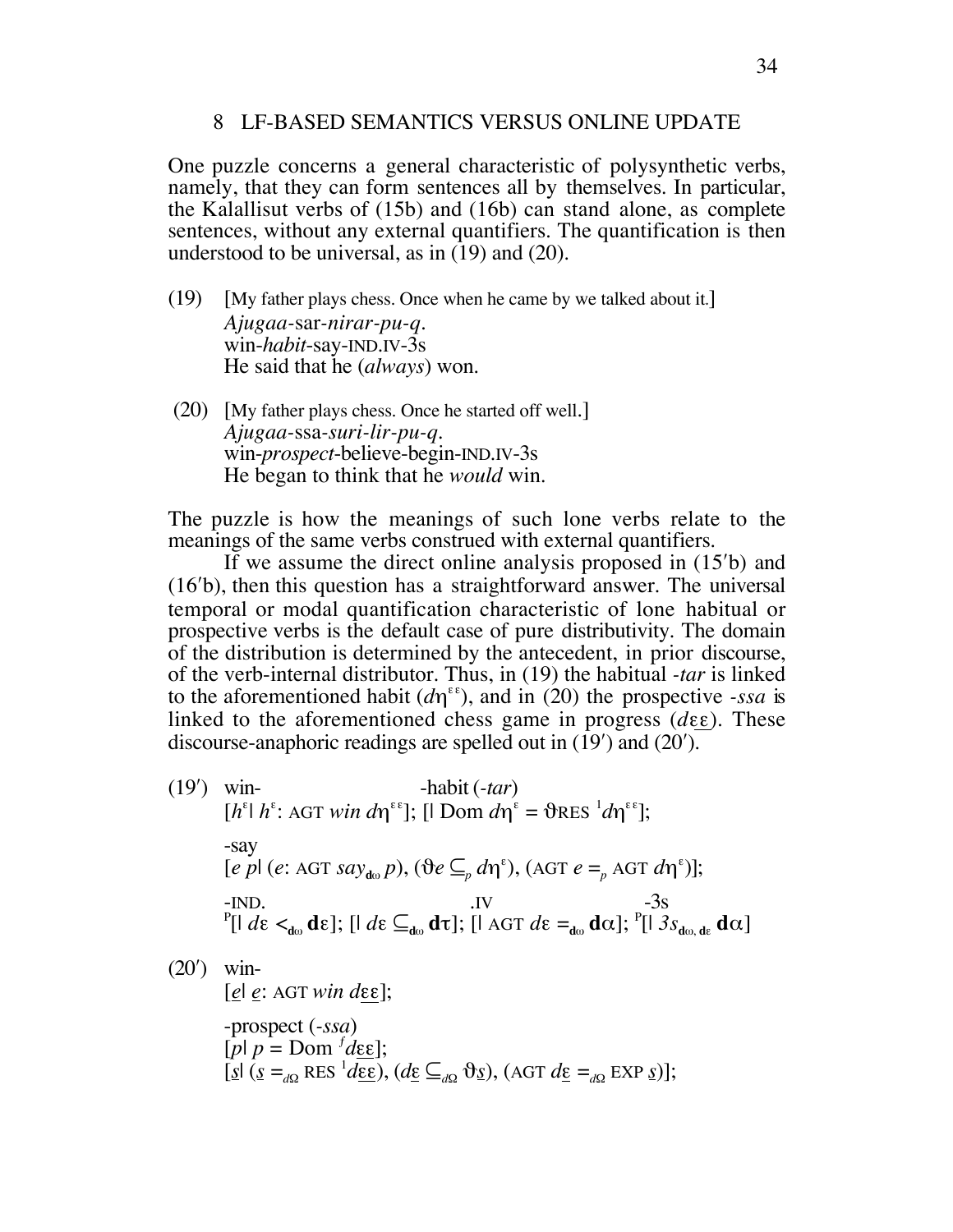## 8 LF-BASED SEMANTICS VERSUS ONLINE UPDATE

One puzzle concerns a general characteristic of polysynthetic verbs, namely, that they can form sentences all by themselves. In particular, the Kalallisut verbs of (15b) and (16b) can stand alone, as complete sentences, without any external quantifiers. The quantification is then understood to be universal, as in (19) and (20).

(19) [My father plays chess. Once when he came by we talked about it.]
*Ajugaa*-sar-*nirar*-*pu*-*q*.
win-*habit*-say-IND.IV-3s
He said that he (*always*) won.

(20) [My father plays chess. Once he started off well.]
*Ajugaa*-ssa-*suri*-*lir*-*pu*-*q*.
win-*prospect*-believe-begin-IND.IV-3s
He began to think that he *would* win.

The puzzle is how the meanings of such lone verbs relate to the meanings of the same verbs construed with external quantifiers.

If we assume the direct online analysis proposed in (15′b) and (16′b), then this question has a straightforward answer. The universal temporal or modal quantification characteristic of lone habitual or prospective verbs is the default case of pure distributivity. The domain of the distribution is determined by the antecedent, in prior discourse, of the verb-internal distributor. Thus, in (19) the habitual *-tar* is linked to the aforementioned habit ($d\eta^{\varepsilon\varepsilon}$), and in (20) the prospective *-ssa* is linked to the aforementioned chess game in progress ($d\underline{\varepsilon\varepsilon}$). These discourse-anaphoric readings are spelled out in (19′) and (20′).

(19′) win- -habit (*-tar*)
$[h^{\varepsilon}|\ h^{\varepsilon}\text{: AGT } win\ d\eta^{\varepsilon\varepsilon}]$; $[|\ \text{Dom } d\eta^{\varepsilon} = \vartheta\text{RES }{}^{1}d\eta^{\varepsilon\varepsilon}]$;

-say
$[e\ p|\ (e\text{: AGT } say_{\mathbf{d}\omega}\ p), (\vartheta e \subseteq_{p} d\eta^{\varepsilon}), (\text{AGT } e =_{p} \text{AGT } d\eta^{\varepsilon})]$;

-IND. .IV -3s
${}^{\text{P}}[|\ d\varepsilon <_{\mathbf{d}\omega} \mathbf{d}\varepsilon]$; $[|\ d\varepsilon \subseteq_{\mathbf{d}\omega} \mathbf{d}\tau]$; $[|\ \text{AGT } d\varepsilon =_{\mathbf{d}\omega} \mathbf{d}\alpha]$; ${}^{\text{P}}[|\ 3s_{\mathbf{d}\omega,\ \mathbf{d}\varepsilon}\ \mathbf{d}\alpha]$

(20′) win-
$[\underline{e}|\ \underline{e}\text{: AGT } win\ d\underline{\varepsilon\varepsilon}]$;

-prospect (*-ssa*)
$[p|\ p = \text{Dom }{}^{f}d\underline{\varepsilon\varepsilon}]$;
$[\underline{s}|\ (\underline{s} =_{d\Omega} \text{RES }{}^{1}d\underline{\varepsilon\varepsilon}), (d\underline{\varepsilon} \subseteq_{d\Omega} \vartheta\underline{s}), (\text{AGT } d\underline{\varepsilon} =_{d\Omega} \text{EXP } \underline{s})]$;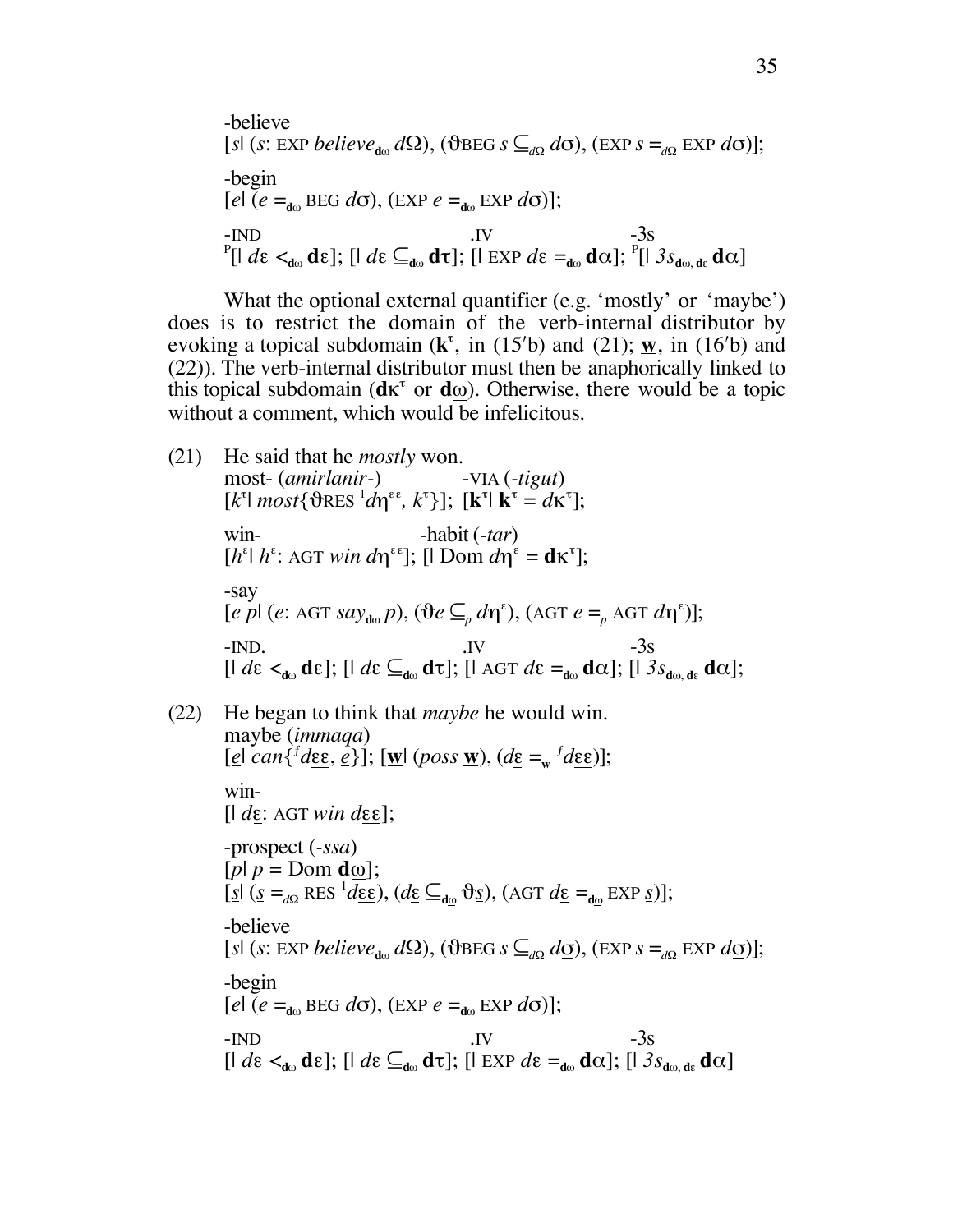-believe
$[s|\ (s\text{: EXP } \textit{believe}_{\mathbf{d}\omega}\ d\Omega),\ (\vartheta\text{BEG } s \subseteq_{d\Omega} d\underline{\sigma}),\ (\text{EXP } s =_{d\Omega} \text{EXP } d\underline{\sigma})];$

-begin
$[e|\ (e =_{\mathbf{d}\omega} \text{BEG } d\sigma),\ (\text{EXP } e =_{\mathbf{d}\omega} \text{EXP } d\sigma)];$

-IND .IV -3s
$^{P}[|\ d\varepsilon <_{\mathbf{d}\omega} \mathbf{d}\varepsilon];\ [|\ d\varepsilon \subseteq_{\mathbf{d}\omega} \mathbf{d}\tau];\ [|\ \text{EXP } d\varepsilon =_{\mathbf{d}\omega} \mathbf{d}\alpha];\ ^{P}[|\ 3s_{\mathbf{d}\omega,\,\mathbf{d}\varepsilon}\ \mathbf{d}\alpha]$

What the optional external quantifier (e.g. 'mostly' or 'maybe') does is to restrict the domain of the verb-internal distributor by evoking a topical subdomain ($\mathbf{k}^{\tau}$, in (15′b) and (21); $\underline{\mathbf{w}}$, in (16′b) and (22)). The verb-internal distributor must then be anaphorically linked to this topical subdomain ($\mathbf{d}\kappa^{\tau}$ or $\mathbf{d}\underline{\omega}$). Otherwise, there would be a topic without a comment, which would be infelicitous.

(21) He said that he *mostly* won.
most- (*amirlanir-*) -VIA (*-tigut*)
$[k^{\tau}|\ \textit{most}\{\vartheta\text{RES }{}^{1}d\eta^{\varepsilon\varepsilon},\ k^{\tau}\}];\ [\mathbf{k}^{\tau}|\ \mathbf{k}^{\tau} = d\kappa^{\tau}];$

win- -habit (*-tar*)
$[h^{\varepsilon}|\ h^{\varepsilon}\text{: AGT } \textit{win}\ d\eta^{\varepsilon\varepsilon}];\ [|\ \text{Dom } d\eta^{\varepsilon} = \mathbf{d}\kappa^{\tau}];$

-say
$[e\ p|\ (e\text{: AGT } \textit{say}_{\mathbf{d}\omega}\ p),\ (\vartheta e \subseteq_{p} d\eta^{\varepsilon}),\ (\text{AGT } e =_{p} \text{AGT } d\eta^{\varepsilon})];$

-IND. .IV -3s
$[|\ d\varepsilon <_{\mathbf{d}\Omega} \mathbf{d}\varepsilon];\ [|\ d\varepsilon \subseteq_{\mathbf{d}\omega} \mathbf{d}\tau];\ [|\ \text{AGT } d\varepsilon =_{\mathbf{d}\omega} \mathbf{d}\alpha];\ [|\ 3s_{\mathbf{d}\omega,\,\mathbf{d}\varepsilon}\ \mathbf{d}\alpha];$

(22) He began to think that *maybe* he would win.
maybe (*immaqa*)
$[\underline{e}|\ \textit{can}\{{}^{f}d\underline{\varepsilon\varepsilon},\ \underline{e}\}];\ [\underline{\mathbf{w}}|\ (\textit{poss}\ \underline{\mathbf{w}}),\ (d\underline{\varepsilon} =_{\underline{\mathbf{w}}} {}^{f}d\underline{\varepsilon\varepsilon})];$

win-
$[|\ d\underline{\varepsilon}\text{: AGT } \textit{win}\ d\underline{\varepsilon\varepsilon}];$

-prospect (*-ssa*)
$[p|\ p = \text{Dom } \mathbf{d}\underline{\omega}];$
$[\underline{s}|\ (\underline{s} =_{d\Omega} \text{RES }{}^{1}d\underline{\varepsilon\varepsilon}),\ (d\underline{\varepsilon} \subseteq_{\mathbf{d}\underline{\omega}} \vartheta\underline{s}),\ (\text{AGT } d\underline{\varepsilon} =_{\mathbf{d}\underline{\omega}} \text{EXP } \underline{s})];$

-believe
$[s|\ (s\text{: EXP } \textit{believe}_{\mathbf{d}\omega}\ d\Omega),\ (\vartheta\text{BEG } s \subseteq_{d\Omega} d\underline{\sigma}),\ (\text{EXP } s =_{d\Omega} \text{EXP } d\underline{\sigma})];$

-begin
$[e|\ (e =_{\mathbf{d}\omega} \text{BEG } d\sigma),\ (\text{EXP } e =_{\mathbf{d}\omega} \text{EXP } d\sigma)];$

-IND .IV -3s
$[|\ d\varepsilon <_{\mathbf{d}\omega} \mathbf{d}\varepsilon];\ [|\ d\varepsilon \subseteq_{\mathbf{d}\omega} \mathbf{d}\tau];\ [|\ \text{EXP } d\varepsilon =_{\mathbf{d}\omega} \mathbf{d}\alpha];\ [|\ 3s_{\mathbf{d}\omega,\,\mathbf{d}\varepsilon}\ \mathbf{d}\alpha]$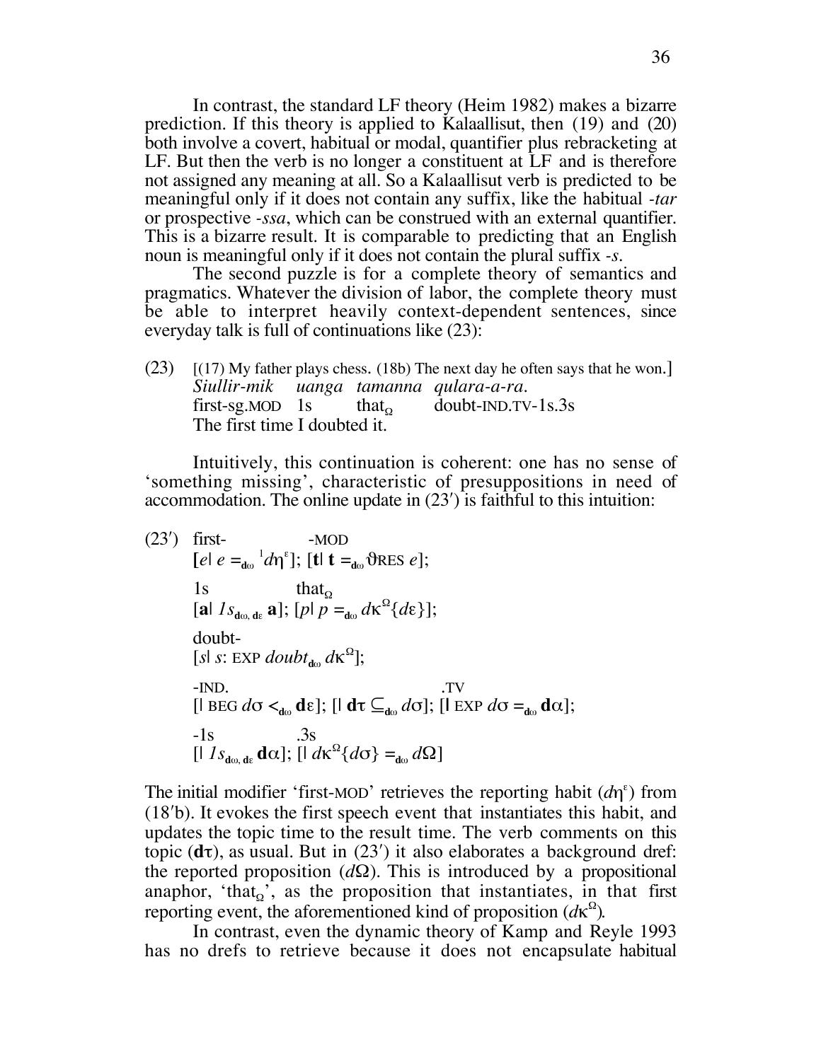In contrast, the standard LF theory (Heim 1982) makes a bizarre prediction. If this theory is applied to Kalaallisut, then (19) and (20) both involve a covert, habitual or modal, quantifier plus rebracketing at LF. But then the verb is no longer a constituent at LF and is therefore not assigned any meaning at all. So a Kalaallisut verb is predicted to be meaningful only if it does not contain any suffix, like the habitual *-tar* or prospective *-ssa*, which can be construed with an external quantifier. This is a bizarre result. It is comparable to predicting that an English noun is meaningful only if it does not contain the plural suffix *-s*.

The second puzzle is for a complete theory of semantics and pragmatics. Whatever the division of labor, the complete theory must be able to interpret heavily context-dependent sentences, since everyday talk is full of continuations like (23):

(23) [(17) My father plays chess. (18b) The next day he often says that he won.]
*Siullir-mik uanga tamanna qulara-a-ra.*
first-sg.MOD 1s that$_{\Omega}$ doubt-IND.TV-1s.3s
The first time I doubted it.

Intuitively, this continuation is coherent: one has no sense of 'something missing', characteristic of presuppositions in need of accommodation. The online update in (23′) is faithful to this intuition:

(23′) first- -MOD
$[e|\ e =_{\mathbf{d}\omega}\ {}^{1}d\eta^{\varepsilon}];\ [\mathbf{t}|\ \mathbf{t} =_{\mathbf{d}\omega} \vartheta\text{RES}\ e];$

1s that$_{\Omega}$
$[\mathbf{a}|\ \mathit{1s}_{\mathbf{d}\omega,\,\mathbf{d}\varepsilon}\ \mathbf{a}];\ [p|\ p =_{\mathbf{d}\omega} d\kappa^{\Omega}\{d\varepsilon\}];$

doubt-
$[s|\ s\text{: EXP}\ \mathit{doubt}_{\mathbf{d}\omega}\ d\kappa^{\Omega}];$

-IND. .TV
$[|\ \text{BEG}\ d\sigma <_{\mathbf{d}\omega} \mathbf{d}\varepsilon];\ [|\ \mathbf{d}\tau \subseteq_{\mathbf{d}\omega} d\sigma];\ [|\ \text{EXP}\ d\sigma =_{\mathbf{d}\omega} \mathbf{d}\alpha];$

-1s .3s
$[|\ \mathit{1s}_{\mathbf{d}\omega,\,\mathbf{d}\varepsilon}\ \mathbf{d}\alpha];\ [|\ d\kappa^{\Omega}\{d\sigma\} =_{\mathbf{d}\omega} d\Omega]$

The initial modifier 'first-MOD' retrieves the reporting habit ($d\eta^{\varepsilon}$) from (18′b). It evokes the first speech event that instantiates this habit, and updates the topic time to the result time. The verb comments on this topic ($\mathbf{d}\tau$), as usual. But in (23′) it also elaborates a background dref: the reported proposition ($d\Omega$). This is introduced by a propositional anaphor, 'that$_{\Omega}$', as the proposition that instantiates, in that first reporting event, the aforementioned kind of proposition ($d\kappa^{\Omega}$).

In contrast, even the dynamic theory of Kamp and Reyle 1993 has no drefs to retrieve because it does not encapsulate habitual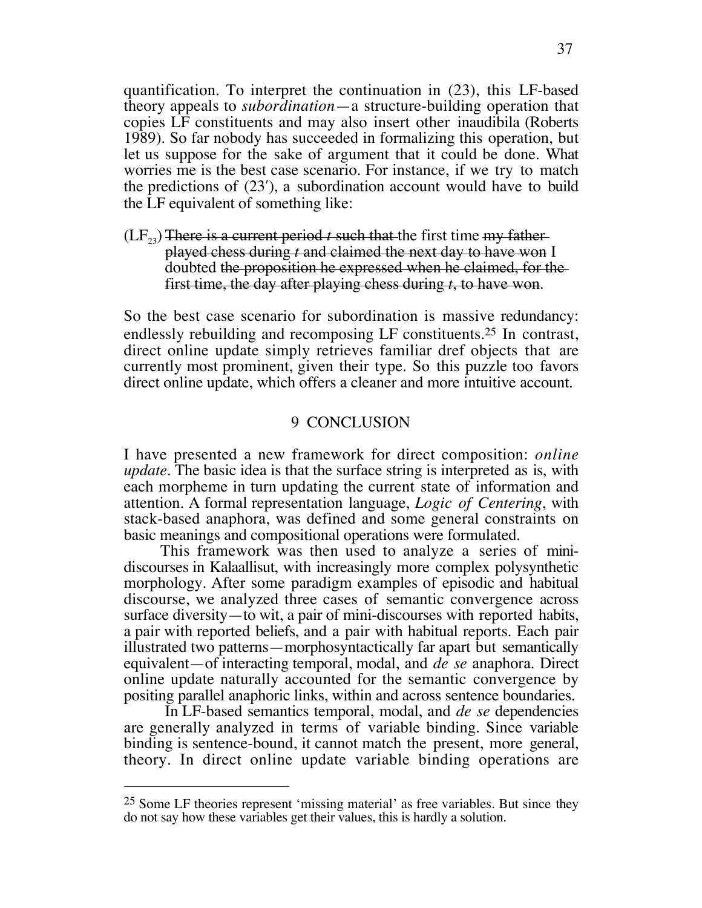quantification. To interpret the continuation in (23), this LF-based theory appeals to *subordination*—a structure-building operation that copies LF constituents and may also insert other inaudibila (Roberts 1989). So far nobody has succeeded in formalizing this operation, but let us suppose for the sake of argument that it could be done. What worries me is the best case scenario. For instance, if we try to match the predictions of (23′), a subordination account would have to build the LF equivalent of something like:

($LF_{23}$) ~~There is a current period *t* such that~~ the first time ~~my father played chess during *t* and claimed the next day to have won~~ I doubted ~~the proposition he expressed when he claimed, for the first time, the day after playing chess during *t*, to have won~~.

So the best case scenario for subordination is massive redundancy: endlessly rebuilding and recomposing LF constituents.[25] In contrast, direct online update simply retrieves familiar dref objects that are currently most prominent, given their type. So this puzzle too favors direct online update, which offers a cleaner and more intuitive account.

## 9 CONCLUSION

I have presented a new framework for direct composition: *online update*. The basic idea is that the surface string is interpreted as is, with each morpheme in turn updating the current state of information and attention. A formal representation language, *Logic of Centering*, with stack-based anaphora, was defined and some general constraints on basic meanings and compositional operations were formulated.

This framework was then used to analyze a series of mini-discourses in Kalaallisut, with increasingly more complex polysynthetic morphology. After some paradigm examples of episodic and habitual discourse, we analyzed three cases of semantic convergence across surface diversity—to wit, a pair of mini-discourses with reported habits, a pair with reported beliefs, and a pair with habitual reports. Each pair illustrated two patterns—morphosyntactically far apart but semantically equivalent—of interacting temporal, modal, and *de se* anaphora. Direct online update naturally accounted for the semantic convergence by positing parallel anaphoric links, within and across sentence boundaries.

In LF-based semantics temporal, modal, and *de se* dependencies are generally analyzed in terms of variable binding. Since variable binding is sentence-bound, it cannot match the present, more general, theory. In direct online update variable binding operations are

[25] Some LF theories represent 'missing material' as free variables. But since they do not say how these variables get their values, this is hardly a solution.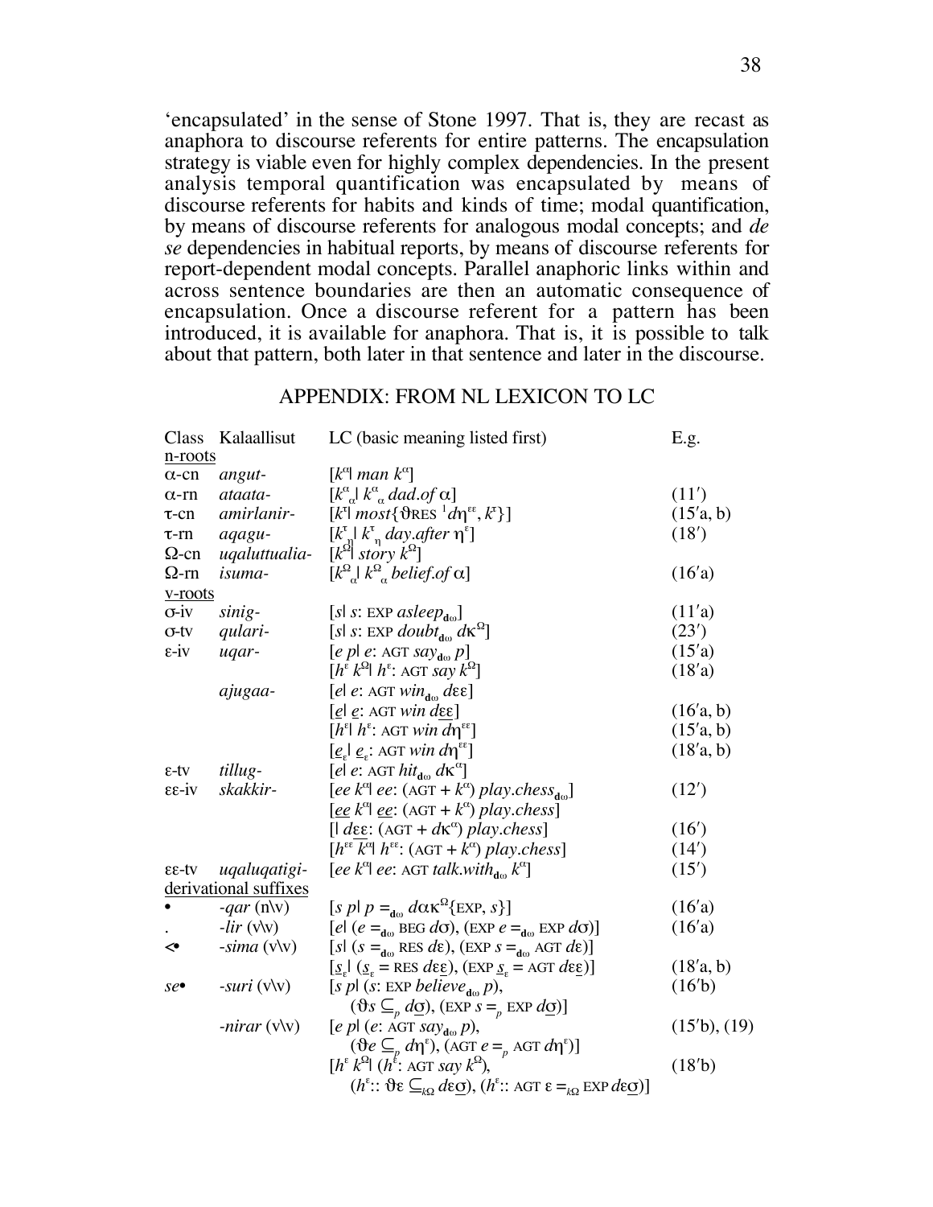'encapsulated' in the sense of Stone 1997. That is, they are recast as anaphora to discourse referents for entire patterns. The encapsulation strategy is viable even for highly complex dependencies. In the present analysis temporal quantification was encapsulated by means of discourse referents for habits and kinds of time; modal quantification, by means of discourse referents for analogous modal concepts; and *de se* dependencies in habitual reports, by means of discourse referents for report-dependent modal concepts. Parallel anaphoric links within and across sentence boundaries are then an automatic consequence of encapsulation. Once a discourse referent for a pattern has been introduced, it is available for anaphora. That is, it is possible to talk about that pattern, both later in that sentence and later in the discourse.

## APPENDIX: FROM NL LEXICON TO LC

| Class | Kalaallisut | LC (basic meaning listed first) | E.g. |
|---|---|---|---|
| n-roots | | | |
| $\alpha$-cn | *angut-* | $[k^{\alpha}\vert\ man\ k^{\alpha}]$ | |
| $\alpha$-rn | *ataata-* | $[k^{\alpha}_{\alpha}\vert\ k^{\alpha}_{\alpha}\ dad.of\ \alpha]$ | (11′) |
| $\tau$-cn | *amirlanir-* | $[k^{\tau}\vert\ most\{\vartheta\text{RES}\ {}^{1}d\eta^{\varepsilon\varepsilon}, k^{\tau}\}]$ | (15′a, b) |
| $\tau$-rn | *aqagu-* | $[k^{\tau}_{\eta}\vert\ k^{\tau}_{\eta}\ day.after\ \eta^{\varepsilon}]$ | (18′) |
| $\Omega$-cn | *uqaluttualia-* | $[k^{\Omega}\vert\ story\ k^{\Omega}]$ | |
| $\Omega$-rn | *isuma-* | $[k^{\Omega}_{\alpha}\vert\ k^{\Omega}_{\alpha}\ belief.of\ \alpha]$ | (16′a) |
| v-roots | | | |
| $\sigma$-iv | *sinig-* | $[s\vert\ s\text{: EXP}\ asleep_{\mathbf{d}\omega}]$ | (11′a) |
| $\sigma$-tv | *qulari-* | $[s\vert\ s\text{: EXP}\ doubt_{\mathbf{d}\omega}\ d\kappa^{\Omega}]$ | (23′) |
| $\varepsilon$-iv | *uqar-* | $[e\ p\vert\ e\text{: AGT}\ say_{\mathbf{d}\omega}\ p]$ | (15′a) |
| | | $[h^{\varepsilon}\ k^{\Omega}\vert\ h^{\varepsilon}\text{: AGT}\ say\ k^{\Omega}]$ | (18′a) |
| | *ajugaa-* | $[e\vert\ e\text{: AGT}\ win_{\mathbf{d}\omega}\ d\varepsilon\varepsilon]$ | |
| | | $[\underline{e}\vert\ \underline{e}\text{: AGT}\ win\ d\underline{\varepsilon\varepsilon}]$ | (16′a, b) |
| | | $[h^{\varepsilon}\vert\ h^{\varepsilon}\text{: AGT}\ win\ d\eta^{\varepsilon\varepsilon}]$ | (15′a, b) |
| | | $[\underline{e}_{\varepsilon}\vert\ \underline{e}_{\varepsilon}\text{: AGT}\ win\ d\eta^{\varepsilon\varepsilon}]$ | (18′a, b) |
| $\varepsilon$-tv | *tillug-* | $[e\vert\ e\text{: AGT}\ hit_{\mathbf{d}\omega}\ d\kappa^{\alpha}]$ | |
| $\varepsilon\varepsilon$-iv | *skakkir-* | $[ee\ k^{\alpha}\vert\ ee\text{: (AGT} + k^{\alpha})\ play.chess_{\mathbf{d}\omega}]$ | (12′) |
| | | $[\underline{ee}\ k^{\alpha}\vert\ \underline{ee}\text{: (AGT} + k^{\alpha})\ play.chess]$ | |
| | | $[\vert\ d\underline{\varepsilon\varepsilon}\text{: (AGT} + d\kappa^{\alpha})\ play.chess]$ | (16′) |
| | | $[h^{\varepsilon\varepsilon}\ k^{\alpha}\vert\ h^{\varepsilon\varepsilon}\text{: (AGT} + k^{\alpha})\ play.chess]$ | (14′) |
| $\varepsilon\varepsilon$-tv | *uqaluqatigi-* | $[ee\ k^{\alpha}\vert\ ee\text{: AGT}\ talk.with_{\mathbf{d}\omega}\ k^{\alpha}]$ | (15′) |
| derivational suffixes | | | |
| • | *-qar* (n\v) | $[s\ p\vert\ p =_{\mathbf{d}\omega} d\alpha\kappa^{\Omega}\{\text{EXP}, s\}]$ | (16′a) |
| . | *-lir* (v\v) | $[e\vert\ (e =_{\mathbf{d}\omega} \text{BEG}\ d\sigma), (\text{EXP}\ e =_{\mathbf{d}\omega} \text{EXP}\ d\sigma)]$ | (16′a) |
| <• | *-sima* (v\v) | $[s\vert\ (s =_{\mathbf{d}\omega} \text{RES}\ d\varepsilon), (\text{EXP}\ s =_{\mathbf{d}\omega} \text{AGT}\ d\varepsilon)]$ | |
| | | $[\underline{s}_{\varepsilon}\vert\ (\underline{s}_{\varepsilon} = \text{RES}\ d\varepsilon\underline{\varepsilon}), (\text{EXP}\ \underline{s}_{\varepsilon} = \text{AGT}\ d\varepsilon\underline{\varepsilon})]$ | (18′a, b) |
| *se*• | *-suri* (v\v) | $[s\ p\vert\ (s\text{: EXP}\ believe_{\mathbf{d}\omega}\ p), (\vartheta s \subseteq_{p} d\underline{\sigma}), (\text{EXP}\ s =_{p} \text{EXP}\ d\underline{\sigma})]$ | (16′b) |
| | *-nirar* (v\v) | $[e\ p\vert\ (e\text{: AGT}\ say_{\mathbf{d}\omega}\ p), (\vartheta e \subseteq_{p} d\eta^{\varepsilon}), (\text{AGT}\ e =_{p} \text{AGT}\ d\eta^{\varepsilon})]$ | (15′b), (19) |
| | | $[h^{\varepsilon}\ k^{\Omega}\vert\ (h^{\varepsilon}\text{: AGT}\ say\ k^{\Omega}), (h^{\varepsilon}{::}\ \vartheta\varepsilon \subseteq_{k\Omega} d\varepsilon\underline{\sigma}), (h^{\varepsilon}{::}\ \text{AGT}\ \varepsilon =_{k\Omega} \text{EXP}\ d\varepsilon\underline{\sigma})]$ | (18′b) |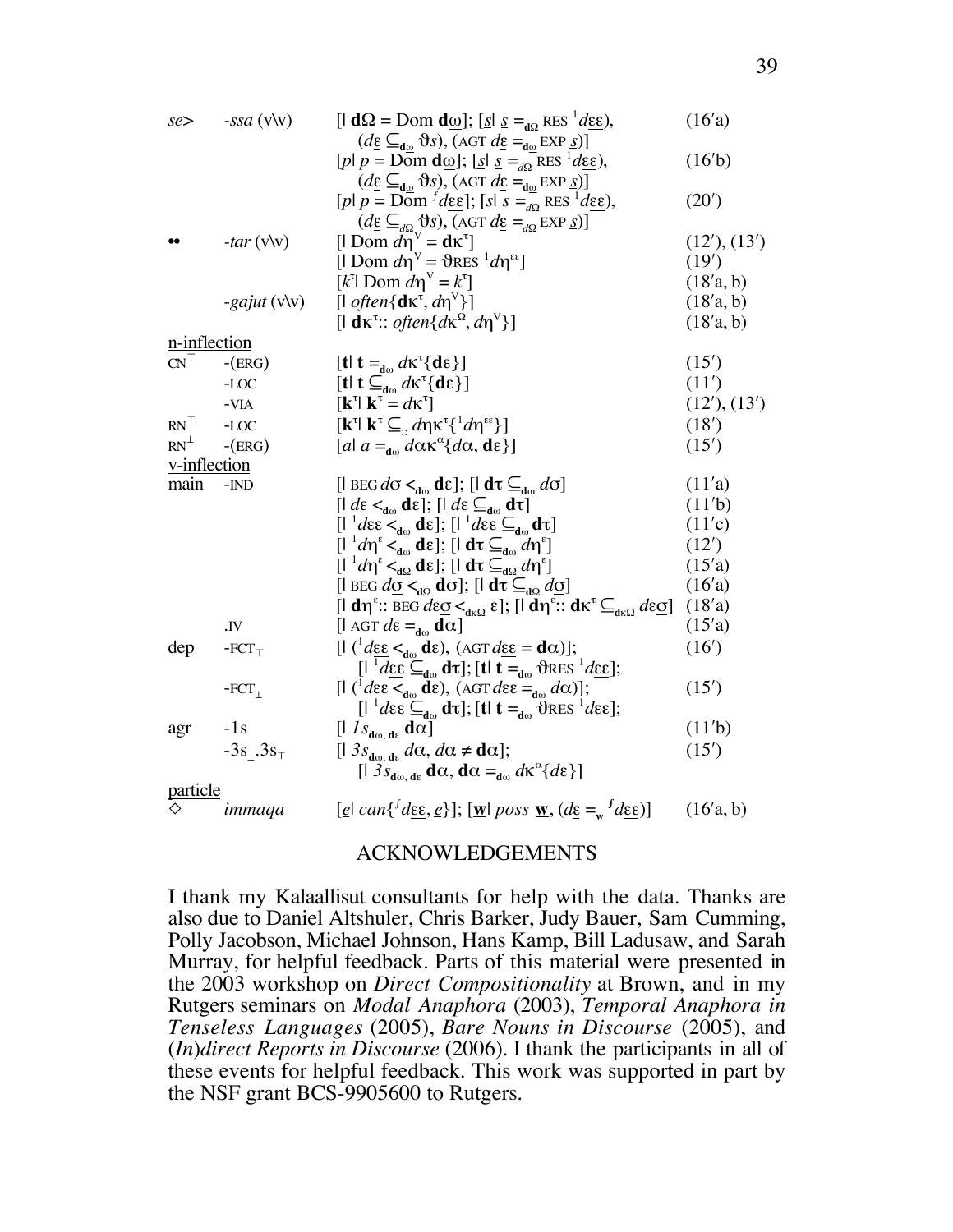| | | | |
|---|---|---|---|
| *se>* | *-ssa* (v\v) | $[\mid \mathbf{d}\Omega = \text{Dom}\ \mathbf{d}\underline{\omega}]$; $[\underline{s}\mid \underline{s} =_{\mathbf{d}\Omega} \text{RES}\ {}^{1}d\underline{\varepsilon\varepsilon})$, $(d\underline{\varepsilon} \subseteq_{\mathbf{d}\omega} \vartheta s)$, $(\text{AGT}\ d\underline{\varepsilon} =_{\mathbf{d}\omega} \text{EXP}\ \underline{s})]$ | (16′a) |
| | | $[p\mid p = \text{Dom}\ \mathbf{d}\underline{\omega}]$; $[\underline{s}\mid \underline{s} =_{d\Omega} \text{RES}\ {}^{1}d\underline{\varepsilon\varepsilon})$, $(d\underline{\varepsilon} \subseteq_{\mathbf{d}\omega} \vartheta s)$, $(\text{AGT}\ d\underline{\varepsilon} =_{\mathbf{d}\omega} \text{EXP}\ \underline{s})]$ | (16′b) |
| | | $[p\mid p = \text{Dom}\ {}^{f}d\underline{\varepsilon\varepsilon}]$; $[\underline{s}\mid \underline{s} =_{d\Omega} \text{RES}\ {}^{1}d\underline{\varepsilon\varepsilon})$, $(d\underline{\varepsilon} \subseteq_{d\Omega} \vartheta s)$, $(\text{AGT}\ d\underline{\varepsilon} =_{d\Omega} \text{EXP}\ \underline{s})]$ | (20′) |
| •• | *-tar* (v\v) | $[\mid \text{Dom}\ d\eta^{\text{V}} = \mathbf{d}\kappa^{\tau}]$ | (12′), (13′) |
| | | $[\mid \text{Dom}\ d\eta^{\text{V}} = \vartheta\text{RES}\ {}^{1}d\eta^{\varepsilon\varepsilon}]$ | (19′) |
| | | $[k^{\tau}\mid \text{Dom}\ d\eta^{\text{V}} = k^{\tau}]$ | (18′a, b) |
| | *-gajut* (v\v) | $[\mid often\{\mathbf{d}\kappa^{\tau}, d\eta^{\text{V}}\}]$ | (18′a, b) |
| | | $[\mid \mathbf{d}\kappa^{\tau}{::}\ often\{d\kappa^{\Omega}, d\eta^{\text{V}}\}]$ | (18′a, b) |
| n-inflection | | | |
| $\text{CN}^{\top}$ | -(ERG) | $[\mathbf{t}\mid \mathbf{t} =_{\mathbf{d}\omega} d\kappa^{\tau}\{\mathbf{d}\varepsilon\}]$ | (15′) |
| | -LOC | $[\mathbf{t}\mid \mathbf{t} \subseteq_{\mathbf{d}\omega} d\kappa^{\tau}\{\mathbf{d}\varepsilon\}]$ | (11′) |
| | -VIA | $[\mathbf{k}^{\tau}\mid \mathbf{k}^{\tau} = d\kappa^{\tau}]$ | (12′), (13′) |
| $\text{RN}^{\top}$ | -LOC | $[\mathbf{k}^{\tau}\mid \mathbf{k}^{\tau} \subseteq_{::} d\eta\kappa^{\tau}\{{}^{1}d\eta^{\varepsilon\varepsilon}\}]$ | (18′) |
| $\text{RN}^{\perp}$ | -(ERG) | $[a\mid a =_{\mathbf{d}\omega} d\alpha\kappa^{\alpha}\{d\alpha, \mathbf{d}\varepsilon\}]$ | (15′) |
| v-inflection | | | |
| main | -IND | $[\mid \text{BEG}\ d\sigma <_{\mathbf{d}\omega} \mathbf{d}\varepsilon]$; $[\mid \mathbf{d}\tau \subseteq_{\mathbf{d}\omega} d\sigma]$ | (11′a) |
| | | $[\mid d\varepsilon <_{\mathbf{d}\omega} \mathbf{d}\varepsilon]$; $[\mid d\varepsilon \subseteq_{\mathbf{d}\omega} \mathbf{d}\tau]$ | (11′b) |
| | | $[\mid {}^{1}d\varepsilon\varepsilon <_{\mathbf{d}\omega} \mathbf{d}\varepsilon]$; $[\mid {}^{1}d\varepsilon\varepsilon \subseteq_{\mathbf{d}\omega} \mathbf{d}\tau]$ | (11′c) |
| | | $[\mid {}^{1}d\eta^{\varepsilon} <_{\mathbf{d}\omega} \mathbf{d}\varepsilon]$; $[\mid \mathbf{d}\tau \subseteq_{\mathbf{d}\omega} d\eta^{\varepsilon}]$ | (12′) |
| | | $[\mid {}^{1}d\eta^{\varepsilon} <_{\mathbf{d}\Omega} \mathbf{d}\varepsilon]$; $[\mid \mathbf{d}\tau \subseteq_{\mathbf{d}\Omega} d\eta^{\varepsilon}]$ | (15′a) |
| | | $[\mid \text{BEG}\ d\underline{\sigma} <_{\mathbf{d}\Omega} \mathbf{d}\sigma]$; $[\mid \mathbf{d}\tau \subseteq_{\mathbf{d}\Omega} d\underline{\sigma}]$ | (16′a) |
| | | $[\mid \mathbf{d}\eta^{\varepsilon}{::}\ \text{BEG}\ d\varepsilon\underline{\sigma} <_{\mathbf{d}\kappa\Omega} \varepsilon]$; $[\mid \mathbf{d}\eta^{\varepsilon}{::}\ \mathbf{d}\kappa^{\tau} \subseteq_{\mathbf{d}\kappa\Omega} d\varepsilon\underline{\sigma}]$ | (18′a) |
| | .IV | $[\mid \text{AGT}\ d\varepsilon =_{\mathbf{d}\omega} \mathbf{d}\alpha]$ | (15′a) |
| dep | $\text{-FCT}_{\top}$ | $[\mid ({}^{1}d\underline{\varepsilon\varepsilon} <_{\mathbf{d}\omega} \mathbf{d}\varepsilon)$, $(\text{AGT}\ d\underline{\varepsilon\varepsilon} = \mathbf{d}\alpha)]$; $[\mid {}^{1}d\underline{\varepsilon\varepsilon} \subseteq_{\mathbf{d}\omega} \mathbf{d}\tau]$; $[\mathbf{t}\mid \mathbf{t} =_{\mathbf{d}\omega} \vartheta\text{RES}\ {}^{1}d\underline{\varepsilon\varepsilon}]$; | (16′) |
| | $\text{-FCT}_{\perp}$ | $[\mid ({}^{1}d\varepsilon\varepsilon <_{\mathbf{d}\omega} \mathbf{d}\varepsilon)$, $(\text{AGT}\ d\varepsilon\varepsilon =_{\mathbf{d}\omega} d\alpha)]$; $[\mid {}^{1}d\varepsilon\varepsilon \subseteq_{\mathbf{d}\omega} \mathbf{d}\tau]$; $[\mathbf{t}\mid \mathbf{t} =_{\mathbf{d}\omega} \vartheta\text{RES}\ {}^{1}d\varepsilon\varepsilon]$; | (15′) |
| agr | -1s | $[\mid 1s_{\mathbf{d}\omega,\,\mathbf{d}\varepsilon}\ \mathbf{d}\alpha]$ | (11′b) |
| | $\text{-3s}_{\perp}.\text{3s}_{\top}$ | $[\mid 3s_{\mathbf{d}\omega,\,\mathbf{d}\varepsilon}\ d\alpha, d\alpha \neq \mathbf{d}\alpha]$; $[\mid 3s_{\mathbf{d}\omega,\,\mathbf{d}\varepsilon}\ \mathbf{d}\alpha, \mathbf{d}\alpha =_{\mathbf{d}\omega} d\kappa^{\alpha}\{d\varepsilon\}]$ | (15′) |
| particle | | | |
| $\diamond$ | *immaqa* | $[\underline{e}\mid can\{{}^{f}d\underline{\varepsilon\varepsilon}, \underline{e}\}]$; $[\underline{\mathbf{w}}\mid poss\ \underline{\mathbf{w}}, (d\underline{\varepsilon} =_{\underline{\mathbf{w}}} {}^{f}d\underline{\varepsilon\varepsilon})]$ | (16′a, b) |

## ACKNOWLEDGEMENTS

I thank my Kalaallisut consultants for help with the data. Thanks are also due to Daniel Altshuler, Chris Barker, Judy Bauer, Sam Cumming, Polly Jacobson, Michael Johnson, Hans Kamp, Bill Ladusaw, and Sarah Murray, for helpful feedback. Parts of this material were presented in the 2003 workshop on *Direct Compositionality* at Brown, and in my Rutgers seminars on *Modal Anaphora* (2003), *Temporal Anaphora in Tenseless Languages* (2005), *Bare Nouns in Discourse* (2005), and (*In*)*direct Reports in Discourse* (2006). I thank the participants in all of these events for helpful feedback. This work was supported in part by the NSF grant BCS-9905600 to Rutgers.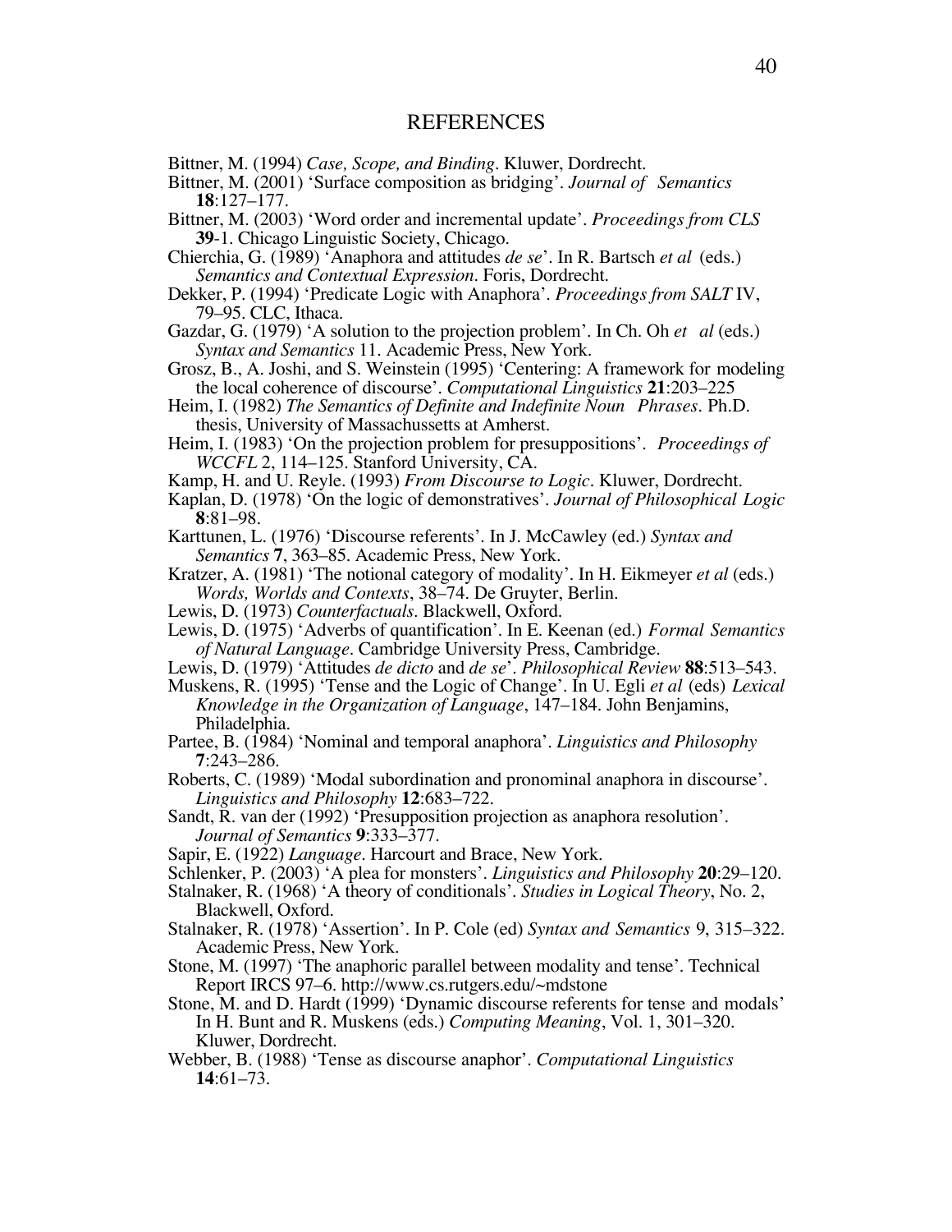## REFERENCES

Bittner, M. (1994) *Case, Scope, and Binding*. Kluwer, Dordrecht.

Bittner, M. (2001) 'Surface composition as bridging'. *Journal of Semantics* **18**:127–177.

Bittner, M. (2003) 'Word order and incremental update'. *Proceedings from CLS* **39**-1. Chicago Linguistic Society, Chicago.

Chierchia, G. (1989) 'Anaphora and attitudes *de se*'. In R. Bartsch *et al* (eds.) *Semantics and Contextual Expression*. Foris, Dordrecht.

Dekker, P. (1994) 'Predicate Logic with Anaphora'. *Proceedings from SALT* IV, 79–95. CLC, Ithaca.

Gazdar, G. (1979) 'A solution to the projection problem'. In Ch. Oh *et al* (eds.) *Syntax and Semantics* 11. Academic Press, New York.

Grosz, B., A. Joshi, and S. Weinstein (1995) 'Centering: A framework for modeling the local coherence of discourse'. *Computational Linguistics* **21**:203–225

Heim, I. (1982) *The Semantics of Definite and Indefinite Noun Phrases*. Ph.D. thesis, University of Massachussetts at Amherst.

Heim, I. (1983) 'On the projection problem for presuppositions'. *Proceedings of WCCFL* 2, 114–125. Stanford University, CA.

Kamp, H. and U. Reyle. (1993) *From Discourse to Logic*. Kluwer, Dordrecht.

Kaplan, D. (1978) 'On the logic of demonstratives'. *Journal of Philosophical Logic* **8**:81–98.

Karttunen, L. (1976) 'Discourse referents'. In J. McCawley (ed.) *Syntax and Semantics* **7**, 363–85. Academic Press, New York.

Kratzer, A. (1981) 'The notional category of modality'. In H. Eikmeyer *et al* (eds.) *Words, Worlds and Contexts*, 38–74. De Gruyter, Berlin.

Lewis, D. (1973) *Counterfactuals*. Blackwell, Oxford.

Lewis, D. (1975) 'Adverbs of quantification'. In E. Keenan (ed.) *Formal Semantics of Natural Language*. Cambridge University Press, Cambridge.

Lewis, D. (1979) 'Attitudes *de dicto* and *de se*'. *Philosophical Review* **88**:513–543.

Muskens, R. (1995) 'Tense and the Logic of Change'. In U. Egli *et al* (eds) *Lexical Knowledge in the Organization of Language*, 147–184. John Benjamins, Philadelphia.

Partee, B. (1984) 'Nominal and temporal anaphora'. *Linguistics and Philosophy* **7**:243–286.

Roberts, C. (1989) 'Modal subordination and pronominal anaphora in discourse'. *Linguistics and Philosophy* **12**:683–722.

Sandt, R. van der (1992) 'Presupposition projection as anaphora resolution'. *Journal of Semantics* **9**:333–377.

Sapir, E. (1922) *Language*. Harcourt and Brace, New York.

Schlenker, P. (2003) 'A plea for monsters'. *Linguistics and Philosophy* **20**:29–120.

Stalnaker, R. (1968) 'A theory of conditionals'. *Studies in Logical Theory*, No. 2, Blackwell, Oxford.

Stalnaker, R. (1978) 'Assertion'. In P. Cole (ed) *Syntax and Semantics* 9, 315–322. Academic Press, New York.

Stone, M. (1997) 'The anaphoric parallel between modality and tense'. Technical Report IRCS 97–6. http://www.cs.rutgers.edu/~mdstone

Stone, M. and D. Hardt (1999) 'Dynamic discourse referents for tense and modals' In H. Bunt and R. Muskens (eds.) *Computing Meaning*, Vol. 1, 301–320. Kluwer, Dordrecht.

Webber, B. (1988) 'Tense as discourse anaphor'. *Computational Linguistics* **14**:61–73.